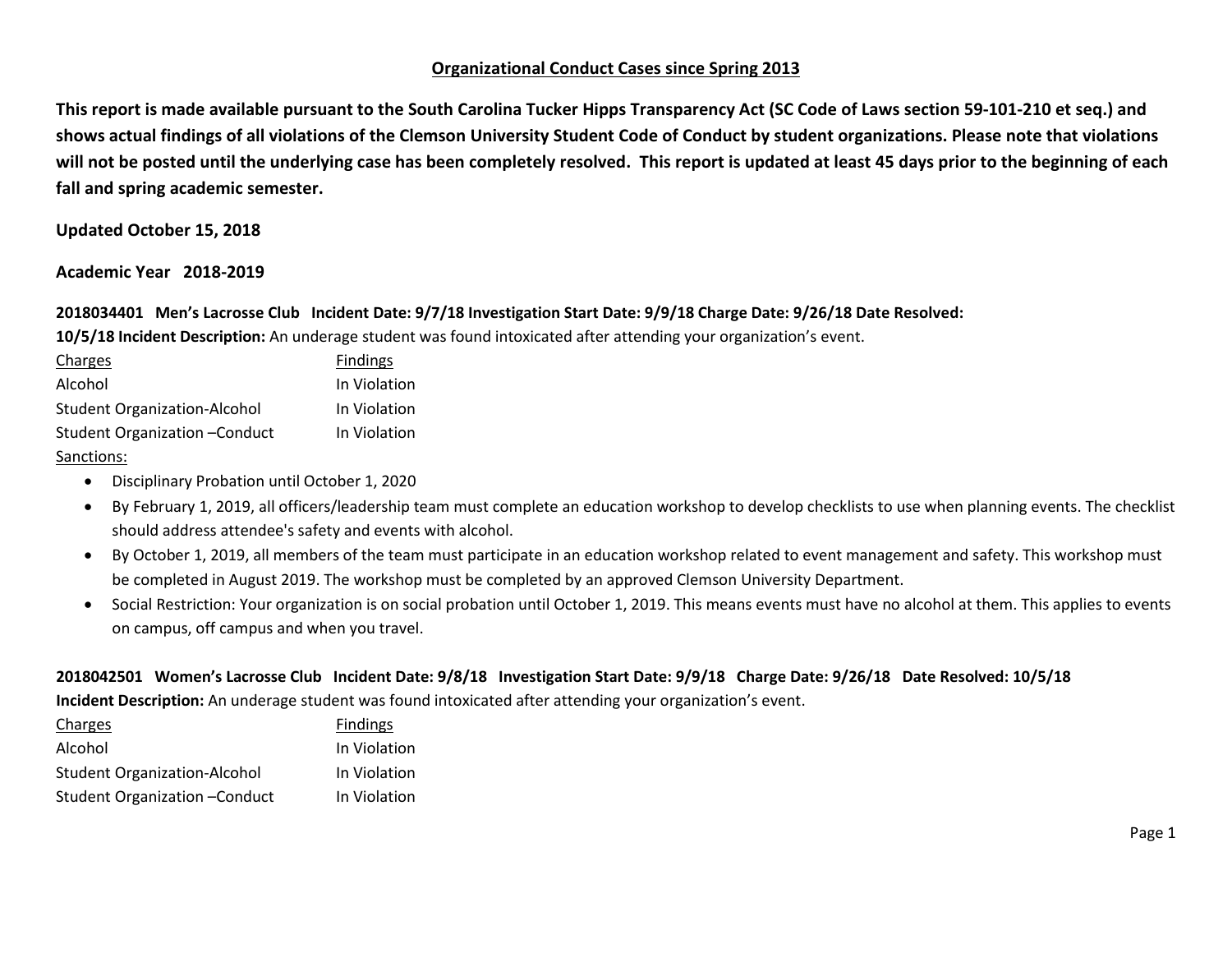# Organizational Conduct Cases since Spring 2013

**This report is made available pursuant to the South Carolina Tucker Hipps Transparency Act (SC Code of Laws section 59-101-210 et seq.) and shows actual findings of all violations of the Clemson University Student Code of Conduct by student organizations. Please note that violations will not be posted until the underlying case has been completely resolved. This report is updated at least 45 days prior to the beginning of each fall and spring academic semester.**

**Updated October 15, 2018**

## Academic Year 2018-2019

**2018034401 Men's Lacrosse Club Incident Date: 9/7/18 Investigation Start Date: 9/9/18 Charge Date: 9/26/18 Date Resolved: 10/5/18 Incident Description:** An underage student was found intoxicated after attending your organization's event.

| Charges | Findings |
| --- | --- |
| Alcohol | In Violation |
| Student Organization-Alcohol | In Violation |
| Student Organization –Conduct | In Violation |

Sanctions:

- Disciplinary Probation until October 1, 2020
- By February 1, 2019, all officers/leadership team must complete an education workshop to develop checklists to use when planning events. The checklist should address attendee's safety and events with alcohol.
- By October 1, 2019, all members of the team must participate in an education workshop related to event management and safety. This workshop must be completed in August 2019. The workshop must be completed by an approved Clemson University Department.
- Social Restriction: Your organization is on social probation until October 1, 2019. This means events must have no alcohol at them. This applies to events on campus, off campus and when you travel.

**2018042501 Women's Lacrosse Club Incident Date: 9/8/18 Investigation Start Date: 9/9/18 Charge Date: 9/26/18 Date Resolved: 10/5/18**
**Incident Description:** An underage student was found intoxicated after attending your organization's event.

| Charges | Findings |
| --- | --- |
| Alcohol | In Violation |
| Student Organization-Alcohol | In Violation |
| Student Organization –Conduct | In Violation |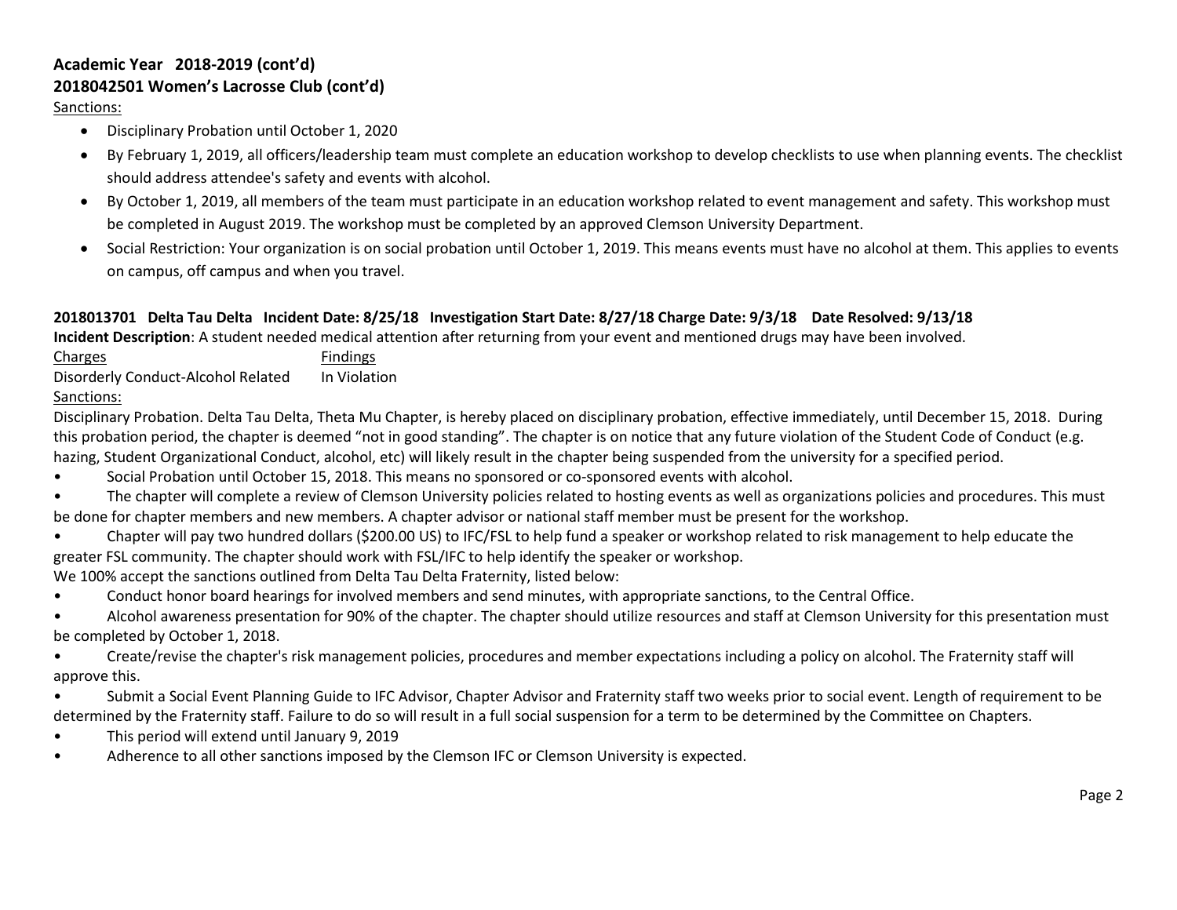**Academic Year 2018-2019 (cont'd)**
**2018042501 Women's Lacrosse Club (cont'd)**

Sanctions:

- Disciplinary Probation until October 1, 2020
- By February 1, 2019, all officers/leadership team must complete an education workshop to develop checklists to use when planning events. The checklist should address attendee's safety and events with alcohol.
- By October 1, 2019, all members of the team must participate in an education workshop related to event management and safety. This workshop must be completed in August 2019. The workshop must be completed by an approved Clemson University Department.
- Social Restriction: Your organization is on social probation until October 1, 2019. This means events must have no alcohol at them. This applies to events on campus, off campus and when you travel.

**2018013701 Delta Tau Delta Incident Date: 8/25/18 Investigation Start Date: 8/27/18 Charge Date: 9/3/18 Date Resolved: 9/13/18**

**Incident Description**: A student needed medical attention after returning from your event and mentioned drugs may have been involved.

| Charges | Findings |
|---|---|
| Disorderly Conduct-Alcohol Related | In Violation |

Sanctions:

Disciplinary Probation. Delta Tau Delta, Theta Mu Chapter, is hereby placed on disciplinary probation, effective immediately, until December 15, 2018. During this probation period, the chapter is deemed "not in good standing". The chapter is on notice that any future violation of the Student Code of Conduct (e.g. hazing, Student Organizational Conduct, alcohol, etc) will likely result in the chapter being suspended from the university for a specified period.

- Social Probation until October 15, 2018. This means no sponsored or co-sponsored events with alcohol.
- The chapter will complete a review of Clemson University policies related to hosting events as well as organizations policies and procedures. This must be done for chapter members and new members. A chapter advisor or national staff member must be present for the workshop.
- Chapter will pay two hundred dollars ($200.00 US) to IFC/FSL to help fund a speaker or workshop related to risk management to help educate the greater FSL community. The chapter should work with FSL/IFC to help identify the speaker or workshop.

We 100% accept the sanctions outlined from Delta Tau Delta Fraternity, listed below:

- Conduct honor board hearings for involved members and send minutes, with appropriate sanctions, to the Central Office.
- Alcohol awareness presentation for 90% of the chapter. The chapter should utilize resources and staff at Clemson University for this presentation must be completed by October 1, 2018.
- Create/revise the chapter's risk management policies, procedures and member expectations including a policy on alcohol. The Fraternity staff will approve this.
- Submit a Social Event Planning Guide to IFC Advisor, Chapter Advisor and Fraternity staff two weeks prior to social event. Length of requirement to be determined by the Fraternity staff. Failure to do so will result in a full social suspension for a term to be determined by the Committee on Chapters.
- This period will extend until January 9, 2019
- Adherence to all other sanctions imposed by the Clemson IFC or Clemson University is expected.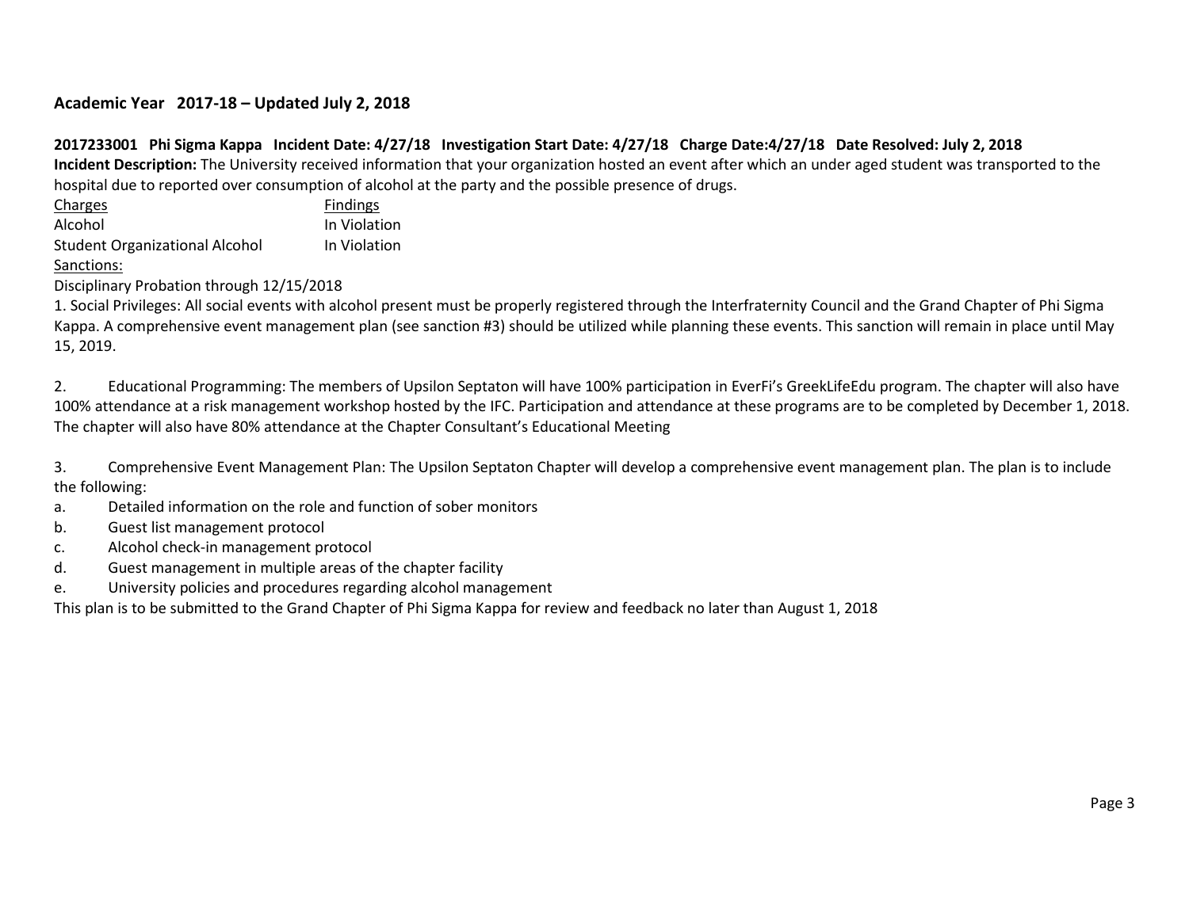### Academic Year 2017-18 – Updated July 2, 2018

**2017233001 Phi Sigma Kappa Incident Date: 4/27/18 Investigation Start Date: 4/27/18 Charge Date:4/27/18 Date Resolved: July 2, 2018**

**Incident Description:** The University received information that your organization hosted an event after which an under aged student was transported to the hospital due to reported over consumption of alcohol at the party and the possible presence of drugs.

| Charges | Findings |
|---|---|
| Alcohol | In Violation |
| Student Organizational Alcohol | In Violation |

Sanctions:

Disciplinary Probation through 12/15/2018

1. Social Privileges: All social events with alcohol present must be properly registered through the Interfraternity Council and the Grand Chapter of Phi Sigma Kappa. A comprehensive event management plan (see sanction #3) should be utilized while planning these events. This sanction will remain in place until May 15, 2019.

2. Educational Programming: The members of Upsilon Septaton will have 100% participation in EverFi's GreekLifeEdu program. The chapter will also have 100% attendance at a risk management workshop hosted by the IFC. Participation and attendance at these programs are to be completed by December 1, 2018. The chapter will also have 80% attendance at the Chapter Consultant's Educational Meeting

3. Comprehensive Event Management Plan: The Upsilon Septaton Chapter will develop a comprehensive event management plan. The plan is to include the following:

a. Detailed information on the role and function of sober monitors
b. Guest list management protocol
c. Alcohol check-in management protocol
d. Guest management in multiple areas of the chapter facility
e. University policies and procedures regarding alcohol management

This plan is to be submitted to the Grand Chapter of Phi Sigma Kappa for review and feedback no later than August 1, 2018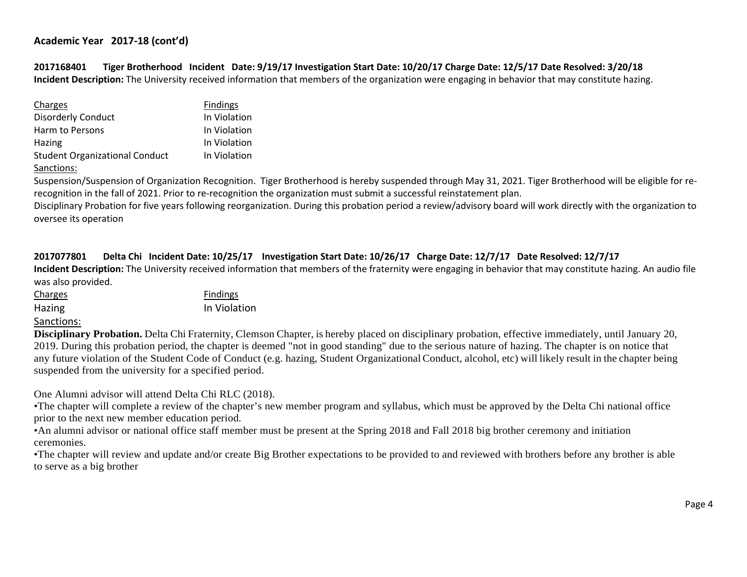## Academic Year 2017-18 (cont'd)

**2017168401 Tiger Brotherhood Incident Date: 9/19/17 Investigation Start Date: 10/20/17 Charge Date: 12/5/17 Date Resolved: 3/20/18**

**Incident Description:** The University received information that members of the organization were engaging in behavior that may constitute hazing.

| Charges | Findings |
|---|---|
| Disorderly Conduct | In Violation |
| Harm to Persons | In Violation |
| Hazing | In Violation |
| Student Organizational Conduct | In Violation |

Sanctions:

Suspension/Suspension of Organization Recognition. Tiger Brotherhood is hereby suspended through May 31, 2021. Tiger Brotherhood will be eligible for re-recognition in the fall of 2021. Prior to re-recognition the organization must submit a successful reinstatement plan.

Disciplinary Probation for five years following reorganization. During this probation period a review/advisory board will work directly with the organization to oversee its operation

**2017077801 Delta Chi Incident Date: 10/25/17 Investigation Start Date: 10/26/17 Charge Date: 12/7/17 Date Resolved: 12/7/17**

**Incident Description:** The University received information that members of the fraternity were engaging in behavior that may constitute hazing. An audio file was also provided.

| Charges | Findings |
|---|---|
| Hazing | In Violation |

Sanctions:

**Disciplinary Probation.** Delta Chi Fraternity, Clemson Chapter, is hereby placed on disciplinary probation, effective immediately, until January 20, 2019. During this probation period, the chapter is deemed "not in good standing" due to the serious nature of hazing. The chapter is on notice that any future violation of the Student Code of Conduct (e.g. hazing, Student Organizational Conduct, alcohol, etc) will likely result in the chapter being suspended from the university for a specified period.

One Alumni advisor will attend Delta Chi RLC (2018).

- The chapter will complete a review of the chapter's new member program and syllabus, which must be approved by the Delta Chi national office prior to the next new member education period.
- An alumni advisor or national office staff member must be present at the Spring 2018 and Fall 2018 big brother ceremony and initiation ceremonies.
- The chapter will review and update and/or create Big Brother expectations to be provided to and reviewed with brothers before any brother is able to serve as a big brother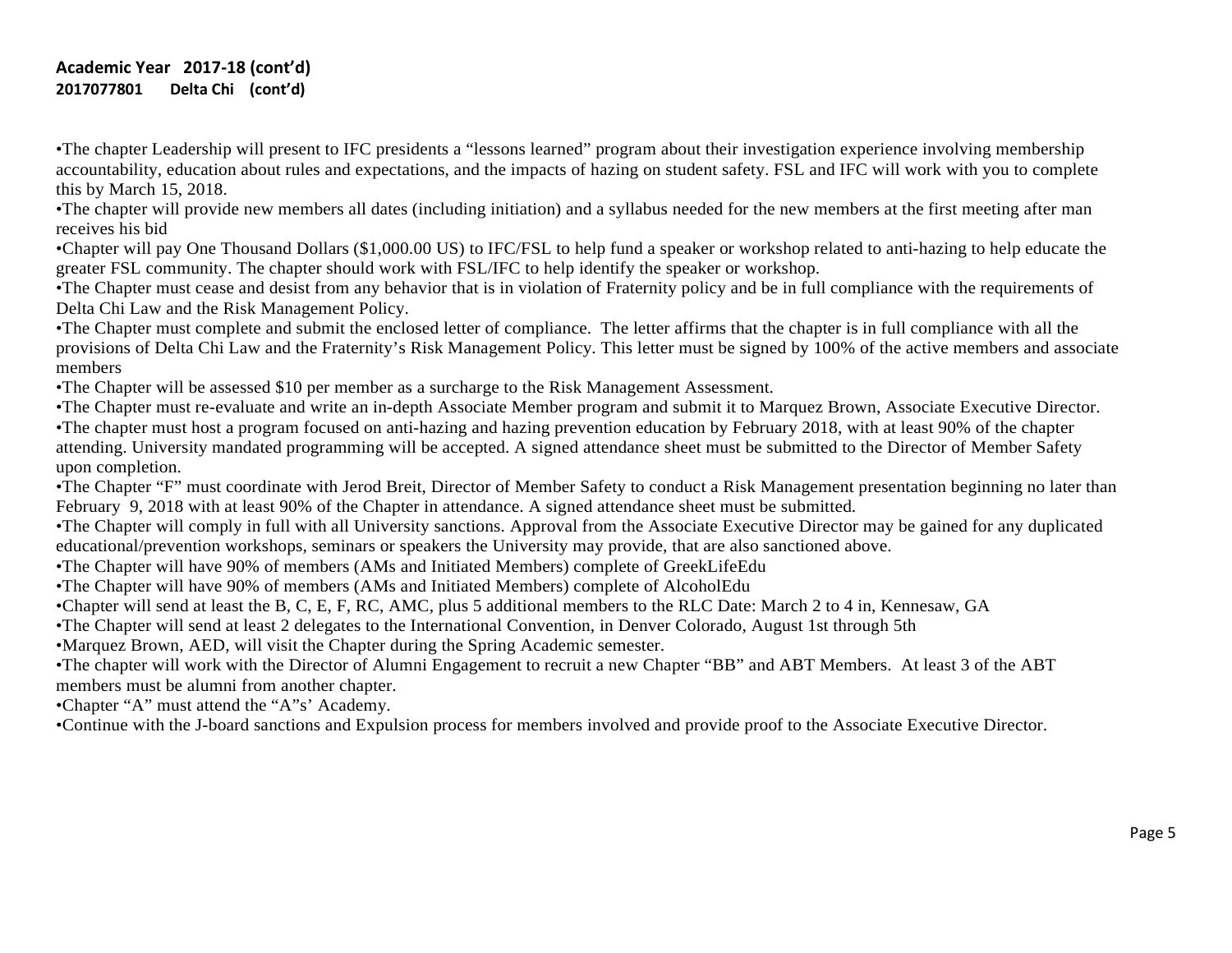**Academic Year 2017-18 (cont'd)**
**2017077801 Delta Chi (cont'd)**

•The chapter Leadership will present to IFC presidents a "lessons learned" program about their investigation experience involving membership accountability, education about rules and expectations, and the impacts of hazing on student safety. FSL and IFC will work with you to complete this by March 15, 2018.
•The chapter will provide new members all dates (including initiation) and a syllabus needed for the new members at the first meeting after man receives his bid
•Chapter will pay One Thousand Dollars ($1,000.00 US) to IFC/FSL to help fund a speaker or workshop related to anti-hazing to help educate the greater FSL community. The chapter should work with FSL/IFC to help identify the speaker or workshop.
•The Chapter must cease and desist from any behavior that is in violation of Fraternity policy and be in full compliance with the requirements of Delta Chi Law and the Risk Management Policy.
•The Chapter must complete and submit the enclosed letter of compliance. The letter affirms that the chapter is in full compliance with all the provisions of Delta Chi Law and the Fraternity's Risk Management Policy. This letter must be signed by 100% of the active members and associate members
•The Chapter will be assessed $10 per member as a surcharge to the Risk Management Assessment.
•The Chapter must re-evaluate and write an in-depth Associate Member program and submit it to Marquez Brown, Associate Executive Director.
•The chapter must host a program focused on anti-hazing and hazing prevention education by February 2018, with at least 90% of the chapter attending. University mandated programming will be accepted. A signed attendance sheet must be submitted to the Director of Member Safety upon completion.
•The Chapter "F" must coordinate with Jerod Breit, Director of Member Safety to conduct a Risk Management presentation beginning no later than February 9, 2018 with at least 90% of the Chapter in attendance. A signed attendance sheet must be submitted.
•The Chapter will comply in full with all University sanctions. Approval from the Associate Executive Director may be gained for any duplicated educational/prevention workshops, seminars or speakers the University may provide, that are also sanctioned above.
•The Chapter will have 90% of members (AMs and Initiated Members) complete of GreekLifeEdu
•The Chapter will have 90% of members (AMs and Initiated Members) complete of AlcoholEdu
•Chapter will send at least the B, C, E, F, RC, AMC, plus 5 additional members to the RLC Date: March 2 to 4 in, Kennesaw, GA
•The Chapter will send at least 2 delegates to the International Convention, in Denver Colorado, August 1st through 5th
•Marquez Brown, AED, will visit the Chapter during the Spring Academic semester.
•The chapter will work with the Director of Alumni Engagement to recruit a new Chapter "BB" and ABT Members. At least 3 of the ABT members must be alumni from another chapter.
•Chapter "A" must attend the "A"s' Academy.
•Continue with the J-board sanctions and Expulsion process for members involved and provide proof to the Associate Executive Director.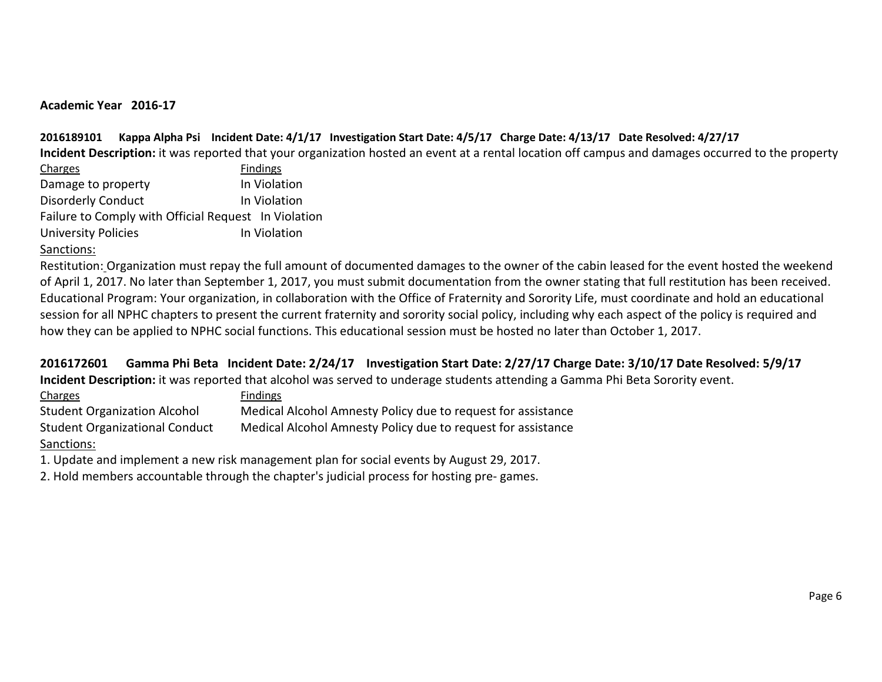**Academic Year 2016-17**

**2016189101 Kappa Alpha Psi Incident Date: 4/1/17 Investigation Start Date: 4/5/17 Charge Date: 4/13/17 Date Resolved: 4/27/17**

**Incident Description:** it was reported that your organization hosted an event at a rental location off campus and damages occurred to the property

| Charges | Findings |
|---|---|
| Damage to property | In Violation |
| Disorderly Conduct | In Violation |
| Failure to Comply with Official Request | In Violation |
| University Policies | In Violation |

Sanctions:

Restitution: Organization must repay the full amount of documented damages to the owner of the cabin leased for the event hosted the weekend of April 1, 2017. No later than September 1, 2017, you must submit documentation from the owner stating that full restitution has been received. Educational Program: Your organization, in collaboration with the Office of Fraternity and Sorority Life, must coordinate and hold an educational session for all NPHC chapters to present the current fraternity and sorority social policy, including why each aspect of the policy is required and how they can be applied to NPHC social functions. This educational session must be hosted no later than October 1, 2017.

**2016172601 Gamma Phi Beta Incident Date: 2/24/17 Investigation Start Date: 2/27/17 Charge Date: 3/10/17 Date Resolved: 5/9/17**

**Incident Description:** it was reported that alcohol was served to underage students attending a Gamma Phi Beta Sorority event.

| Charges | Findings |
|---|---|
| Student Organization Alcohol | Medical Alcohol Amnesty Policy due to request for assistance |
| Student Organizational Conduct | Medical Alcohol Amnesty Policy due to request for assistance |

Sanctions:

1. Update and implement a new risk management plan for social events by August 29, 2017.
2. Hold members accountable through the chapter's judicial process for hosting pre- games.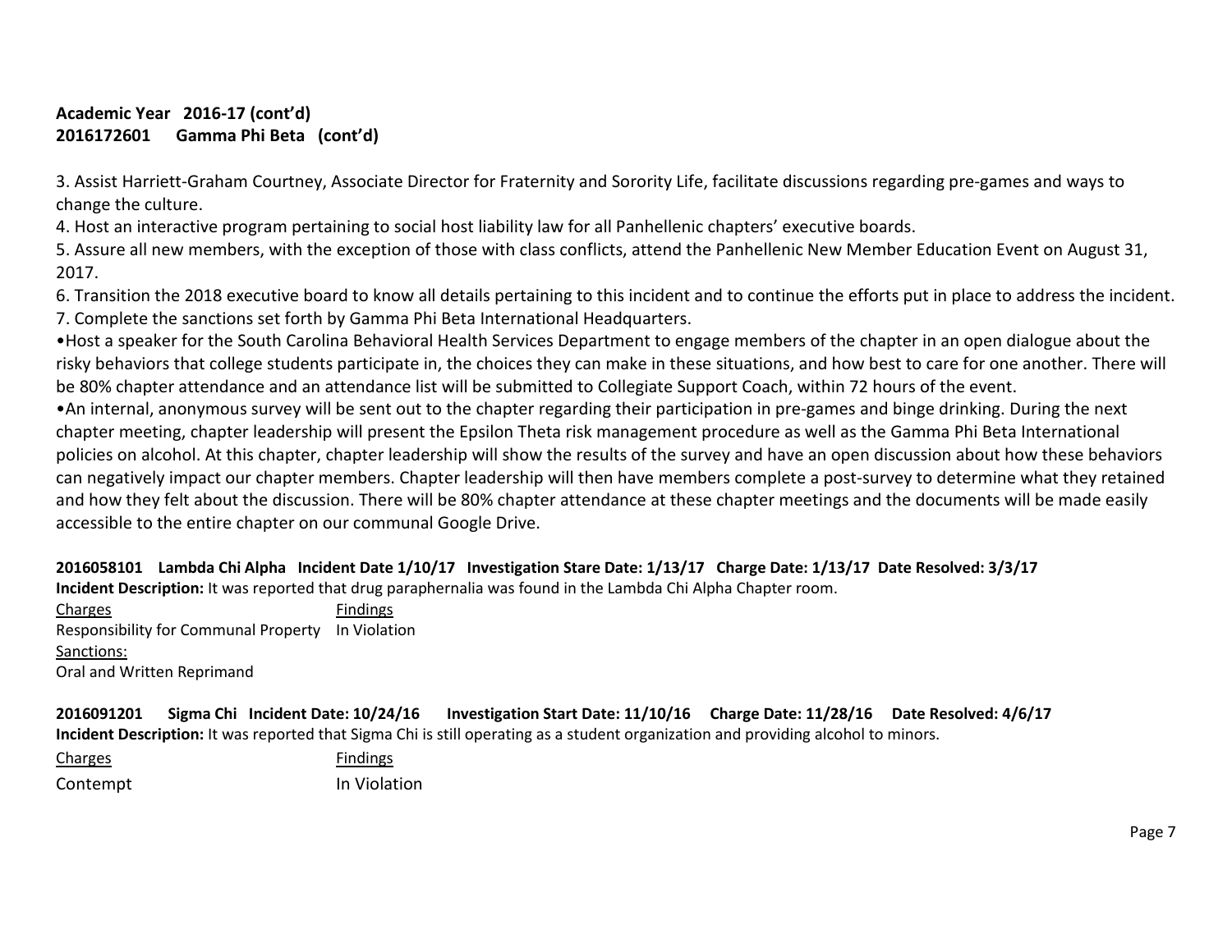**Academic Year 2016-17 (cont'd)**
**2016172601 Gamma Phi Beta (cont'd)**

3. Assist Harriett-Graham Courtney, Associate Director for Fraternity and Sorority Life, facilitate discussions regarding pre-games and ways to change the culture.
4. Host an interactive program pertaining to social host liability law for all Panhellenic chapters' executive boards.
5. Assure all new members, with the exception of those with class conflicts, attend the Panhellenic New Member Education Event on August 31, 2017.
6. Transition the 2018 executive board to know all details pertaining to this incident and to continue the efforts put in place to address the incident.
7. Complete the sanctions set forth by Gamma Phi Beta International Headquarters.

- Host a speaker for the South Carolina Behavioral Health Services Department to engage members of the chapter in an open dialogue about the risky behaviors that college students participate in, the choices they can make in these situations, and how best to care for one another. There will be 80% chapter attendance and an attendance list will be submitted to Collegiate Support Coach, within 72 hours of the event.
- An internal, anonymous survey will be sent out to the chapter regarding their participation in pre-games and binge drinking. During the next chapter meeting, chapter leadership will present the Epsilon Theta risk management procedure as well as the Gamma Phi Beta International policies on alcohol. At this chapter, chapter leadership will show the results of the survey and have an open discussion about how these behaviors can negatively impact our chapter members. Chapter leadership will then have members complete a post-survey to determine what they retained and how they felt about the discussion. There will be 80% chapter attendance at these chapter meetings and the documents will be made easily accessible to the entire chapter on our communal Google Drive.

**2016058101 Lambda Chi Alpha Incident Date 1/10/17 Investigation Stare Date: 1/13/17 Charge Date: 1/13/17 Date Resolved: 3/3/17**
**Incident Description:** It was reported that drug paraphernalia was found in the Lambda Chi Alpha Chapter room.

| Charges | Findings |
| --- | --- |
| Responsibility for Communal Property | In Violation |

Sanctions:
Oral and Written Reprimand

**2016091201 Sigma Chi Incident Date: 10/24/16 Investigation Start Date: 11/10/16 Charge Date: 11/28/16 Date Resolved: 4/6/17**
**Incident Description:** It was reported that Sigma Chi is still operating as a student organization and providing alcohol to minors.

| Charges | Findings |
| --- | --- |
| Contempt | In Violation |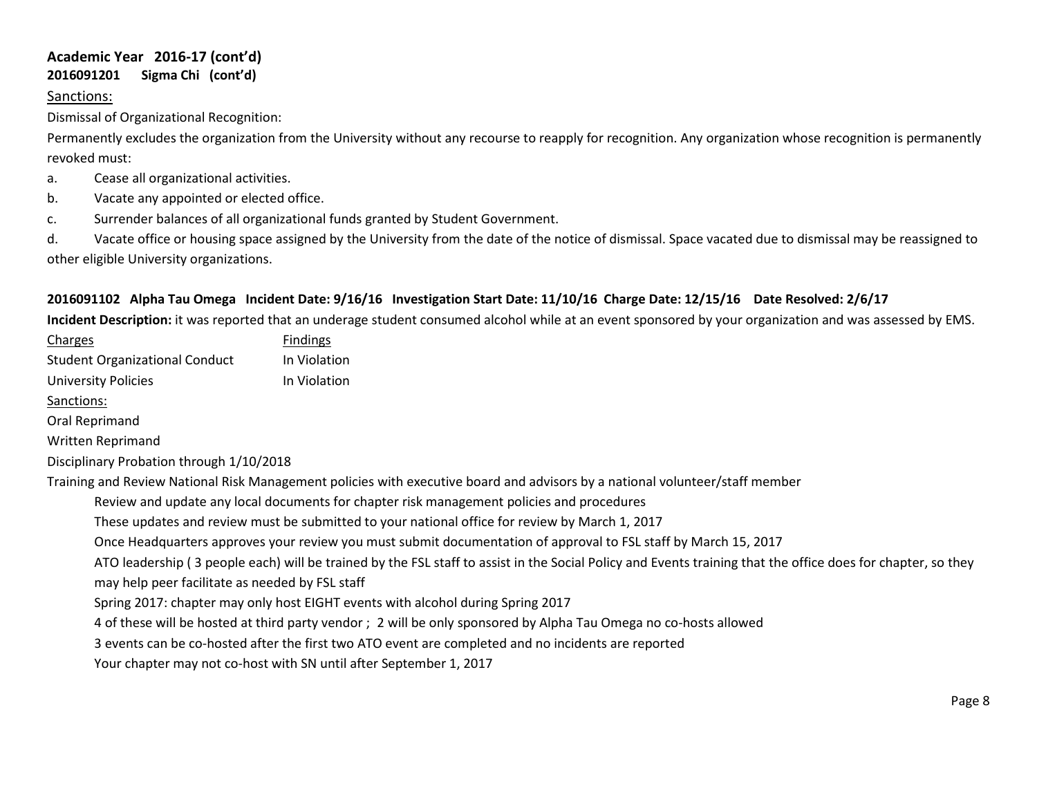**Academic Year 2016-17 (cont'd)**
**2016091201 Sigma Chi (cont'd)**

Sanctions:

Dismissal of Organizational Recognition:

Permanently excludes the organization from the University without any recourse to reapply for recognition. Any organization whose recognition is permanently revoked must:

a. Cease all organizational activities.

b. Vacate any appointed or elected office.

c. Surrender balances of all organizational funds granted by Student Government.

d. Vacate office or housing space assigned by the University from the date of the notice of dismissal. Space vacated due to dismissal may be reassigned to other eligible University organizations.

**2016091102 Alpha Tau Omega Incident Date: 9/16/16 Investigation Start Date: 11/10/16 Charge Date: 12/15/16 Date Resolved: 2/6/17**

**Incident Description:** it was reported that an underage student consumed alcohol while at an event sponsored by your organization and was assessed by EMS.

| Charges | Findings |
| --- | --- |
| Student Organizational Conduct | In Violation |
| University Policies | In Violation |

Sanctions:

Oral Reprimand

Written Reprimand

Disciplinary Probation through 1/10/2018

Training and Review National Risk Management policies with executive board and advisors by a national volunteer/staff member

Review and update any local documents for chapter risk management policies and procedures

These updates and review must be submitted to your national office for review by March 1, 2017

Once Headquarters approves your review you must submit documentation of approval to FSL staff by March 15, 2017

ATO leadership ( 3 people each) will be trained by the FSL staff to assist in the Social Policy and Events training that the office does for chapter, so they may help peer facilitate as needed by FSL staff

Spring 2017: chapter may only host EIGHT events with alcohol during Spring 2017

4 of these will be hosted at third party vendor ; 2 will be only sponsored by Alpha Tau Omega no co-hosts allowed

3 events can be co-hosted after the first two ATO event are completed and no incidents are reported

Your chapter may not co-host with SN until after September 1, 2017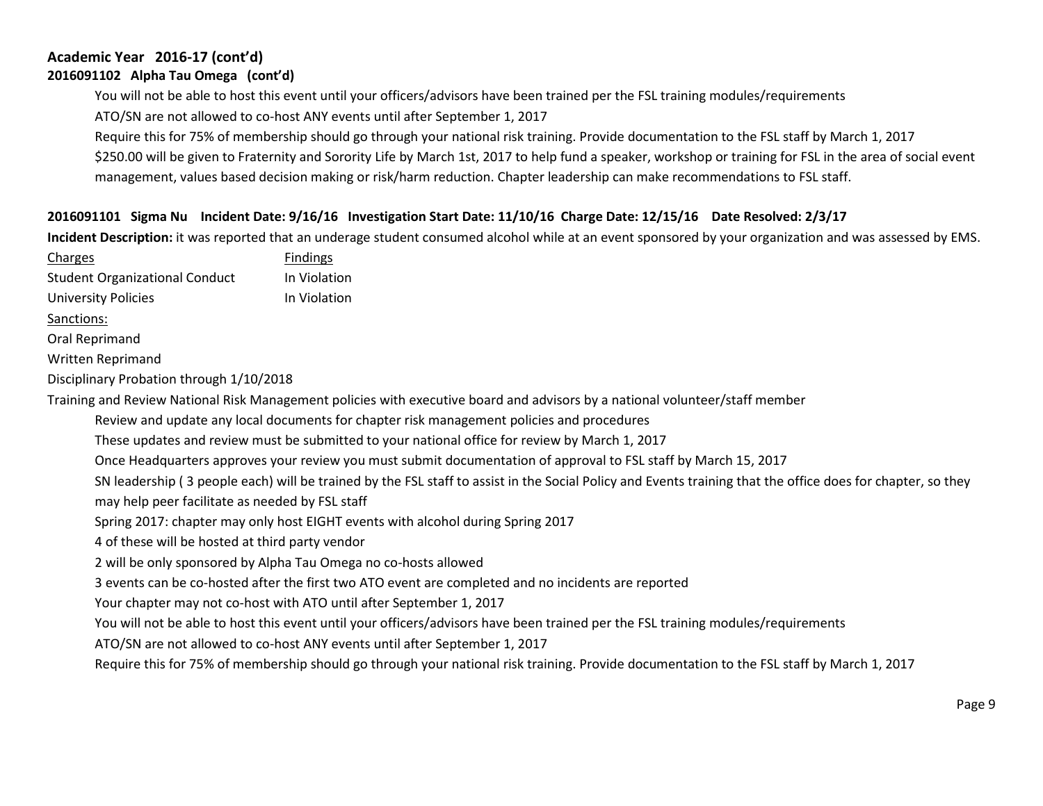### Academic Year 2016-17 (cont'd)

**2016091102 Alpha Tau Omega (cont'd)**

You will not be able to host this event until your officers/advisors have been trained per the FSL training modules/requirements
ATO/SN are not allowed to co-host ANY events until after September 1, 2017
Require this for 75% of membership should go through your national risk training. Provide documentation to the FSL staff by March 1, 2017
$250.00 will be given to Fraternity and Sorority Life by March 1st, 2017 to help fund a speaker, workshop or training for FSL in the area of social event management, values based decision making or risk/harm reduction. Chapter leadership can make recommendations to FSL staff.

**2016091101 Sigma Nu Incident Date: 9/16/16 Investigation Start Date: 11/10/16 Charge Date: 12/15/16 Date Resolved: 2/3/17**

**Incident Description:** it was reported that an underage student consumed alcohol while at an event sponsored by your organization and was assessed by EMS.

| Charges | Findings |
|---|---|
| Student Organizational Conduct | In Violation |
| University Policies | In Violation |

Sanctions:

Oral Reprimand
Written Reprimand
Disciplinary Probation through 1/10/2018
Training and Review National Risk Management policies with executive board and advisors by a national volunteer/staff member

Review and update any local documents for chapter risk management policies and procedures
These updates and review must be submitted to your national office for review by March 1, 2017
Once Headquarters approves your review you must submit documentation of approval to FSL staff by March 15, 2017
SN leadership ( 3 people each) will be trained by the FSL staff to assist in the Social Policy and Events training that the office does for chapter, so they may help peer facilitate as needed by FSL staff
Spring 2017: chapter may only host EIGHT events with alcohol during Spring 2017
4 of these will be hosted at third party vendor
2 will be only sponsored by Alpha Tau Omega no co-hosts allowed
3 events can be co-hosted after the first two ATO event are completed and no incidents are reported
Your chapter may not co-host with ATO until after September 1, 2017
You will not be able to host this event until your officers/advisors have been trained per the FSL training modules/requirements
ATO/SN are not allowed to co-host ANY events until after September 1, 2017
Require this for 75% of membership should go through your national risk training. Provide documentation to the FSL staff by March 1, 2017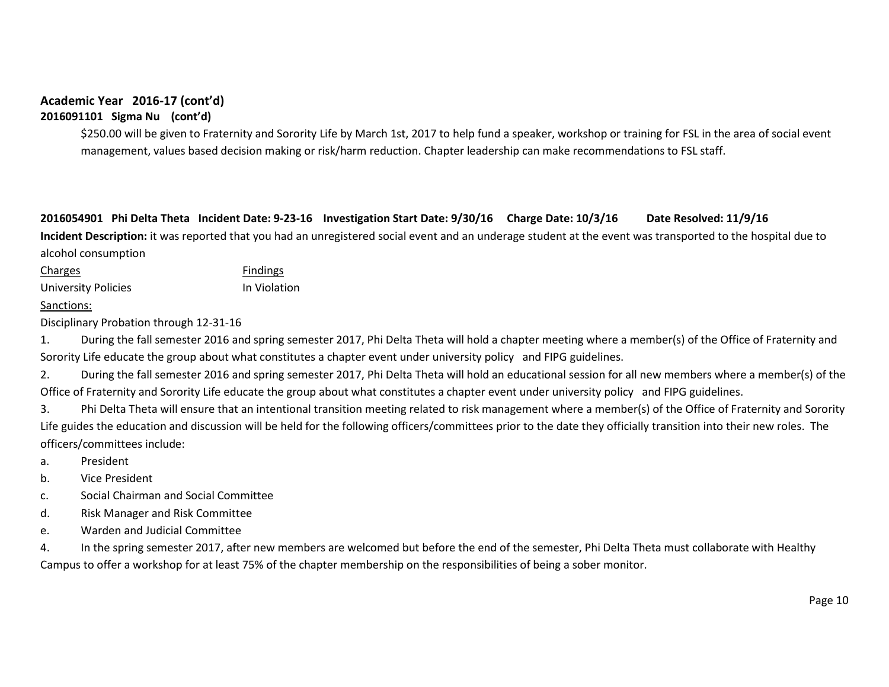**Academic Year 2016-17 (cont'd)**

**2016091101 Sigma Nu (cont'd)**

$250.00 will be given to Fraternity and Sorority Life by March 1st, 2017 to help fund a speaker, workshop or training for FSL in the area of social event management, values based decision making or risk/harm reduction. Chapter leadership can make recommendations to FSL staff.

**2016054901 Phi Delta Theta Incident Date: 9-23-16 Investigation Start Date: 9/30/16 Charge Date: 10/3/16 Date Resolved: 11/9/16**

**Incident Description:** it was reported that you had an unregistered social event and an underage student at the event was transported to the hospital due to alcohol consumption

| Charges | Findings |
|---|---|
| University Policies | In Violation |

Sanctions:

Disciplinary Probation through 12-31-16

1. During the fall semester 2016 and spring semester 2017, Phi Delta Theta will hold a chapter meeting where a member(s) of the Office of Fraternity and Sorority Life educate the group about what constitutes a chapter event under university policy and FIPG guidelines.
2. During the fall semester 2016 and spring semester 2017, Phi Delta Theta will hold an educational session for all new members where a member(s) of the Office of Fraternity and Sorority Life educate the group about what constitutes a chapter event under university policy and FIPG guidelines.
3. Phi Delta Theta will ensure that an intentional transition meeting related to risk management where a member(s) of the Office of Fraternity and Sorority Life guides the education and discussion will be held for the following officers/committees prior to the date they officially transition into their new roles. The officers/committees include:
   a. President
   b. Vice President
   c. Social Chairman and Social Committee
   d. Risk Manager and Risk Committee
   e. Warden and Judicial Committee
4. In the spring semester 2017, after new members are welcomed but before the end of the semester, Phi Delta Theta must collaborate with Healthy Campus to offer a workshop for at least 75% of the chapter membership on the responsibilities of being a sober monitor.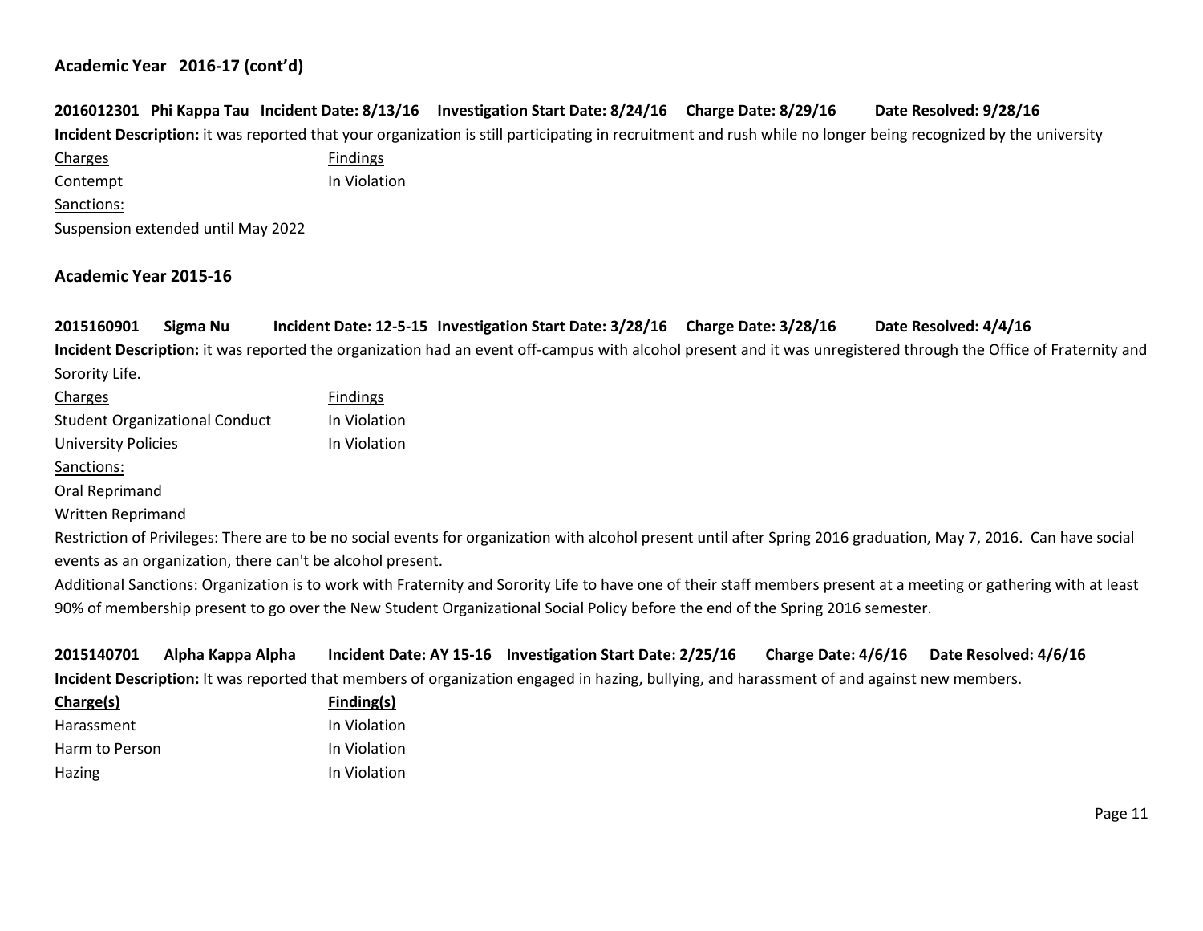### Academic Year 2016-17 (cont'd)

**2016012301 Phi Kappa Tau Incident Date: 8/13/16 Investigation Start Date: 8/24/16 Charge Date: 8/29/16 Date Resolved: 9/28/16**

**Incident Description:** it was reported that your organization is still participating in recruitment and rush while no longer being recognized by the university

| Charges | Findings |
|---|---|
| Contempt | In Violation |

Sanctions:

Suspension extended until May 2022

### Academic Year 2015-16

**2015160901 Sigma Nu Incident Date: 12-5-15 Investigation Start Date: 3/28/16 Charge Date: 3/28/16 Date Resolved: 4/4/16**

**Incident Description:** it was reported the organization had an event off-campus with alcohol present and it was unregistered through the Office of Fraternity and Sorority Life.

| Charges | Findings |
|---|---|
| Student Organizational Conduct | In Violation |
| University Policies | In Violation |

Sanctions:

Oral Reprimand

Written Reprimand

Restriction of Privileges: There are to be no social events for organization with alcohol present until after Spring 2016 graduation, May 7, 2016. Can have social events as an organization, there can't be alcohol present.

Additional Sanctions: Organization is to work with Fraternity and Sorority Life to have one of their staff members present at a meeting or gathering with at least 90% of membership present to go over the New Student Organizational Social Policy before the end of the Spring 2016 semester.

**2015140701 Alpha Kappa Alpha Incident Date: AY 15-16 Investigation Start Date: 2/25/16 Charge Date: 4/6/16 Date Resolved: 4/6/16**

**Incident Description:** It was reported that members of organization engaged in hazing, bullying, and harassment of and against new members.

| **Charge(s)** | **Finding(s)** |
|---|---|
| Harassment | In Violation |
| Harm to Person | In Violation |
| Hazing | In Violation |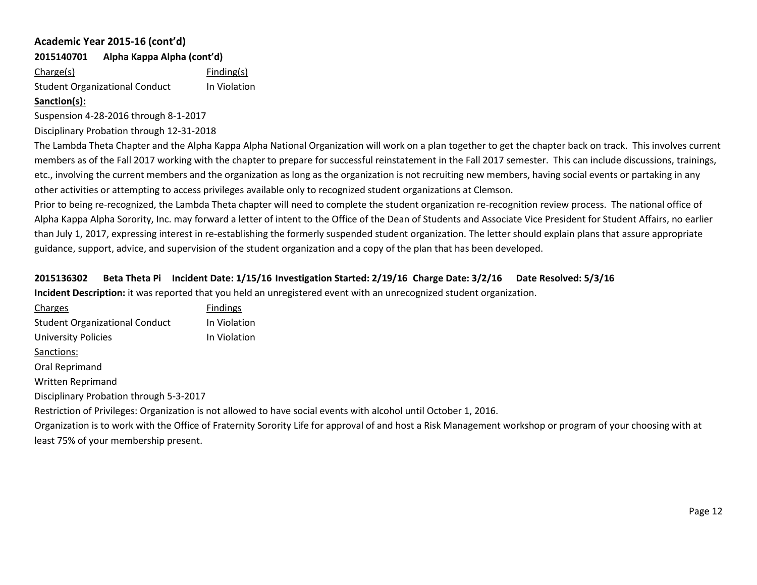### Academic Year 2015-16 (cont'd)

**2015140701 Alpha Kappa Alpha (cont'd)**

| Charge(s) | Finding(s) |
|---|---|
| Student Organizational Conduct | In Violation |

**Sanction(s):**

Suspension 4-28-2016 through 8-1-2017

Disciplinary Probation through 12-31-2018

The Lambda Theta Chapter and the Alpha Kappa Alpha National Organization will work on a plan together to get the chapter back on track. This involves current members as of the Fall 2017 working with the chapter to prepare for successful reinstatement in the Fall 2017 semester. This can include discussions, trainings, etc., involving the current members and the organization as long as the organization is not recruiting new members, having social events or partaking in any other activities or attempting to access privileges available only to recognized student organizations at Clemson.

Prior to being re-recognized, the Lambda Theta chapter will need to complete the student organization re-recognition review process. The national office of Alpha Kappa Alpha Sorority, Inc. may forward a letter of intent to the Office of the Dean of Students and Associate Vice President for Student Affairs, no earlier than July 1, 2017, expressing interest in re-establishing the formerly suspended student organization. The letter should explain plans that assure appropriate guidance, support, advice, and supervision of the student organization and a copy of the plan that has been developed.

**2015136302 Beta Theta Pi Incident Date: 1/15/16 Investigation Started: 2/19/16 Charge Date: 3/2/16 Date Resolved: 5/3/16**

**Incident Description:** it was reported that you held an unregistered event with an unrecognized student organization.

| Charges | Findings |
|---|---|
| Student Organizational Conduct | In Violation |
| University Policies | In Violation |

Sanctions:

Oral Reprimand

Written Reprimand

Disciplinary Probation through 5-3-2017

Restriction of Privileges: Organization is not allowed to have social events with alcohol until October 1, 2016.

Organization is to work with the Office of Fraternity Sorority Life for approval of and host a Risk Management workshop or program of your choosing with at least 75% of your membership present.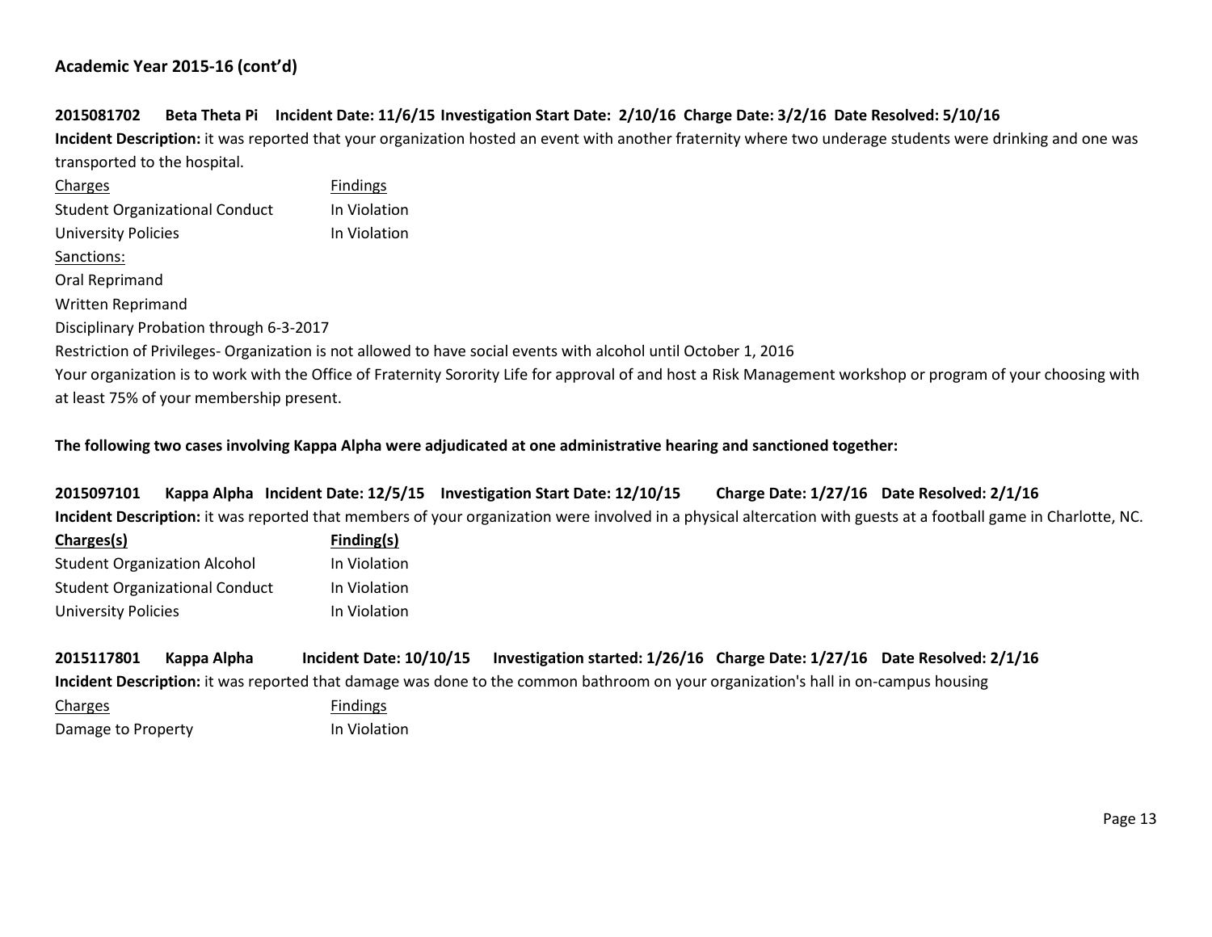## Academic Year 2015-16 (cont'd)

**2015081702 Beta Theta Pi Incident Date: 11/6/15 Investigation Start Date: 2/10/16 Charge Date: 3/2/16 Date Resolved: 5/10/16**

**Incident Description:** it was reported that your organization hosted an event with another fraternity where two underage students were drinking and one was transported to the hospital.

| Charges | Findings |
|---|---|
| Student Organizational Conduct | In Violation |
| University Policies | In Violation |

Sanctions:

Oral Reprimand

Written Reprimand

Disciplinary Probation through 6-3-2017

Restriction of Privileges- Organization is not allowed to have social events with alcohol until October 1, 2016

Your organization is to work with the Office of Fraternity Sorority Life for approval of and host a Risk Management workshop or program of your choosing with at least 75% of your membership present.

**The following two cases involving Kappa Alpha were adjudicated at one administrative hearing and sanctioned together:**

**2015097101 Kappa Alpha Incident Date: 12/5/15 Investigation Start Date: 12/10/15 Charge Date: 1/27/16 Date Resolved: 2/1/16**

**Incident Description:** it was reported that members of your organization were involved in a physical altercation with guests at a football game in Charlotte, NC.

| Charges(s) | Finding(s) |
|---|---|
| Student Organization Alcohol | In Violation |
| Student Organizational Conduct | In Violation |
| University Policies | In Violation |

**2015117801 Kappa Alpha Incident Date: 10/10/15 Investigation started: 1/26/16 Charge Date: 1/27/16 Date Resolved: 2/1/16**

**Incident Description:** it was reported that damage was done to the common bathroom on your organization's hall in on-campus housing

| Charges | Findings |
|---|---|
| Damage to Property | In Violation |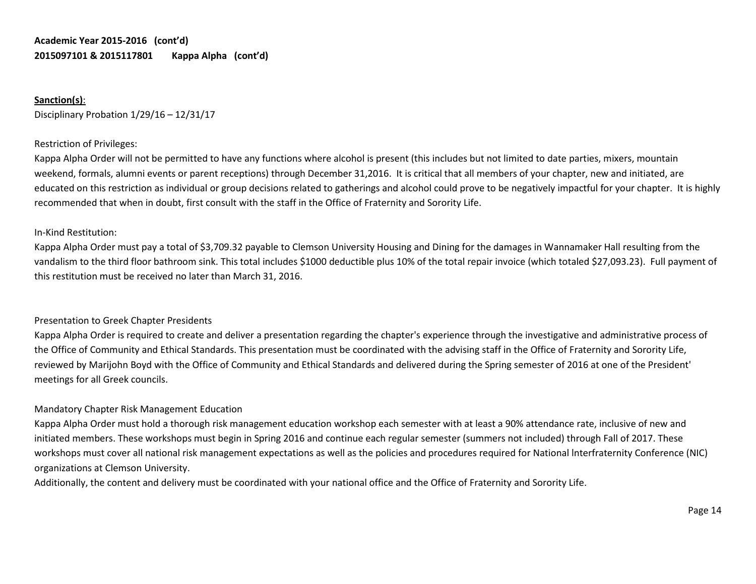**Academic Year 2015-2016 (cont'd)**
**2015097101 & 2015117801 Kappa Alpha (cont'd)**

**<u>Sanction(s)</u>**:
Disciplinary Probation 1/29/16 – 12/31/17

Restriction of Privileges:
Kappa Alpha Order will not be permitted to have any functions where alcohol is present (this includes but not limited to date parties, mixers, mountain weekend, formals, alumni events or parent receptions) through December 31,2016. It is critical that all members of your chapter, new and initiated, are educated on this restriction as individual or group decisions related to gatherings and alcohol could prove to be negatively impactful for your chapter. It is highly recommended that when in doubt, first consult with the staff in the Office of Fraternity and Sorority Life.

In-Kind Restitution:
Kappa Alpha Order must pay a total of $3,709.32 payable to Clemson University Housing and Dining for the damages in Wannamaker Hall resulting from the vandalism to the third floor bathroom sink. This total includes $1000 deductible plus 10% of the total repair invoice (which totaled $27,093.23). Full payment of this restitution must be received no later than March 31, 2016.

Presentation to Greek Chapter Presidents
Kappa Alpha Order is required to create and deliver a presentation regarding the chapter's experience through the investigative and administrative process of the Office of Community and Ethical Standards. This presentation must be coordinated with the advising staff in the Office of Fraternity and Sorority Life, reviewed by Marijohn Boyd with the Office of Community and Ethical Standards and delivered during the Spring semester of 2016 at one of the President' meetings for all Greek councils.

Mandatory Chapter Risk Management Education
Kappa Alpha Order must hold a thorough risk management education workshop each semester with at least a 90% attendance rate, inclusive of new and initiated members. These workshops must begin in Spring 2016 and continue each regular semester (summers not included) through Fall of 2017. These workshops must cover all national risk management expectations as well as the policies and procedures required for National lnterfraternity Conference (NIC) organizations at Clemson University.
Additionally, the content and delivery must be coordinated with your national office and the Office of Fraternity and Sorority Life.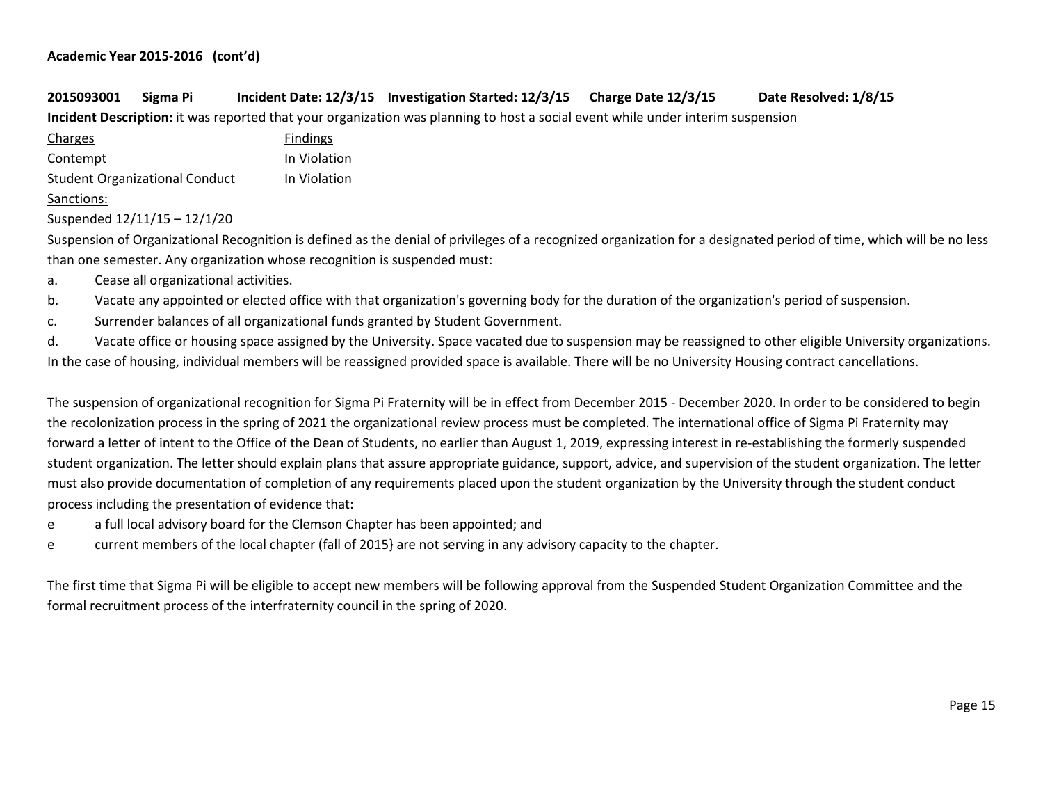**Academic Year 2015-2016 (cont'd)**

**2015093001 Sigma Pi Incident Date: 12/3/15 Investigation Started: 12/3/15 Charge Date 12/3/15 Date Resolved: 1/8/15**

**Incident Description:** it was reported that your organization was planning to host a social event while under interim suspension

| Charges | Findings |
|---|---|
| Contempt | In Violation |
| Student Organizational Conduct | In Violation |

Sanctions:

Suspended 12/11/15 – 12/1/20

Suspension of Organizational Recognition is defined as the denial of privileges of a recognized organization for a designated period of time, which will be no less than one semester. Any organization whose recognition is suspended must:

a. Cease all organizational activities.

b. Vacate any appointed or elected office with that organization's governing body for the duration of the organization's period of suspension.

c. Surrender balances of all organizational funds granted by Student Government.

d. Vacate office or housing space assigned by the University. Space vacated due to suspension may be reassigned to other eligible University organizations. In the case of housing, individual members will be reassigned provided space is available. There will be no University Housing contract cancellations.

The suspension of organizational recognition for Sigma Pi Fraternity will be in effect from December 2015 - December 2020. In order to be considered to begin the recolonization process in the spring of 2021 the organizational review process must be completed. The international office of Sigma Pi Fraternity may forward a letter of intent to the Office of the Dean of Students, no earlier than August 1, 2019, expressing interest in re-establishing the formerly suspended student organization. The letter should explain plans that assure appropriate guidance, support, advice, and supervision of the student organization. The letter must also provide documentation of completion of any requirements placed upon the student organization by the University through the student conduct process including the presentation of evidence that:

e a full local advisory board for the Clemson Chapter has been appointed; and

e current members of the local chapter (fall of 2015} are not serving in any advisory capacity to the chapter.

The first time that Sigma Pi will be eligible to accept new members will be following approval from the Suspended Student Organization Committee and the formal recruitment process of the interfraternity council in the spring of 2020.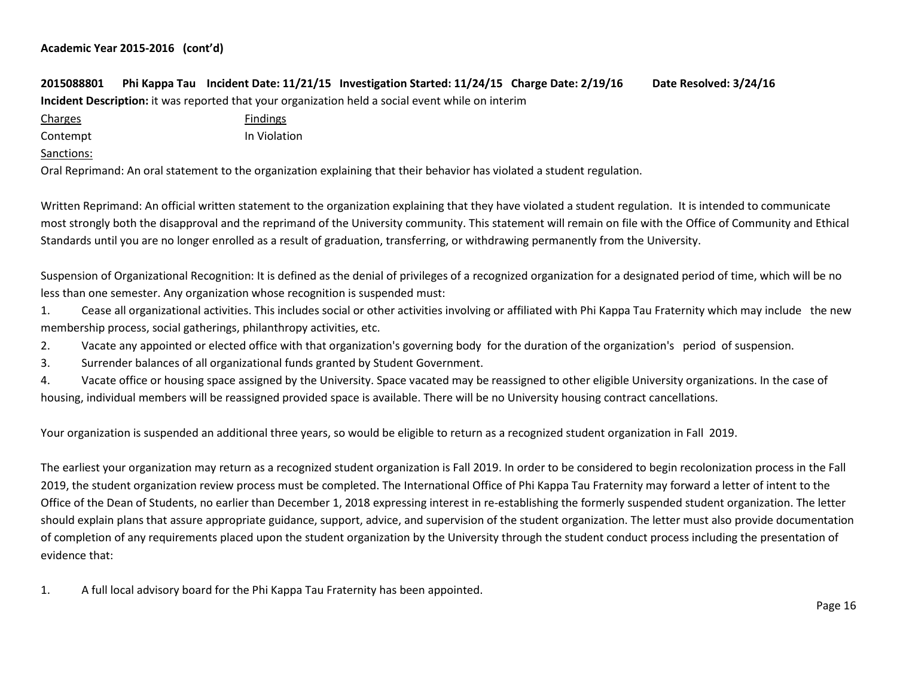**Academic Year 2015-2016 (cont'd)**

**2015088801 Phi Kappa Tau Incident Date: 11/21/15 Investigation Started: 11/24/15 Charge Date: 2/19/16 Date Resolved: 3/24/16**

**Incident Description:** it was reported that your organization held a social event while on interim

| Charges | Findings |
|---|---|
| Contempt | In Violation |

Sanctions:

Oral Reprimand: An oral statement to the organization explaining that their behavior has violated a student regulation.

Written Reprimand: An official written statement to the organization explaining that they have violated a student regulation. It is intended to communicate most strongly both the disapproval and the reprimand of the University community. This statement will remain on file with the Office of Community and Ethical Standards until you are no longer enrolled as a result of graduation, transferring, or withdrawing permanently from the University.

Suspension of Organizational Recognition: It is defined as the denial of privileges of a recognized organization for a designated period of time, which will be no less than one semester. Any organization whose recognition is suspended must:

1. Cease all organizational activities. This includes social or other activities involving or affiliated with Phi Kappa Tau Fraternity which may include the new membership process, social gatherings, philanthropy activities, etc.
2. Vacate any appointed or elected office with that organization's governing body for the duration of the organization's period of suspension.
3. Surrender balances of all organizational funds granted by Student Government.
4. Vacate office or housing space assigned by the University. Space vacated may be reassigned to other eligible University organizations. In the case of housing, individual members will be reassigned provided space is available. There will be no University housing contract cancellations.

Your organization is suspended an additional three years, so would be eligible to return as a recognized student organization in Fall 2019.

The earliest your organization may return as a recognized student organization is Fall 2019. In order to be considered to begin recolonization process in the Fall 2019, the student organization review process must be completed. The International Office of Phi Kappa Tau Fraternity may forward a letter of intent to the Office of the Dean of Students, no earlier than December 1, 2018 expressing interest in re-establishing the formerly suspended student organization. The letter should explain plans that assure appropriate guidance, support, advice, and supervision of the student organization. The letter must also provide documentation of completion of any requirements placed upon the student organization by the University through the student conduct process including the presentation of evidence that:

1. A full local advisory board for the Phi Kappa Tau Fraternity has been appointed.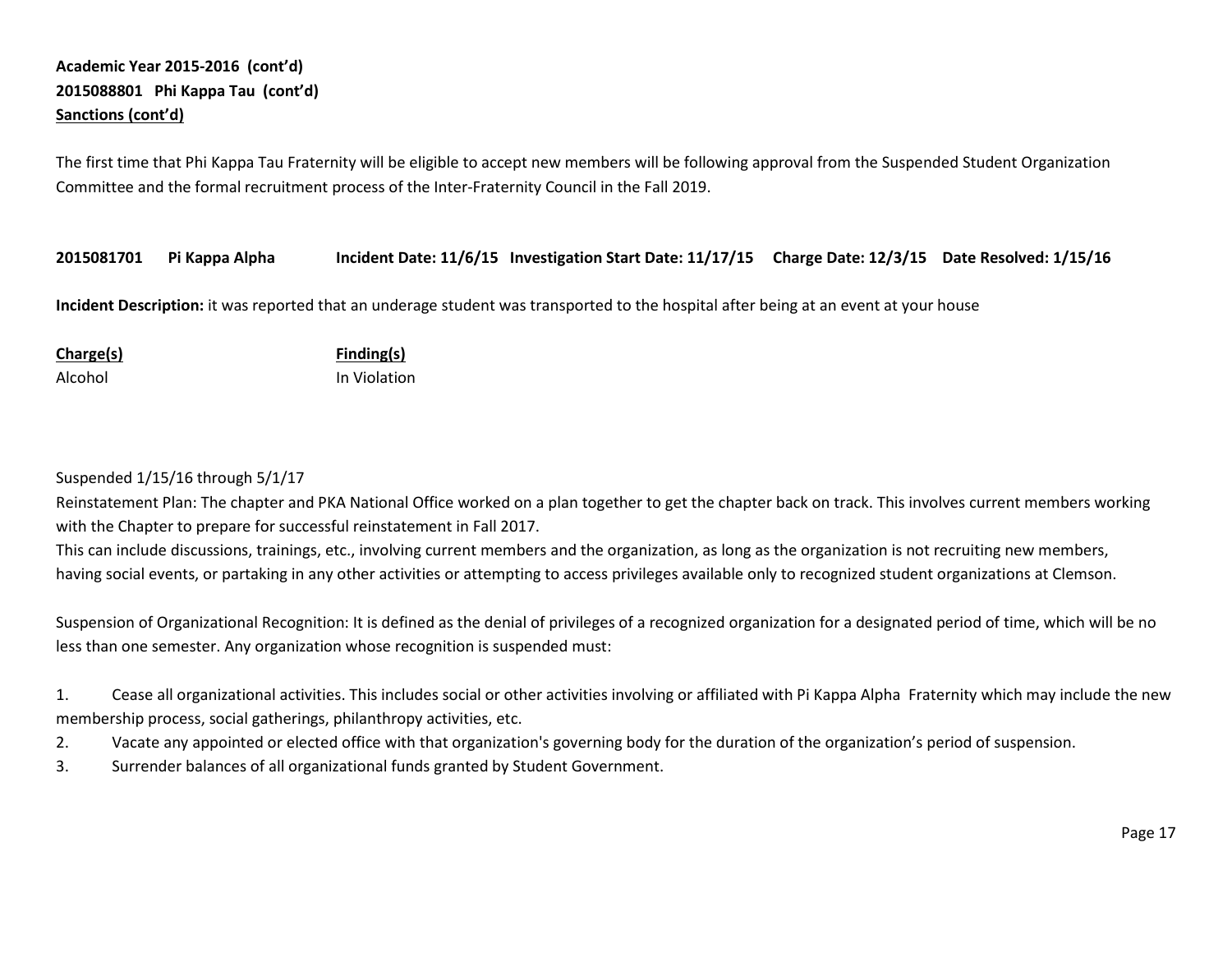**Academic Year 2015-2016 (cont'd)**
**2015088801 Phi Kappa Tau (cont'd)**
**Sanctions (cont'd)**

The first time that Phi Kappa Tau Fraternity will be eligible to accept new members will be following approval from the Suspended Student Organization Committee and the formal recruitment process of the Inter-Fraternity Council in the Fall 2019.

**2015081701 Pi Kappa Alpha Incident Date: 11/6/15 Investigation Start Date: 11/17/15 Charge Date: 12/3/15 Date Resolved: 1/15/16**

**Incident Description:** it was reported that an underage student was transported to the hospital after being at an event at your house

| Charge(s) | Finding(s) |
| --- | --- |
| Alcohol | In Violation |

Suspended 1/15/16 through 5/1/17
Reinstatement Plan: The chapter and PKA National Office worked on a plan together to get the chapter back on track. This involves current members working with the Chapter to prepare for successful reinstatement in Fall 2017.
This can include discussions, trainings, etc., involving current members and the organization, as long as the organization is not recruiting new members, having social events, or partaking in any other activities or attempting to access privileges available only to recognized student organizations at Clemson.

Suspension of Organizational Recognition: It is defined as the denial of privileges of a recognized organization for a designated period of time, which will be no less than one semester. Any organization whose recognition is suspended must:

1. Cease all organizational activities. This includes social or other activities involving or affiliated with Pi Kappa Alpha Fraternity which may include the new membership process, social gatherings, philanthropy activities, etc.
2. Vacate any appointed or elected office with that organization's governing body for the duration of the organization's period of suspension.
3. Surrender balances of all organizational funds granted by Student Government.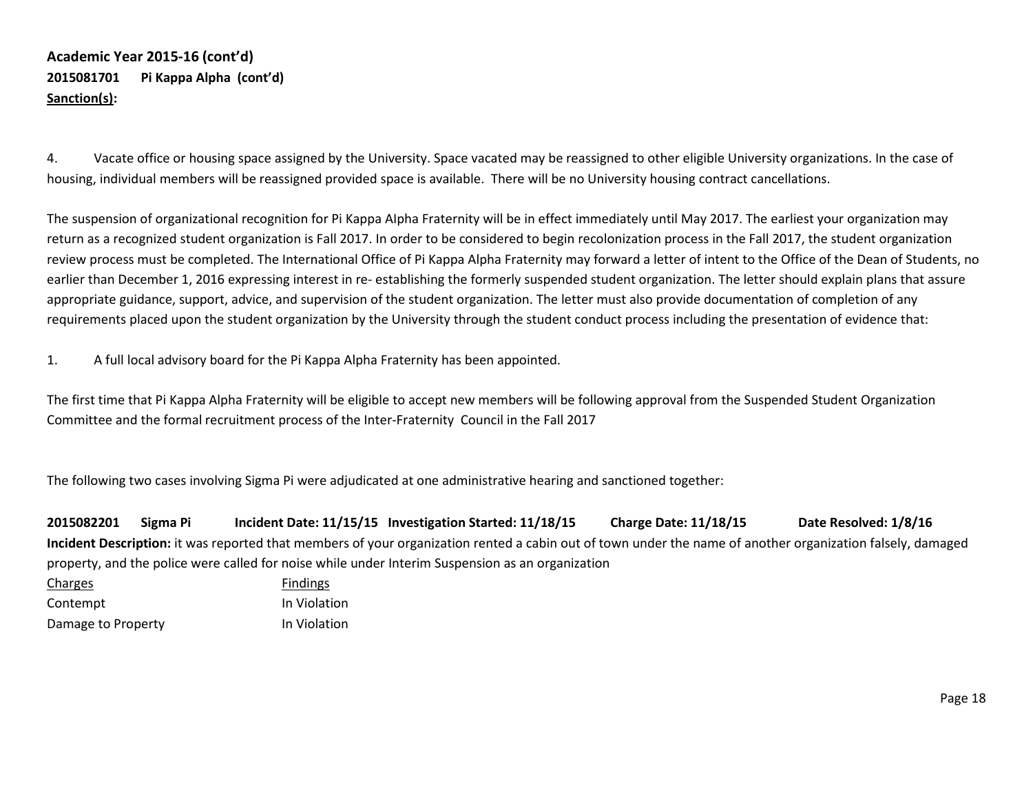**Academic Year 2015-16 (cont'd)**
**2015081701 Pi Kappa Alpha (cont'd)**
**Sanction(s):**

4. Vacate office or housing space assigned by the University. Space vacated may be reassigned to other eligible University organizations. In the case of housing, individual members will be reassigned provided space is available. There will be no University housing contract cancellations.

The suspension of organizational recognition for Pi Kappa AIpha Fraternity will be in effect immediately until May 2017. The earliest your organization may return as a recognized student organization is Fall 2017. In order to be considered to begin recolonization process in the Fall 2017, the student organization review process must be completed. The International Office of Pi Kappa Alpha Fraternity may forward a letter of intent to the Office of the Dean of Students, no earlier than December 1, 2016 expressing interest in re- establishing the formerly suspended student organization. The letter should explain plans that assure appropriate guidance, support, advice, and supervision of the student organization. The letter must also provide documentation of completion of any requirements placed upon the student organization by the University through the student conduct process including the presentation of evidence that:

1. A full local advisory board for the Pi Kappa Alpha Fraternity has been appointed.

The first time that Pi Kappa Alpha Fraternity will be eligible to accept new members will be following approval from the Suspended Student Organization Committee and the formal recruitment process of the Inter-Fraternity Council in the Fall 2017

The following two cases involving Sigma Pi were adjudicated at one administrative hearing and sanctioned together:

**2015082201 Sigma Pi Incident Date: 11/15/15 Investigation Started: 11/18/15 Charge Date: 11/18/15 Date Resolved: 1/8/16**
**Incident Description:** it was reported that members of your organization rented a cabin out of town under the name of another organization falsely, damaged property, and the police were called for noise while under Interim Suspension as an organization

| Charges | Findings |
|---|---|
| Contempt | In Violation |
| Damage to Property | In Violation |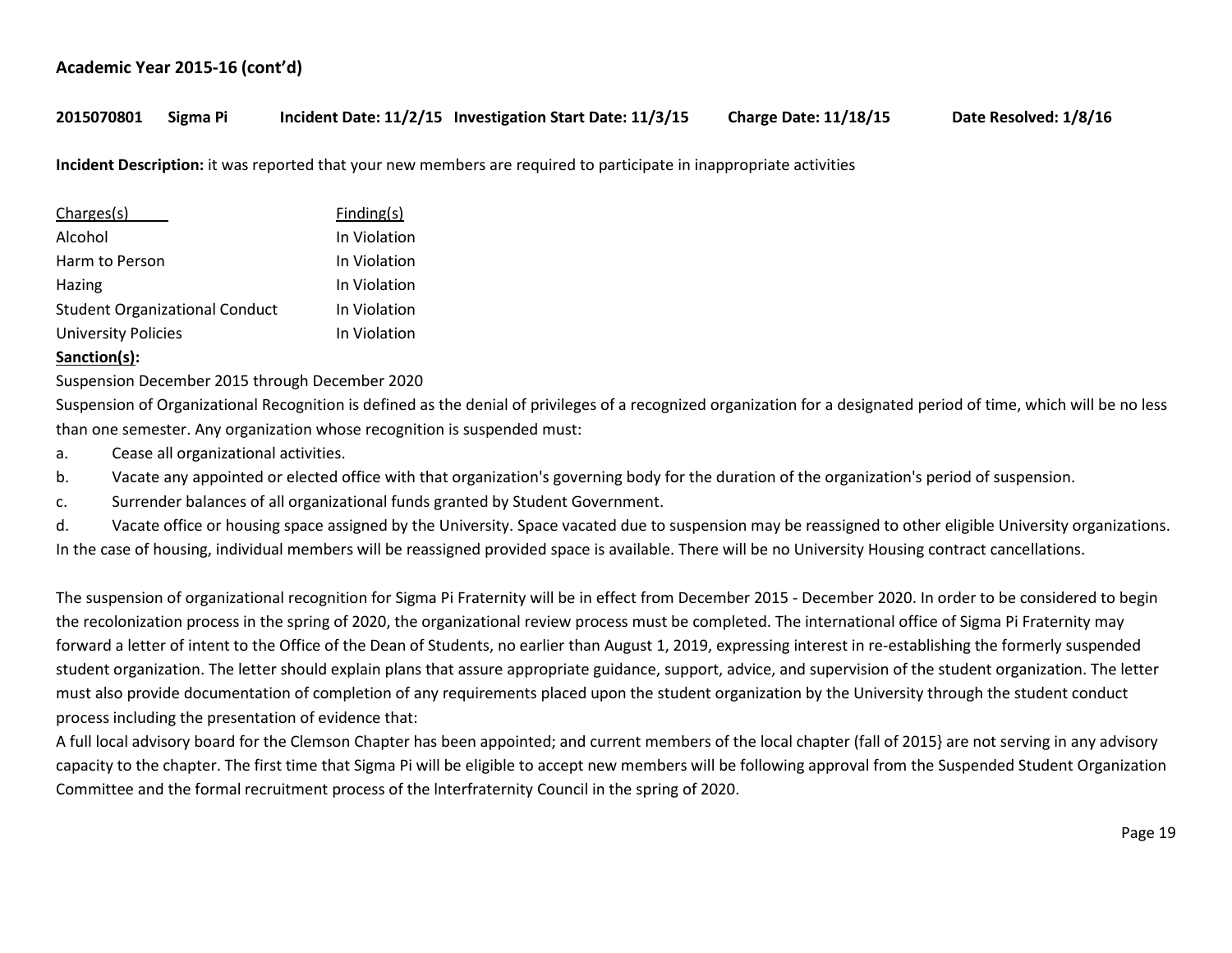**Academic Year 2015-16 (cont'd)**

**2015070801 Sigma Pi Incident Date: 11/2/15 Investigation Start Date: 11/3/15 Charge Date: 11/18/15 Date Resolved: 1/8/16**

**Incident Description:** it was reported that your new members are required to participate in inappropriate activities

| Charges(s) | Finding(s) |
|---|---|
| Alcohol | In Violation |
| Harm to Person | In Violation |
| Hazing | In Violation |
| Student Organizational Conduct | In Violation |
| University Policies | In Violation |

**Sanction(s):**

Suspension December 2015 through December 2020

Suspension of Organizational Recognition is defined as the denial of privileges of a recognized organization for a designated period of time, which will be no less than one semester. Any organization whose recognition is suspended must:

a. Cease all organizational activities.

b. Vacate any appointed or elected office with that organization's governing body for the duration of the organization's period of suspension.

c. Surrender balances of all organizational funds granted by Student Government.

d. Vacate office or housing space assigned by the University. Space vacated due to suspension may be reassigned to other eligible University organizations. In the case of housing, individual members will be reassigned provided space is available. There will be no University Housing contract cancellations.

The suspension of organizational recognition for Sigma Pi Fraternity will be in effect from December 2015 - December 2020. In order to be considered to begin the recolonization process in the spring of 2020, the organizational review process must be completed. The international office of Sigma Pi Fraternity may forward a letter of intent to the Office of the Dean of Students, no earlier than August 1, 2019, expressing interest in re-establishing the formerly suspended student organization. The letter should explain plans that assure appropriate guidance, support, advice, and supervision of the student organization. The letter must also provide documentation of completion of any requirements placed upon the student organization by the University through the student conduct process including the presentation of evidence that:

A full local advisory board for the Clemson Chapter has been appointed; and current members of the local chapter (fall of 2015} are not serving in any advisory capacity to the chapter. The first time that Sigma Pi will be eligible to accept new members will be following approval from the Suspended Student Organization Committee and the formal recruitment process of the lnterfraternity Council in the spring of 2020.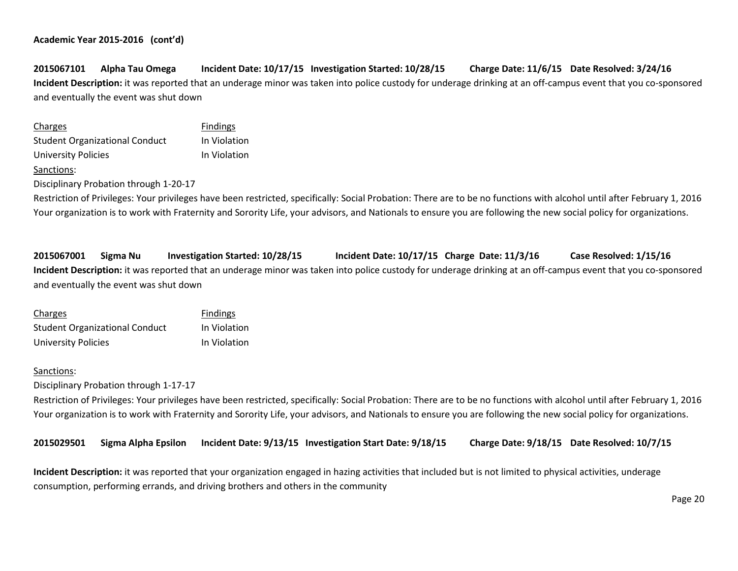**Academic Year 2015-2016 (cont'd)**

**2015067101 Alpha Tau Omega Incident Date: 10/17/15 Investigation Started: 10/28/15 Charge Date: 11/6/15 Date Resolved: 3/24/16**

**Incident Description:** it was reported that an underage minor was taken into police custody for underage drinking at an off-campus event that you co-sponsored and eventually the event was shut down

| Charges | Findings |
|---|---|
| Student Organizational Conduct | In Violation |
| University Policies | In Violation |

Sanctions:

Disciplinary Probation through 1-20-17

Restriction of Privileges: Your privileges have been restricted, specifically: Social Probation: There are to be no functions with alcohol until after February 1, 2016 Your organization is to work with Fraternity and Sorority Life, your advisors, and Nationals to ensure you are following the new social policy for organizations.

**2015067001 Sigma Nu Investigation Started: 10/28/15 Incident Date: 10/17/15 Charge Date: 11/3/16 Case Resolved: 1/15/16**

**Incident Description:** it was reported that an underage minor was taken into police custody for underage drinking at an off-campus event that you co-sponsored and eventually the event was shut down

| Charges | Findings |
|---|---|
| Student Organizational Conduct | In Violation |
| University Policies | In Violation |

Sanctions:

Disciplinary Probation through 1-17-17

Restriction of Privileges: Your privileges have been restricted, specifically: Social Probation: There are to be no functions with alcohol until after February 1, 2016 Your organization is to work with Fraternity and Sorority Life, your advisors, and Nationals to ensure you are following the new social policy for organizations.

**2015029501 Sigma Alpha Epsilon Incident Date: 9/13/15 Investigation Start Date: 9/18/15 Charge Date: 9/18/15 Date Resolved: 10/7/15**

**Incident Description:** it was reported that your organization engaged in hazing activities that included but is not limited to physical activities, underage consumption, performing errands, and driving brothers and others in the community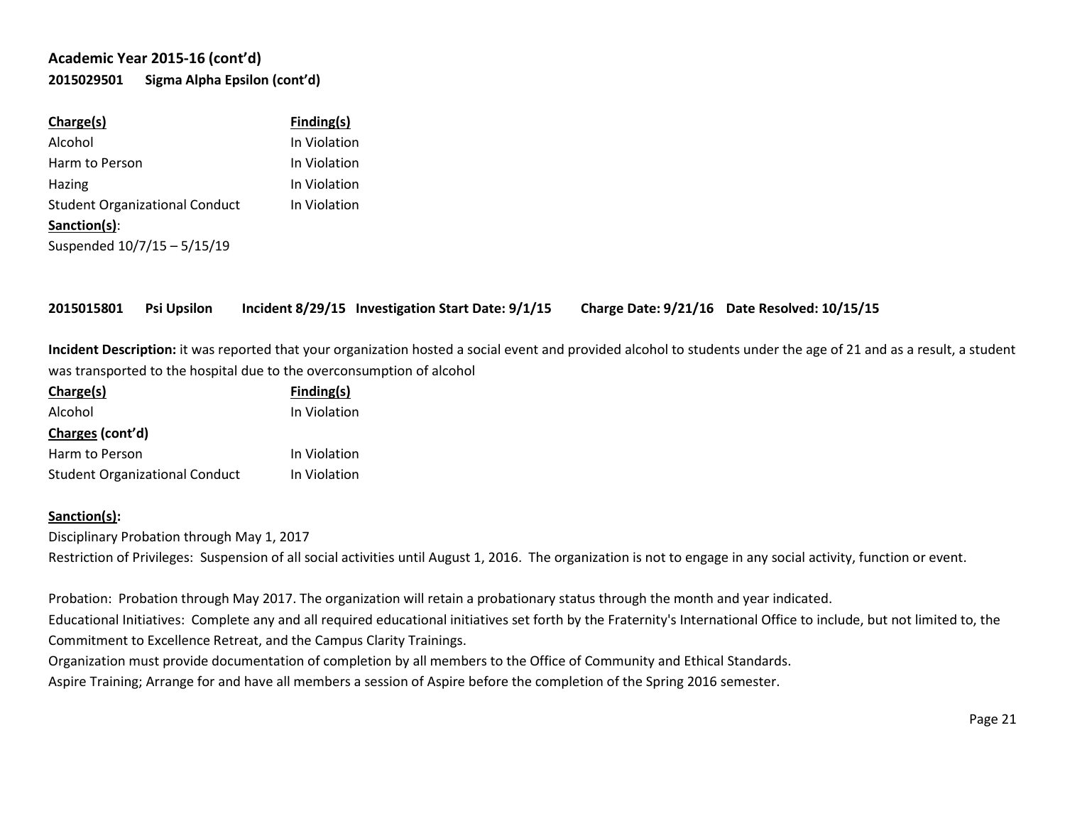**Academic Year 2015-16 (cont'd)**

**2015029501 Sigma Alpha Epsilon (cont'd)**

| **Charge(s)** | **Finding(s)** |
| --- | --- |
| Alcohol | In Violation |
| Harm to Person | In Violation |
| Hazing | In Violation |
| Student Organizational Conduct | In Violation |

**Sanction(s)**:

Suspended 10/7/15 – 5/15/19

**2015015801 Psi Upsilon Incident 8/29/15 Investigation Start Date: 9/1/15 Charge Date: 9/21/16 Date Resolved: 10/15/15**

**Incident Description:** it was reported that your organization hosted a social event and provided alcohol to students under the age of 21 and as a result, a student was transported to the hospital due to the overconsumption of alcohol

| **Charge(s)** | **Finding(s)** |
| --- | --- |
| Alcohol | In Violation |
| **Charges (cont'd)** | |
| Harm to Person | In Violation |
| Student Organizational Conduct | In Violation |

**Sanction(s):**

Disciplinary Probation through May 1, 2017

Restriction of Privileges: Suspension of all social activities until August 1, 2016. The organization is not to engage in any social activity, function or event.

Probation: Probation through May 2017. The organization will retain a probationary status through the month and year indicated.

Educational Initiatives: Complete any and all required educational initiatives set forth by the Fraternity's International Office to include, but not limited to, the Commitment to Excellence Retreat, and the Campus Clarity Trainings.

Organization must provide documentation of completion by all members to the Office of Community and Ethical Standards.

Aspire Training; Arrange for and have all members a session of Aspire before the completion of the Spring 2016 semester.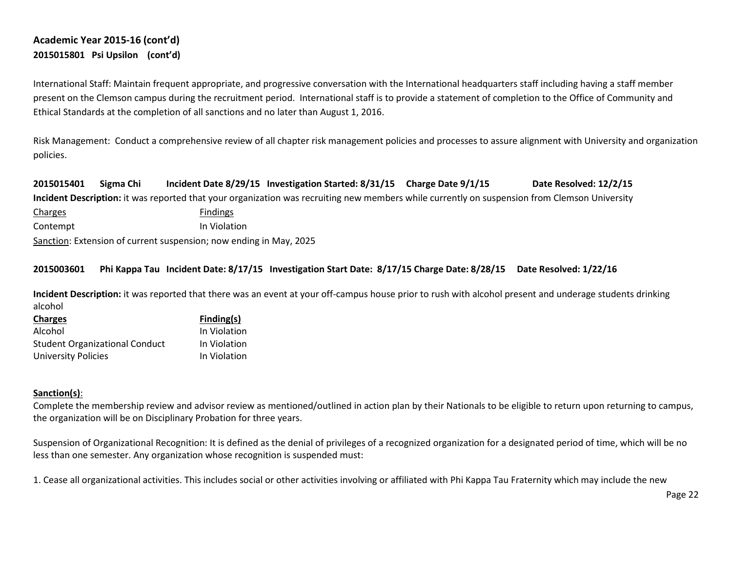**Academic Year 2015-16 (cont'd)**
**2015015801 Psi Upsilon (cont'd)**

International Staff: Maintain frequent appropriate, and progressive conversation with the International headquarters staff including having a staff member present on the Clemson campus during the recruitment period. International staff is to provide a statement of completion to the Office of Community and Ethical Standards at the completion of all sanctions and no later than August 1, 2016.

Risk Management: Conduct a comprehensive review of all chapter risk management policies and processes to assure alignment with University and organization policies.

**2015015401 Sigma Chi Incident Date 8/29/15 Investigation Started: 8/31/15 Charge Date 9/1/15 Date Resolved: 12/2/15**

**Incident Description:** it was reported that your organization was recruiting new members while currently on suspension from Clemson University

| Charges | Findings |
| --- | --- |
| Contempt | In Violation |

Sanction: Extension of current suspension; now ending in May, 2025

**2015003601 Phi Kappa Tau Incident Date: 8/17/15 Investigation Start Date: 8/17/15 Charge Date: 8/28/15 Date Resolved: 1/22/16**

**Incident Description:** it was reported that there was an event at your off-campus house prior to rush with alcohol present and underage students drinking alcohol

| Charges | Finding(s) |
| --- | --- |
| Alcohol | In Violation |
| Student Organizational Conduct | In Violation |
| University Policies | In Violation |

**Sanction(s)**:

Complete the membership review and advisor review as mentioned/outlined in action plan by their Nationals to be eligible to return upon returning to campus, the organization will be on Disciplinary Probation for three years.

Suspension of Organizational Recognition: It is defined as the denial of privileges of a recognized organization for a designated period of time, which will be no less than one semester. Any organization whose recognition is suspended must:

1. Cease all organizational activities. This includes social or other activities involving or affiliated with Phi Kappa Tau Fraternity which may include the new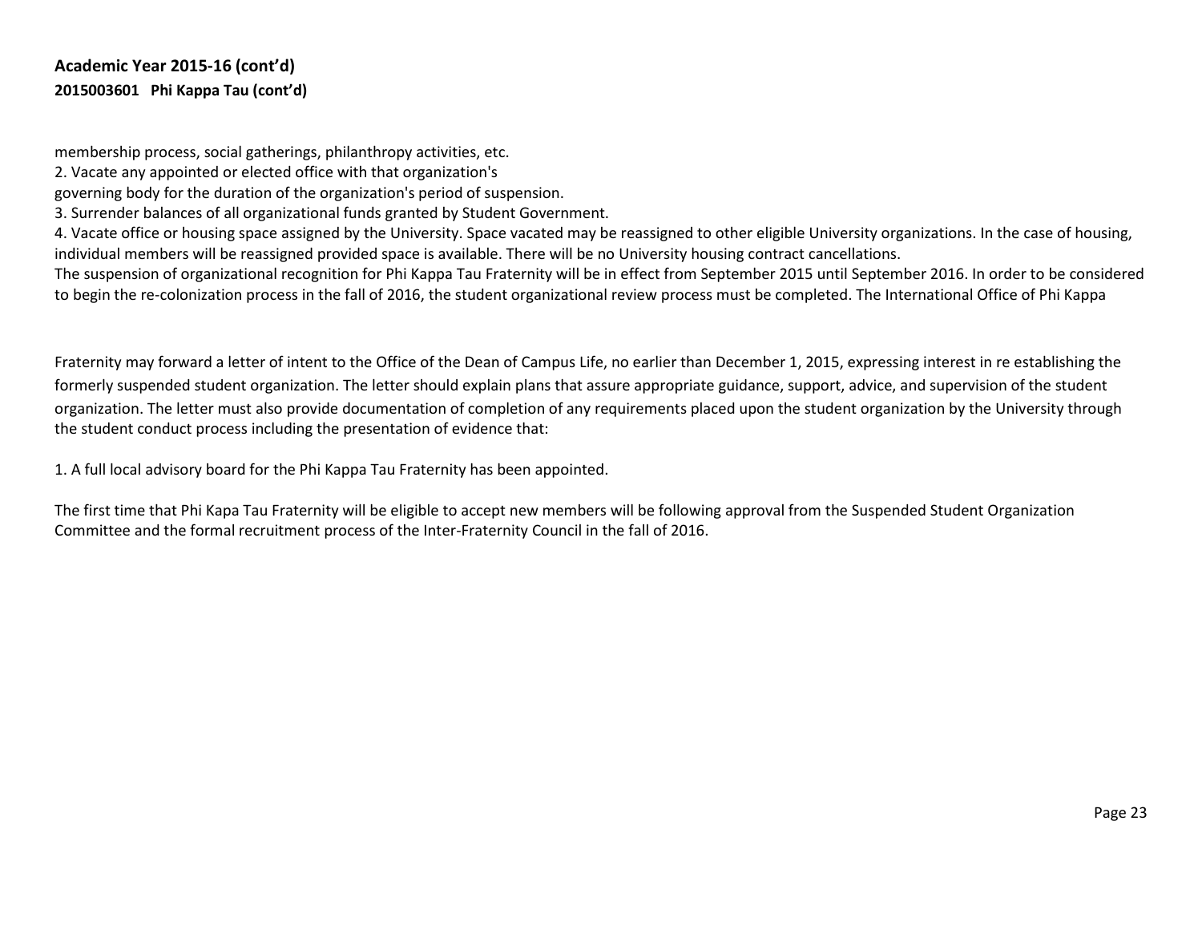**Academic Year 2015-16 (cont'd)**

**2015003601 Phi Kappa Tau (cont'd)**

membership process, social gatherings, philanthropy activities, etc.
2. Vacate any appointed or elected office with that organization's
governing body for the duration of the organization's period of suspension.
3. Surrender balances of all organizational funds granted by Student Government.
4. Vacate office or housing space assigned by the University. Space vacated may be reassigned to other eligible University organizations. In the case of housing, individual members will be reassigned provided space is available. There will be no University housing contract cancellations.
The suspension of organizational recognition for Phi Kappa Tau Fraternity will be in effect from September 2015 until September 2016. In order to be considered to begin the re-colonization process in the fall of 2016, the student organizational review process must be completed. The International Office of Phi Kappa

Fraternity may forward a letter of intent to the Office of the Dean of Campus Life, no earlier than December 1, 2015, expressing interest in re establishing the formerly suspended student organization. The letter should explain plans that assure appropriate guidance, support, advice, and supervision of the student organization. The letter must also provide documentation of completion of any requirements placed upon the student organization by the University through the student conduct process including the presentation of evidence that:

1. A full local advisory board for the Phi Kappa Tau Fraternity has been appointed.

The first time that Phi Kapa Tau Fraternity will be eligible to accept new members will be following approval from the Suspended Student Organization Committee and the formal recruitment process of the Inter-Fraternity Council in the fall of 2016.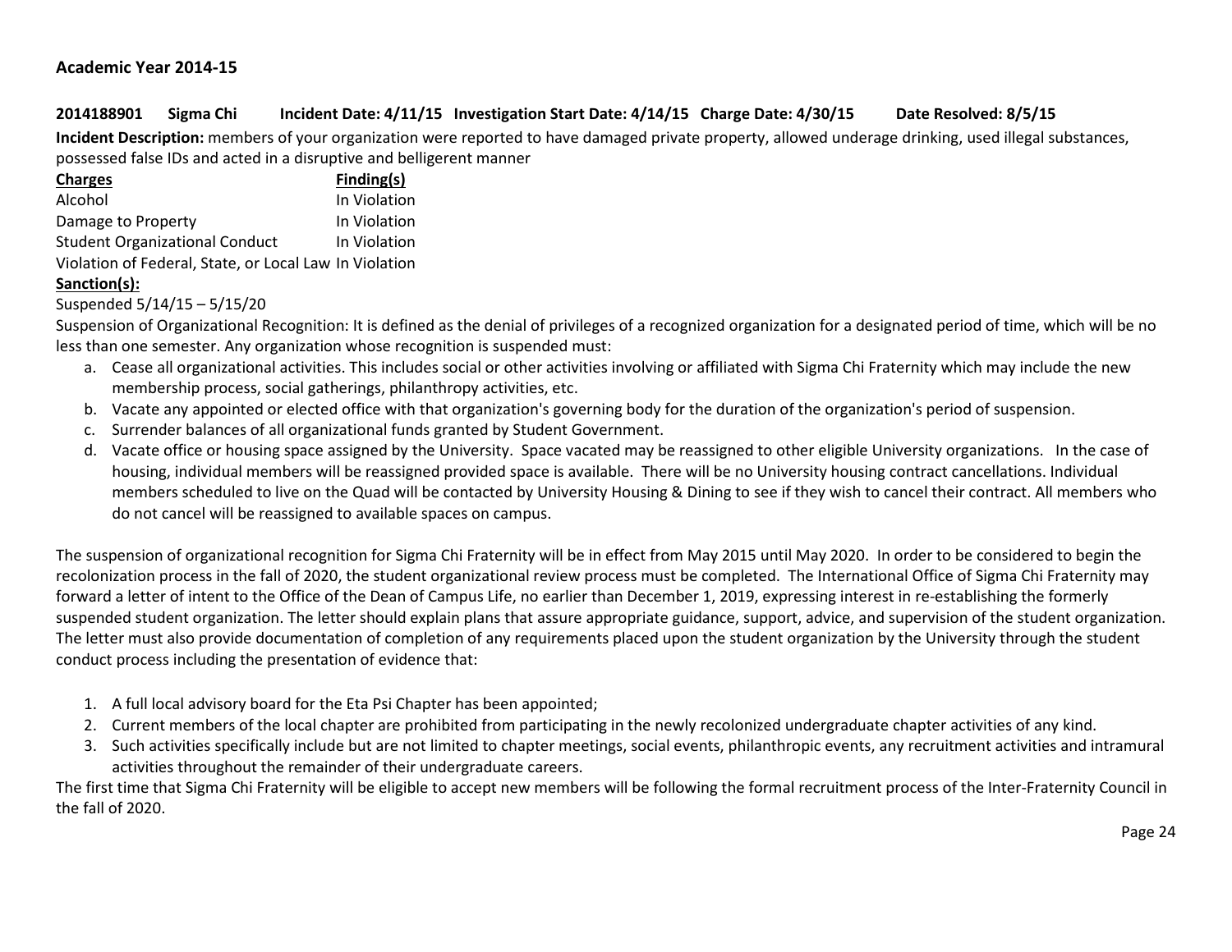## Academic Year 2014-15

**2014188901 Sigma Chi Incident Date: 4/11/15 Investigation Start Date: 4/14/15 Charge Date: 4/30/15 Date Resolved: 8/5/15**

**Incident Description:** members of your organization were reported to have damaged private property, allowed underage drinking, used illegal substances, possessed false IDs and acted in a disruptive and belligerent manner

| Charges | Finding(s) |
|---|---|
| Alcohol | In Violation |
| Damage to Property | In Violation |
| Student Organizational Conduct | In Violation |
| Violation of Federal, State, or Local Law | In Violation |

**Sanction(s):**

Suspended 5/14/15 – 5/15/20

Suspension of Organizational Recognition: It is defined as the denial of privileges of a recognized organization for a designated period of time, which will be no less than one semester. Any organization whose recognition is suspended must:

a. Cease all organizational activities. This includes social or other activities involving or affiliated with Sigma Chi Fraternity which may include the new membership process, social gatherings, philanthropy activities, etc.
b. Vacate any appointed or elected office with that organization's governing body for the duration of the organization's period of suspension.
c. Surrender balances of all organizational funds granted by Student Government.
d. Vacate office or housing space assigned by the University. Space vacated may be reassigned to other eligible University organizations. In the case of housing, individual members will be reassigned provided space is available. There will be no University housing contract cancellations. Individual members scheduled to live on the Quad will be contacted by University Housing & Dining to see if they wish to cancel their contract. All members who do not cancel will be reassigned to available spaces on campus.

The suspension of organizational recognition for Sigma Chi Fraternity will be in effect from May 2015 until May 2020. In order to be considered to begin the recolonization process in the fall of 2020, the student organizational review process must be completed. The International Office of Sigma Chi Fraternity may forward a letter of intent to the Office of the Dean of Campus Life, no earlier than December 1, 2019, expressing interest in re-establishing the formerly suspended student organization. The letter should explain plans that assure appropriate guidance, support, advice, and supervision of the student organization. The letter must also provide documentation of completion of any requirements placed upon the student organization by the University through the student conduct process including the presentation of evidence that:

1. A full local advisory board for the Eta Psi Chapter has been appointed;
2. Current members of the local chapter are prohibited from participating in the newly recolonized undergraduate chapter activities of any kind.
3. Such activities specifically include but are not limited to chapter meetings, social events, philanthropic events, any recruitment activities and intramural activities throughout the remainder of their undergraduate careers.

The first time that Sigma Chi Fraternity will be eligible to accept new members will be following the formal recruitment process of the Inter-Fraternity Council in the fall of 2020.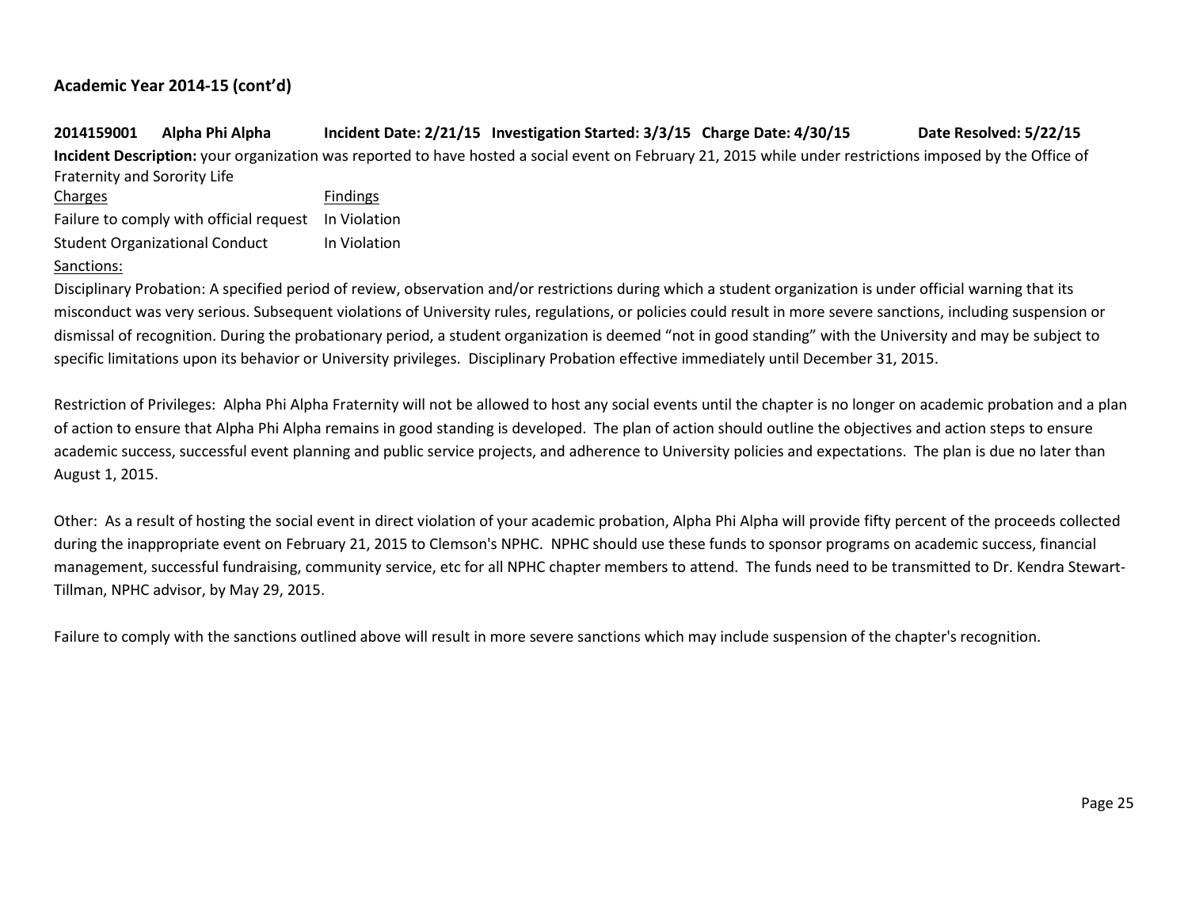### Academic Year 2014-15 (cont'd)

**2014159001 Alpha Phi Alpha Incident Date: 2/21/15 Investigation Started: 3/3/15 Charge Date: 4/30/15 Date Resolved: 5/22/15**

**Incident Description:** your organization was reported to have hosted a social event on February 21, 2015 while under restrictions imposed by the Office of Fraternity and Sorority Life

| Charges | Findings |
|---|---|
| Failure to comply with official request | In Violation |
| Student Organizational Conduct | In Violation |

Sanctions:

Disciplinary Probation: A specified period of review, observation and/or restrictions during which a student organization is under official warning that its misconduct was very serious. Subsequent violations of University rules, regulations, or policies could result in more severe sanctions, including suspension or dismissal of recognition. During the probationary period, a student organization is deemed "not in good standing" with the University and may be subject to specific limitations upon its behavior or University privileges. Disciplinary Probation effective immediately until December 31, 2015.

Restriction of Privileges: Alpha Phi Alpha Fraternity will not be allowed to host any social events until the chapter is no longer on academic probation and a plan of action to ensure that Alpha Phi Alpha remains in good standing is developed. The plan of action should outline the objectives and action steps to ensure academic success, successful event planning and public service projects, and adherence to University policies and expectations. The plan is due no later than August 1, 2015.

Other: As a result of hosting the social event in direct violation of your academic probation, Alpha Phi Alpha will provide fifty percent of the proceeds collected during the inappropriate event on February 21, 2015 to Clemson's NPHC. NPHC should use these funds to sponsor programs on academic success, financial management, successful fundraising, community service, etc for all NPHC chapter members to attend. The funds need to be transmitted to Dr. Kendra Stewart-Tillman, NPHC advisor, by May 29, 2015.

Failure to comply with the sanctions outlined above will result in more severe sanctions which may include suspension of the chapter's recognition.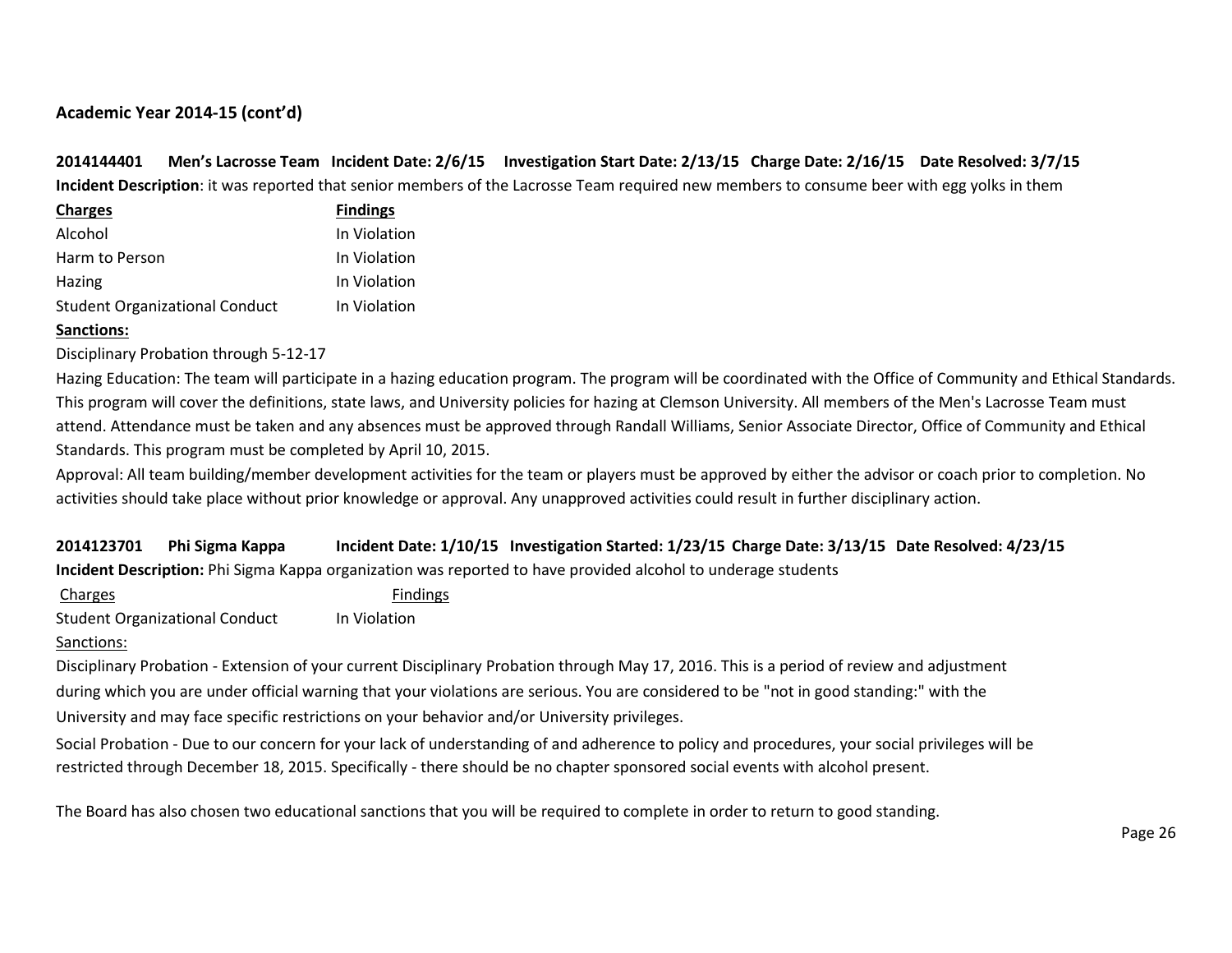### Academic Year 2014-15 (cont'd)

**2014144401 Men's Lacrosse Team Incident Date: 2/6/15 Investigation Start Date: 2/13/15 Charge Date: 2/16/15 Date Resolved: 3/7/15**

**Incident Description**: it was reported that senior members of the Lacrosse Team required new members to consume beer with egg yolks in them

| **Charges** | **Findings** |
|---|---|
| Alcohol | In Violation |
| Harm to Person | In Violation |
| Hazing | In Violation |
| Student Organizational Conduct | In Violation |

**Sanctions:**

Disciplinary Probation through 5-12-17

Hazing Education: The team will participate in a hazing education program. The program will be coordinated with the Office of Community and Ethical Standards. This program will cover the definitions, state laws, and University policies for hazing at Clemson University. All members of the Men's Lacrosse Team must attend. Attendance must be taken and any absences must be approved through Randall Williams, Senior Associate Director, Office of Community and Ethical Standards. This program must be completed by April 10, 2015.

Approval: All team building/member development activities for the team or players must be approved by either the advisor or coach prior to completion. No activities should take place without prior knowledge or approval. Any unapproved activities could result in further disciplinary action.

**2014123701 Phi Sigma Kappa Incident Date: 1/10/15 Investigation Started: 1/23/15 Charge Date: 3/13/15 Date Resolved: 4/23/15**

**Incident Description:** Phi Sigma Kappa organization was reported to have provided alcohol to underage students

| Charges | Findings |
|---|---|
| Student Organizational Conduct | In Violation |

Sanctions:

Disciplinary Probation - Extension of your current Disciplinary Probation through May 17, 2016. This is a period of review and adjustment during which you are under official warning that your violations are serious. You are considered to be "not in good standing:" with the University and may face specific restrictions on your behavior and/or University privileges.

Social Probation - Due to our concern for your lack of understanding of and adherence to policy and procedures, your social privileges will be restricted through December 18, 2015. Specifically - there should be no chapter sponsored social events with alcohol present.

The Board has also chosen two educational sanctions that you will be required to complete in order to return to good standing.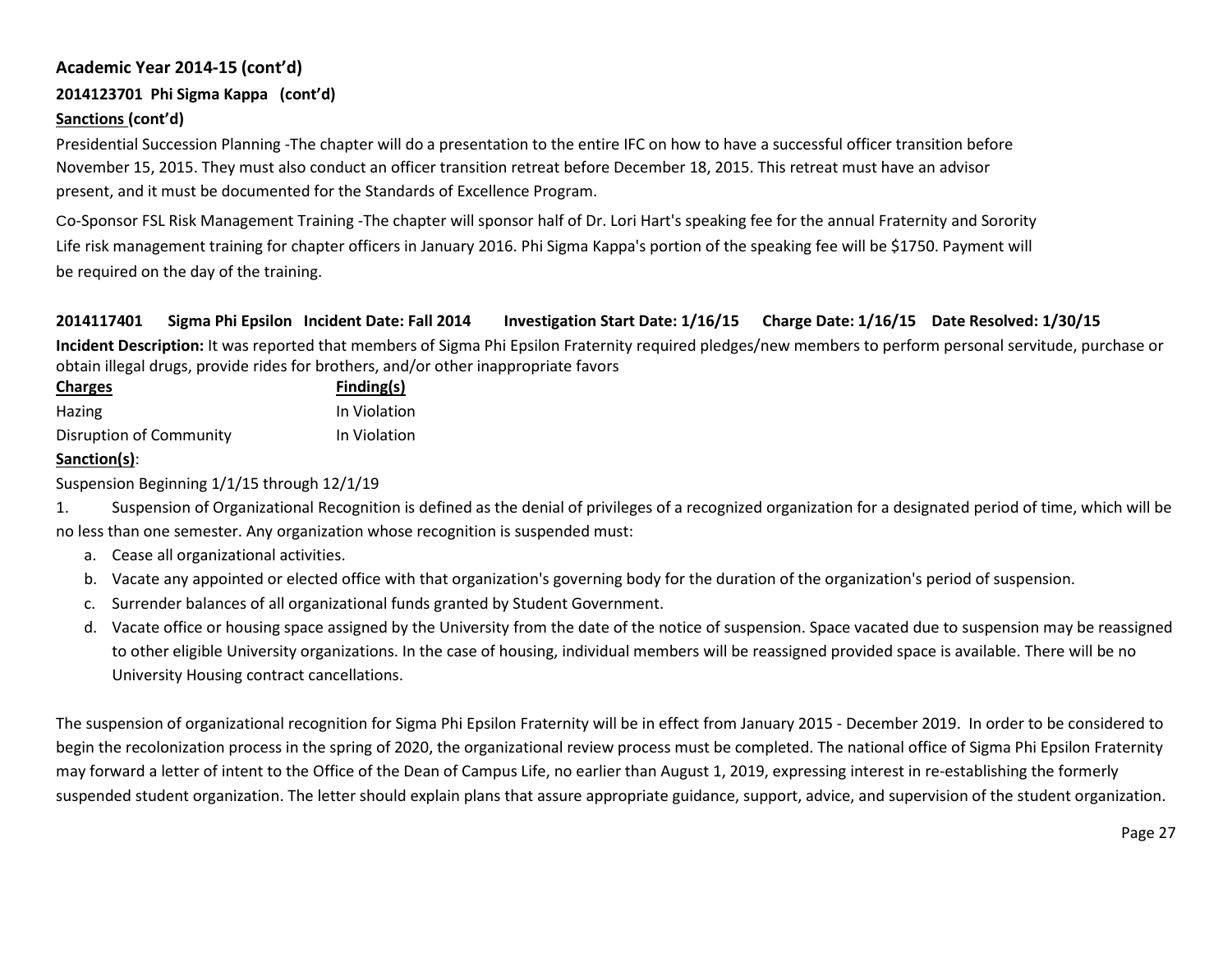## Academic Year 2014-15 (cont'd)

### 2014123701 Phi Sigma Kappa (cont'd)

**Sanctions (cont'd)**

Presidential Succession Planning -The chapter will do a presentation to the entire IFC on how to have a successful officer transition before November 15, 2015. They must also conduct an officer transition retreat before December 18, 2015. This retreat must have an advisor present, and it must be documented for the Standards of Excellence Program.

Co-Sponsor FSL Risk Management Training -The chapter will sponsor half of Dr. Lori Hart's speaking fee for the annual Fraternity and Sorority Life risk management training for chapter officers in January 2016. Phi Sigma Kappa's portion of the speaking fee will be $1750. Payment will be required on the day of the training.

### 2014117401 Sigma Phi Epsilon Incident Date: Fall 2014 Investigation Start Date: 1/16/15 Charge Date: 1/16/15 Date Resolved: 1/30/15

**Incident Description:** It was reported that members of Sigma Phi Epsilon Fraternity required pledges/new members to perform personal servitude, purchase or obtain illegal drugs, provide rides for brothers, and/or other inappropriate favors

| Charges | Finding(s) |
|---|---|
| Hazing | In Violation |
| Disruption of Community | In Violation |

**Sanction(s)**:

Suspension Beginning 1/1/15 through 12/1/19

1. Suspension of Organizational Recognition is defined as the denial of privileges of a recognized organization for a designated period of time, which will be no less than one semester. Any organization whose recognition is suspended must:
   a. Cease all organizational activities.
   b. Vacate any appointed or elected office with that organization's governing body for the duration of the organization's period of suspension.
   c. Surrender balances of all organizational funds granted by Student Government.
   d. Vacate office or housing space assigned by the University from the date of the notice of suspension. Space vacated due to suspension may be reassigned to other eligible University organizations. In the case of housing, individual members will be reassigned provided space is available. There will be no University Housing contract cancellations.

The suspension of organizational recognition for Sigma Phi Epsilon Fraternity will be in effect from January 2015 - December 2019. In order to be considered to begin the recolonization process in the spring of 2020, the organizational review process must be completed. The national office of Sigma Phi Epsilon Fraternity may forward a letter of intent to the Office of the Dean of Campus Life, no earlier than August 1, 2019, expressing interest in re-establishing the formerly suspended student organization. The letter should explain plans that assure appropriate guidance, support, advice, and supervision of the student organization.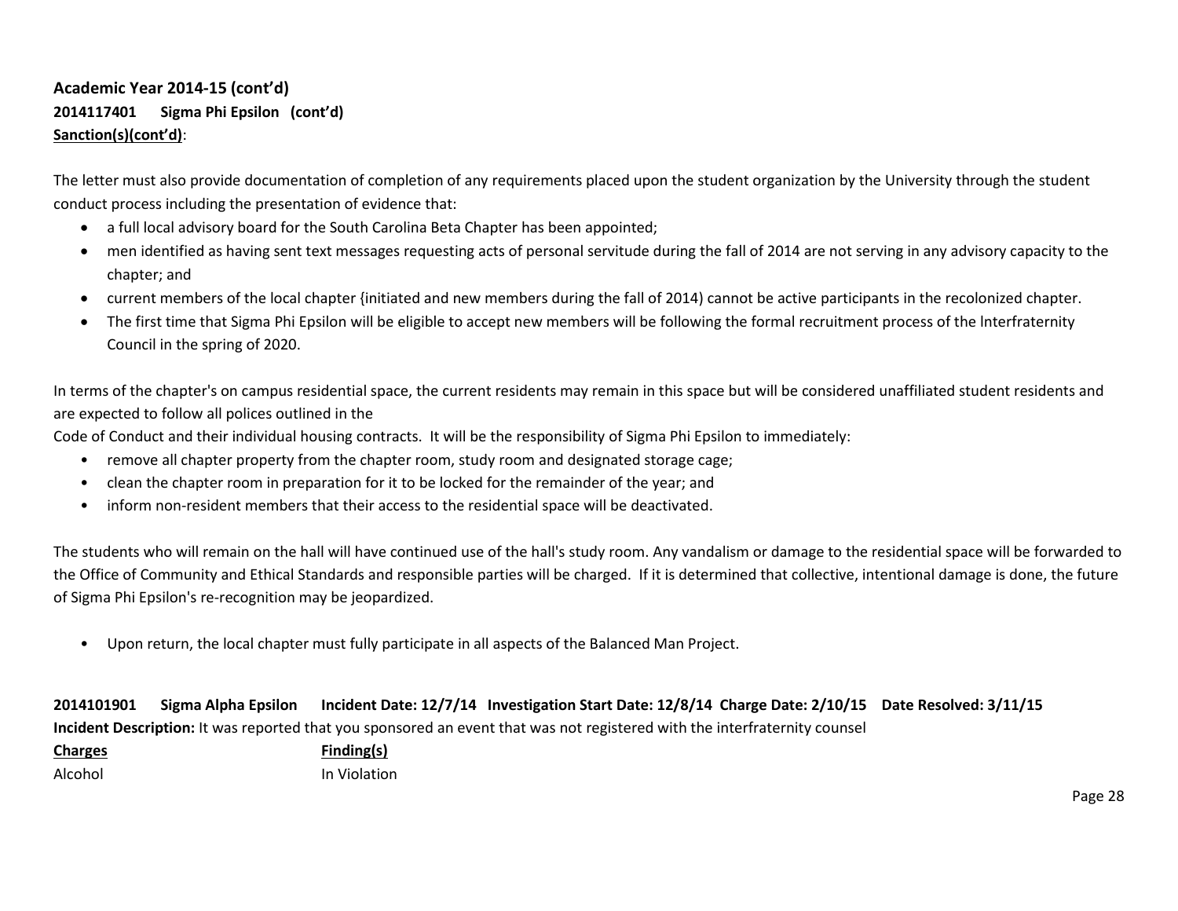**Academic Year 2014-15 (cont'd)**

**2014117401 Sigma Phi Epsilon (cont'd)**

**Sanction(s)(cont'd)**:

The letter must also provide documentation of completion of any requirements placed upon the student organization by the University through the student conduct process including the presentation of evidence that:

- a full local advisory board for the South Carolina Beta Chapter has been appointed;
- men identified as having sent text messages requesting acts of personal servitude during the fall of 2014 are not serving in any advisory capacity to the chapter; and
- current members of the local chapter {initiated and new members during the fall of 2014) cannot be active participants in the recolonized chapter.
- The first time that Sigma Phi Epsilon will be eligible to accept new members will be following the formal recruitment process of the lnterfraternity Council in the spring of 2020.

In terms of the chapter's on campus residential space, the current residents may remain in this space but will be considered unaffiliated student residents and are expected to follow all polices outlined in the
Code of Conduct and their individual housing contracts. It will be the responsibility of Sigma Phi Epsilon to immediately:

- remove all chapter property from the chapter room, study room and designated storage cage;
- clean the chapter room in preparation for it to be locked for the remainder of the year; and
- inform non-resident members that their access to the residential space will be deactivated.

The students who will remain on the hall will have continued use of the hall's study room. Any vandalism or damage to the residential space will be forwarded to the Office of Community and Ethical Standards and responsible parties will be charged. If it is determined that collective, intentional damage is done, the future of Sigma Phi Epsilon's re-recognition may be jeopardized.

- Upon return, the local chapter must fully participate in all aspects of the Balanced Man Project.

**2014101901 Sigma Alpha Epsilon Incident Date: 12/7/14 Investigation Start Date: 12/8/14 Charge Date: 2/10/15 Date Resolved: 3/11/15**

**Incident Description:** It was reported that you sponsored an event that was not registered with the interfraternity counsel

| **Charges** | **Finding(s)** |
| --- | --- |
| Alcohol | In Violation |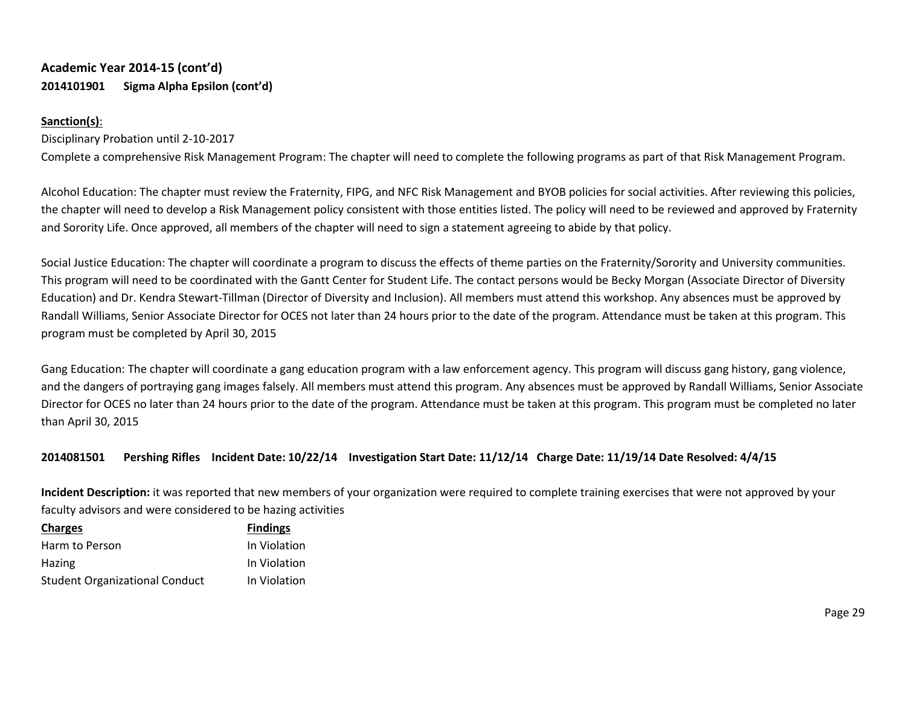**Academic Year 2014-15 (cont'd)**

**2014101901 Sigma Alpha Epsilon (cont'd)**

**Sanction(s)**:

Disciplinary Probation until 2-10-2017

Complete a comprehensive Risk Management Program: The chapter will need to complete the following programs as part of that Risk Management Program.

Alcohol Education: The chapter must review the Fraternity, FIPG, and NFC Risk Management and BYOB policies for social activities. After reviewing this policies, the chapter will need to develop a Risk Management policy consistent with those entities listed. The policy will need to be reviewed and approved by Fraternity and Sorority Life. Once approved, all members of the chapter will need to sign a statement agreeing to abide by that policy.

Social Justice Education: The chapter will coordinate a program to discuss the effects of theme parties on the Fraternity/Sorority and University communities. This program will need to be coordinated with the Gantt Center for Student Life. The contact persons would be Becky Morgan (Associate Director of Diversity Education) and Dr. Kendra Stewart-Tillman (Director of Diversity and Inclusion). All members must attend this workshop. Any absences must be approved by Randall Williams, Senior Associate Director for OCES not later than 24 hours prior to the date of the program. Attendance must be taken at this program. This program must be completed by April 30, 2015

Gang Education: The chapter will coordinate a gang education program with a law enforcement agency. This program will discuss gang history, gang violence, and the dangers of portraying gang images falsely. All members must attend this program. Any absences must be approved by Randall Williams, Senior Associate Director for OCES no later than 24 hours prior to the date of the program. Attendance must be taken at this program. This program must be completed no later than April 30, 2015

**2014081501 Pershing Rifles Incident Date: 10/22/14 Investigation Start Date: 11/12/14 Charge Date: 11/19/14 Date Resolved: 4/4/15**

**Incident Description:** it was reported that new members of your organization were required to complete training exercises that were not approved by your faculty advisors and were considered to be hazing activities

| **Charges** | **Findings** |
|---|---|
| Harm to Person | In Violation |
| Hazing | In Violation |
| Student Organizational Conduct | In Violation |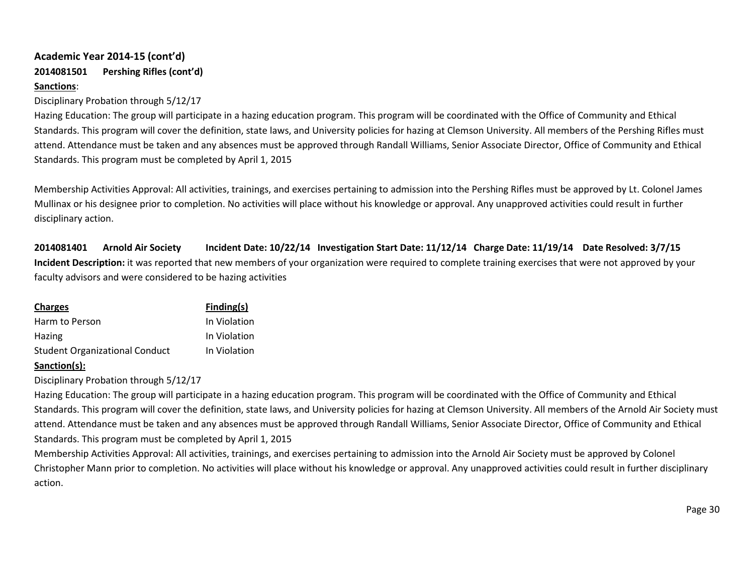### Academic Year 2014-15 (cont'd)

**2014081501 Pershing Rifles (cont'd)**

**Sanctions**:

Disciplinary Probation through 5/12/17

Hazing Education: The group will participate in a hazing education program. This program will be coordinated with the Office of Community and Ethical Standards. This program will cover the definition, state laws, and University policies for hazing at Clemson University. All members of the Pershing Rifles must attend. Attendance must be taken and any absences must be approved through Randall Williams, Senior Associate Director, Office of Community and Ethical Standards. This program must be completed by April 1, 2015

Membership Activities Approval: All activities, trainings, and exercises pertaining to admission into the Pershing Rifles must be approved by Lt. Colonel James Mullinax or his designee prior to completion. No activities will place without his knowledge or approval. Any unapproved activities could result in further disciplinary action.

**2014081401 Arnold Air Society Incident Date: 10/22/14 Investigation Start Date: 11/12/14 Charge Date: 11/19/14 Date Resolved: 3/7/15**

**Incident Description:** it was reported that new members of your organization were required to complete training exercises that were not approved by your faculty advisors and were considered to be hazing activities

| Charges | Finding(s) |
|---|---|
| Harm to Person | In Violation |
| Hazing | In Violation |
| Student Organizational Conduct | In Violation |

**Sanction(s):**

Disciplinary Probation through 5/12/17

Hazing Education: The group will participate in a hazing education program. This program will be coordinated with the Office of Community and Ethical Standards. This program will cover the definition, state laws, and University policies for hazing at Clemson University. All members of the Arnold Air Society must attend. Attendance must be taken and any absences must be approved through Randall Williams, Senior Associate Director, Office of Community and Ethical Standards. This program must be completed by April 1, 2015

Membership Activities Approval: All activities, trainings, and exercises pertaining to admission into the Arnold Air Society must be approved by Colonel Christopher Mann prior to completion. No activities will place without his knowledge or approval. Any unapproved activities could result in further disciplinary action.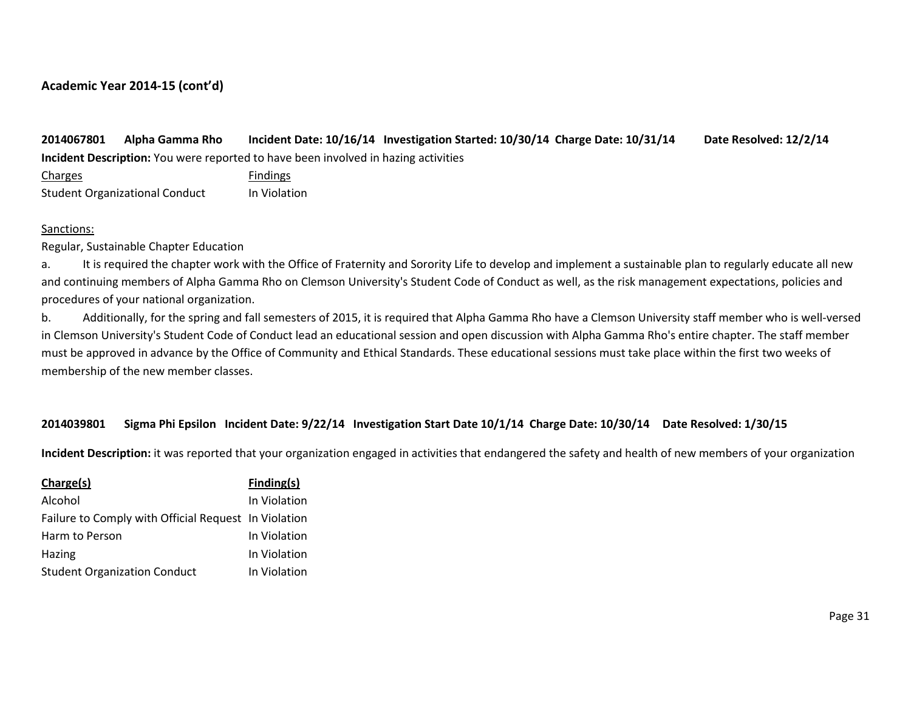**Academic Year 2014-15 (cont'd)**

**2014067801 Alpha Gamma Rho Incident Date: 10/16/14 Investigation Started: 10/30/14 Charge Date: 10/31/14 Date Resolved: 12/2/14**

**Incident Description:** You were reported to have been involved in hazing activities

| Charges | Findings |
| --- | --- |
| Student Organizational Conduct | In Violation |

Sanctions:

Regular, Sustainable Chapter Education

a. It is required the chapter work with the Office of Fraternity and Sorority Life to develop and implement a sustainable plan to regularly educate all new and continuing members of Alpha Gamma Rho on Clemson University's Student Code of Conduct as well, as the risk management expectations, policies and procedures of your national organization.

b. Additionally, for the spring and fall semesters of 2015, it is required that Alpha Gamma Rho have a Clemson University staff member who is well-versed in Clemson University's Student Code of Conduct lead an educational session and open discussion with Alpha Gamma Rho's entire chapter. The staff member must be approved in advance by the Office of Community and Ethical Standards. These educational sessions must take place within the first two weeks of membership of the new member classes.

**2014039801 Sigma Phi Epsilon Incident Date: 9/22/14 Investigation Start Date 10/1/14 Charge Date: 10/30/14 Date Resolved: 1/30/15**

**Incident Description:** it was reported that your organization engaged in activities that endangered the safety and health of new members of your organization

| Charge(s) | Finding(s) |
| --- | --- |
| Alcohol | In Violation |
| Failure to Comply with Official Request | In Violation |
| Harm to Person | In Violation |
| Hazing | In Violation |
| Student Organization Conduct | In Violation |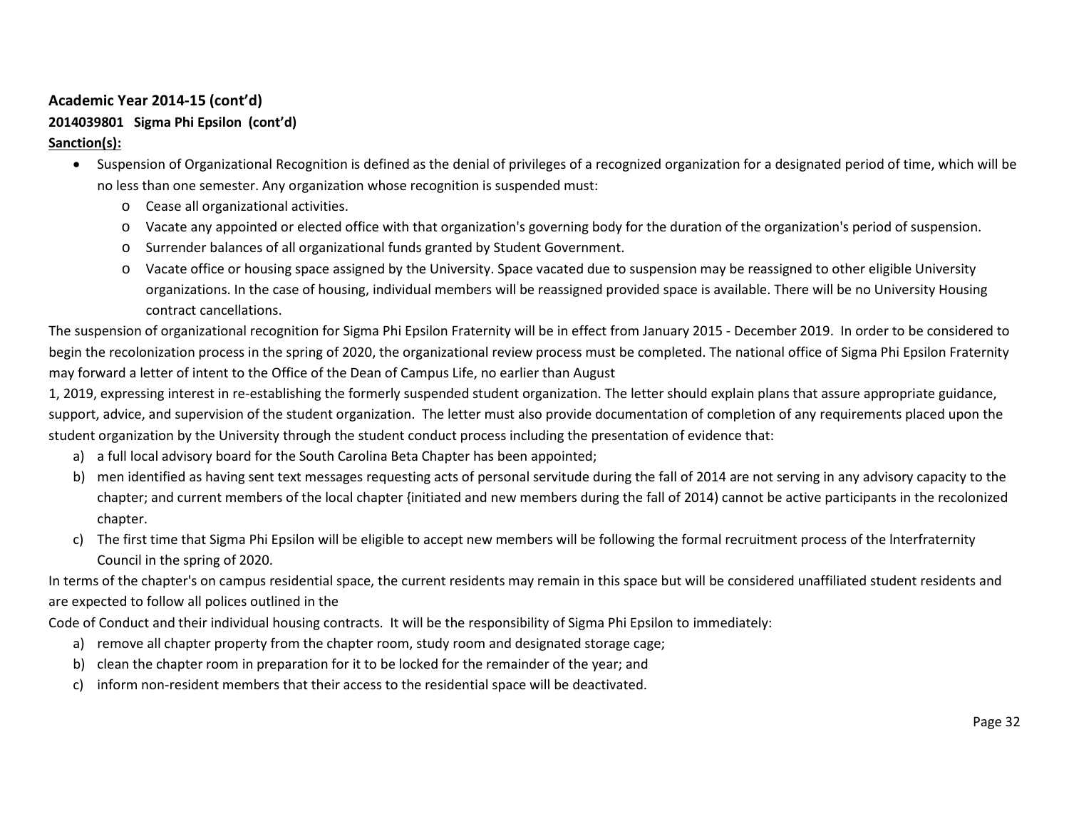**Academic Year 2014-15 (cont'd)**

**2014039801 Sigma Phi Epsilon (cont'd)**

**Sanction(s):**

- Suspension of Organizational Recognition is defined as the denial of privileges of a recognized organization for a designated period of time, which will be no less than one semester. Any organization whose recognition is suspended must:
  - Cease all organizational activities.
  - Vacate any appointed or elected office with that organization's governing body for the duration of the organization's period of suspension.
  - Surrender balances of all organizational funds granted by Student Government.
  - Vacate office or housing space assigned by the University. Space vacated due to suspension may be reassigned to other eligible University organizations. In the case of housing, individual members will be reassigned provided space is available. There will be no University Housing contract cancellations.

The suspension of organizational recognition for Sigma Phi Epsilon Fraternity will be in effect from January 2015 - December 2019. In order to be considered to begin the recolonization process in the spring of 2020, the organizational review process must be completed. The national office of Sigma Phi Epsilon Fraternity may forward a letter of intent to the Office of the Dean of Campus Life, no earlier than August 1, 2019, expressing interest in re-establishing the formerly suspended student organization. The letter should explain plans that assure appropriate guidance, support, advice, and supervision of the student organization. The letter must also provide documentation of completion of any requirements placed upon the student organization by the University through the student conduct process including the presentation of evidence that:

a) a full local advisory board for the South Carolina Beta Chapter has been appointed;
b) men identified as having sent text messages requesting acts of personal servitude during the fall of 2014 are not serving in any advisory capacity to the chapter; and current members of the local chapter {initiated and new members during the fall of 2014) cannot be active participants in the recolonized chapter.
c) The first time that Sigma Phi Epsilon will be eligible to accept new members will be following the formal recruitment process of the lnterfraternity Council in the spring of 2020.

In terms of the chapter's on campus residential space, the current residents may remain in this space but will be considered unaffiliated student residents and are expected to follow all polices outlined in the Code of Conduct and their individual housing contracts. It will be the responsibility of Sigma Phi Epsilon to immediately:

a) remove all chapter property from the chapter room, study room and designated storage cage;
b) clean the chapter room in preparation for it to be locked for the remainder of the year; and
c) inform non-resident members that their access to the residential space will be deactivated.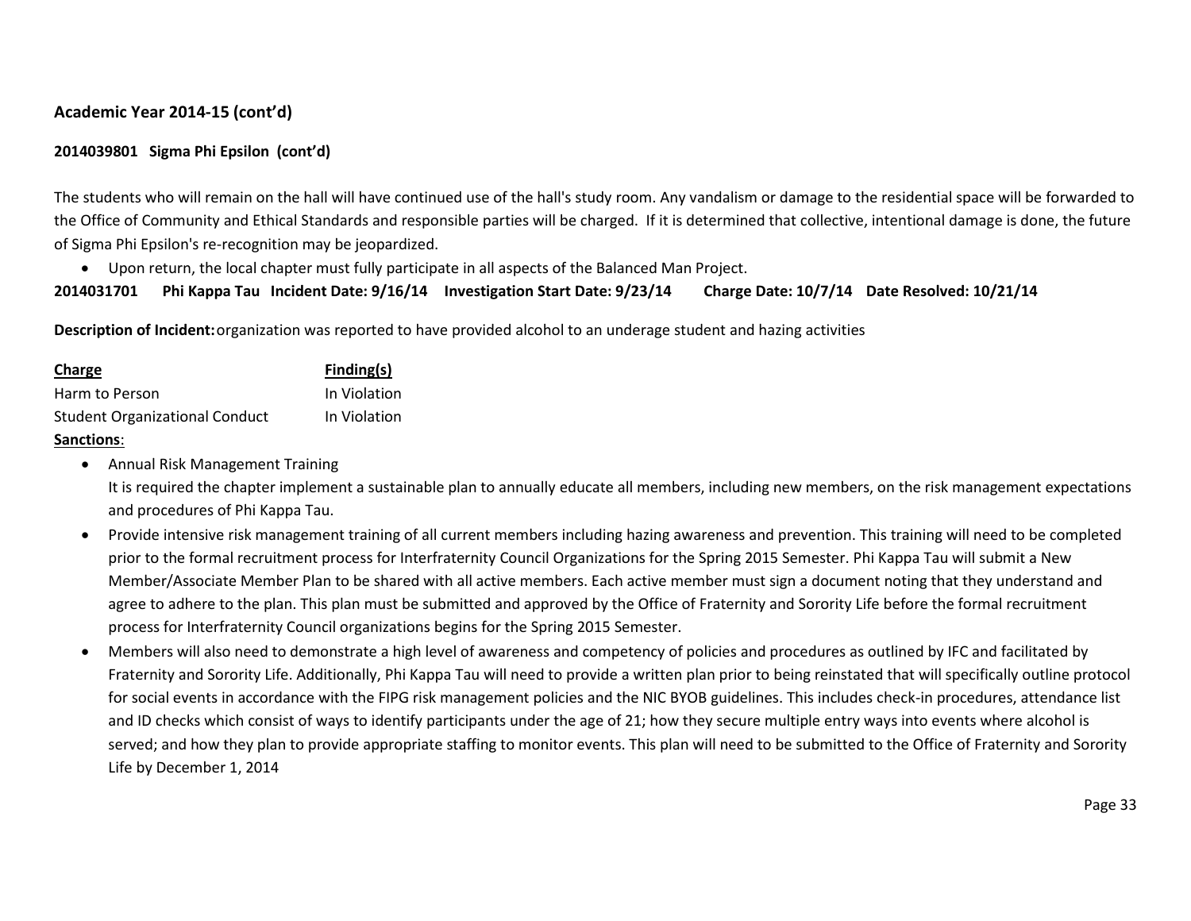### Academic Year 2014-15 (cont'd)

**2014039801 Sigma Phi Epsilon (cont'd)**

The students who will remain on the hall will have continued use of the hall's study room. Any vandalism or damage to the residential space will be forwarded to the Office of Community and Ethical Standards and responsible parties will be charged. If it is determined that collective, intentional damage is done, the future of Sigma Phi Epsilon's re-recognition may be jeopardized.

- Upon return, the local chapter must fully participate in all aspects of the Balanced Man Project.

**2014031701 Phi Kappa Tau Incident Date: 9/16/14 Investigation Start Date: 9/23/14 Charge Date: 10/7/14 Date Resolved: 10/21/14**

**Description of Incident:** organization was reported to have provided alcohol to an underage student and hazing activities

| Charge | Finding(s) |
|---|---|
| Harm to Person | In Violation |
| Student Organizational Conduct | In Violation |

**Sanctions**:

- Annual Risk Management Training
  It is required the chapter implement a sustainable plan to annually educate all members, including new members, on the risk management expectations and procedures of Phi Kappa Tau.
- Provide intensive risk management training of all current members including hazing awareness and prevention. This training will need to be completed prior to the formal recruitment process for Interfraternity Council Organizations for the Spring 2015 Semester. Phi Kappa Tau will submit a New Member/Associate Member Plan to be shared with all active members. Each active member must sign a document noting that they understand and agree to adhere to the plan. This plan must be submitted and approved by the Office of Fraternity and Sorority Life before the formal recruitment process for Interfraternity Council organizations begins for the Spring 2015 Semester.
- Members will also need to demonstrate a high level of awareness and competency of policies and procedures as outlined by IFC and facilitated by Fraternity and Sorority Life. Additionally, Phi Kappa Tau will need to provide a written plan prior to being reinstated that will specifically outline protocol for social events in accordance with the FIPG risk management policies and the NIC BYOB guidelines. This includes check-in procedures, attendance list and ID checks which consist of ways to identify participants under the age of 21; how they secure multiple entry ways into events where alcohol is served; and how they plan to provide appropriate staffing to monitor events. This plan will need to be submitted to the Office of Fraternity and Sorority Life by December 1, 2014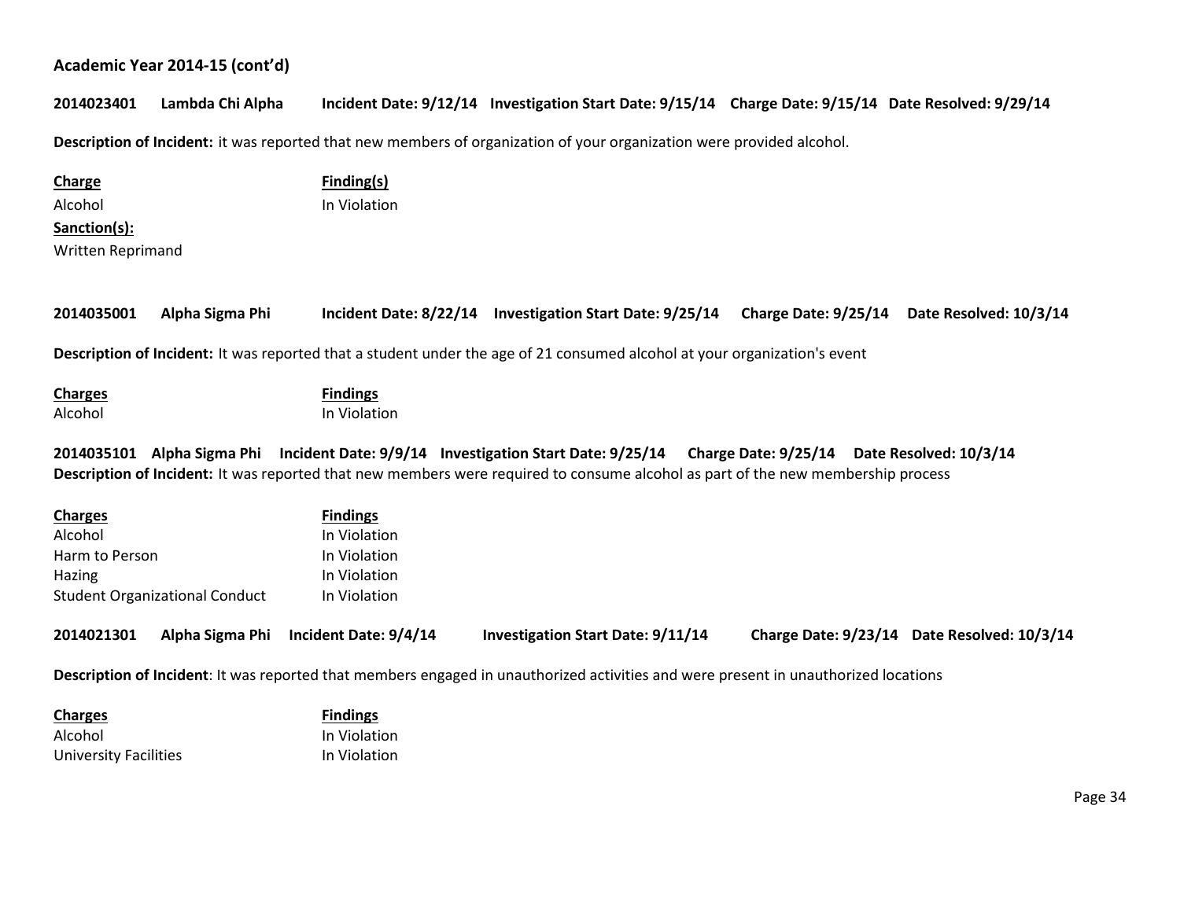**Academic Year 2014-15 (cont'd)**

**2014023401 Lambda Chi Alpha Incident Date: 9/12/14 Investigation Start Date: 9/15/14 Charge Date: 9/15/14 Date Resolved: 9/29/14**

**Description of Incident:** it was reported that new members of organization of your organization were provided alcohol.

| Charge | Finding(s) |
|---|---|
| Alcohol | In Violation |

**Sanction(s):**

Written Reprimand

**2014035001 Alpha Sigma Phi Incident Date: 8/22/14 Investigation Start Date: 9/25/14 Charge Date: 9/25/14 Date Resolved: 10/3/14**

**Description of Incident:** It was reported that a student under the age of 21 consumed alcohol at your organization's event

| Charges | Findings |
|---|---|
| Alcohol | In Violation |

**2014035101 Alpha Sigma Phi Incident Date: 9/9/14 Investigation Start Date: 9/25/14 Charge Date: 9/25/14 Date Resolved: 10/3/14**

**Description of Incident:** It was reported that new members were required to consume alcohol as part of the new membership process

| Charges | Findings |
|---|---|
| Alcohol | In Violation |
| Harm to Person | In Violation |
| Hazing | In Violation |
| Student Organizational Conduct | In Violation |

**2014021301 Alpha Sigma Phi Incident Date: 9/4/14 Investigation Start Date: 9/11/14 Charge Date: 9/23/14 Date Resolved: 10/3/14**

**Description of Incident**: It was reported that members engaged in unauthorized activities and were present in unauthorized locations

| Charges | Findings |
|---|---|
| Alcohol | In Violation |
| University Facilities | In Violation |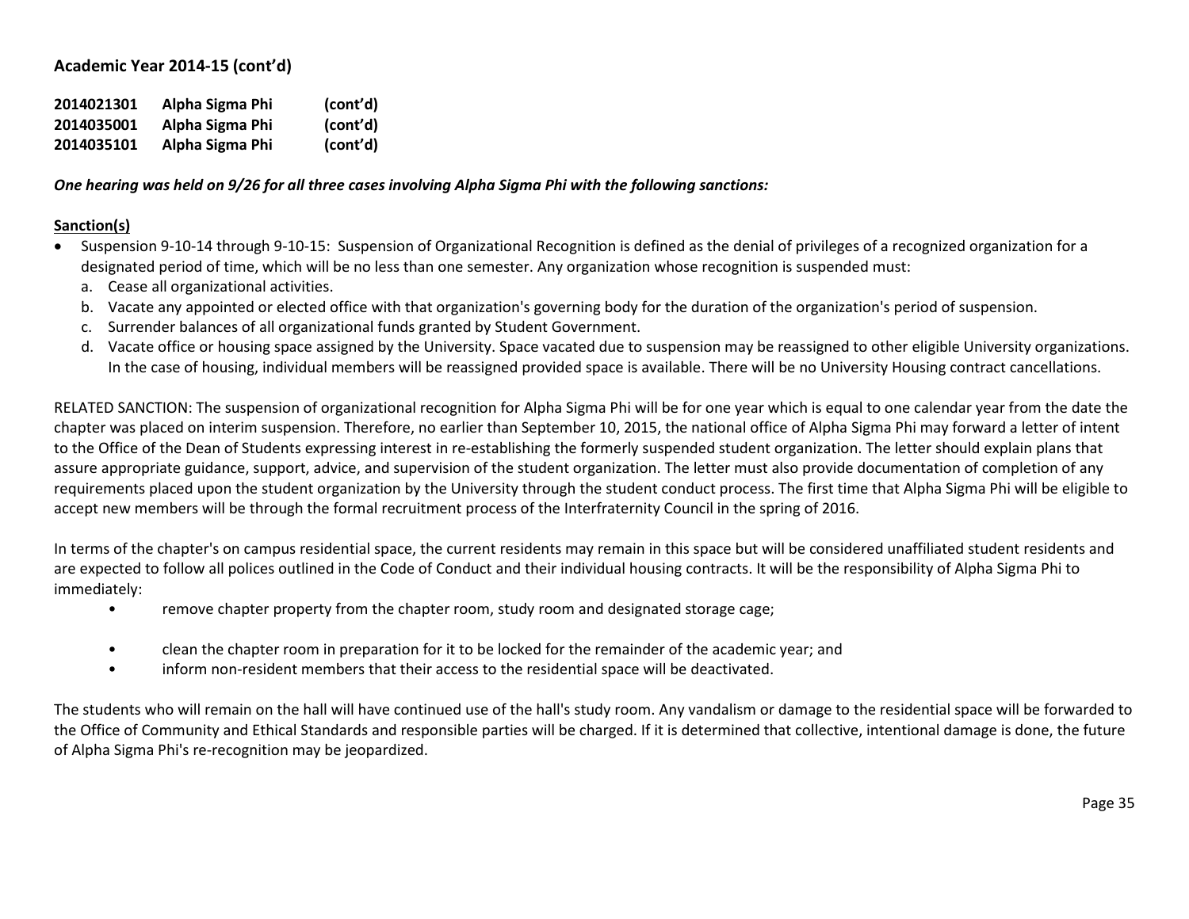**Academic Year 2014-15 (cont'd)**

| | | |
|---|---|---|
| **2014021301** | **Alpha Sigma Phi** | **(cont'd)** |
| **2014035001** | **Alpha Sigma Phi** | **(cont'd)** |
| **2014035101** | **Alpha Sigma Phi** | **(cont'd)** |

***One hearing was held on 9/26 for all three cases involving Alpha Sigma Phi with the following sanctions:***

**Sanction(s)**

- Suspension 9-10-14 through 9-10-15: Suspension of Organizational Recognition is defined as the denial of privileges of a recognized organization for a designated period of time, which will be no less than one semester. Any organization whose recognition is suspended must:
  a. Cease all organizational activities.
  b. Vacate any appointed or elected office with that organization's governing body for the duration of the organization's period of suspension.
  c. Surrender balances of all organizational funds granted by Student Government.
  d. Vacate office or housing space assigned by the University. Space vacated due to suspension may be reassigned to other eligible University organizations. In the case of housing, individual members will be reassigned provided space is available. There will be no University Housing contract cancellations.

RELATED SANCTION: The suspension of organizational recognition for Alpha Sigma Phi will be for one year which is equal to one calendar year from the date the chapter was placed on interim suspension. Therefore, no earlier than September 10, 2015, the national office of Alpha Sigma Phi may forward a letter of intent to the Office of the Dean of Students expressing interest in re-establishing the formerly suspended student organization. The letter should explain plans that assure appropriate guidance, support, advice, and supervision of the student organization. The letter must also provide documentation of completion of any requirements placed upon the student organization by the University through the student conduct process. The first time that Alpha Sigma Phi will be eligible to accept new members will be through the formal recruitment process of the Interfraternity Council in the spring of 2016.

In terms of the chapter's on campus residential space, the current residents may remain in this space but will be considered unaffiliated student residents and are expected to follow all polices outlined in the Code of Conduct and their individual housing contracts. It will be the responsibility of Alpha Sigma Phi to immediately:

- remove chapter property from the chapter room, study room and designated storage cage;
- clean the chapter room in preparation for it to be locked for the remainder of the academic year; and
- inform non-resident members that their access to the residential space will be deactivated.

The students who will remain on the hall will have continued use of the hall's study room. Any vandalism or damage to the residential space will be forwarded to the Office of Community and Ethical Standards and responsible parties will be charged. If it is determined that collective, intentional damage is done, the future of Alpha Sigma Phi's re-recognition may be jeopardized.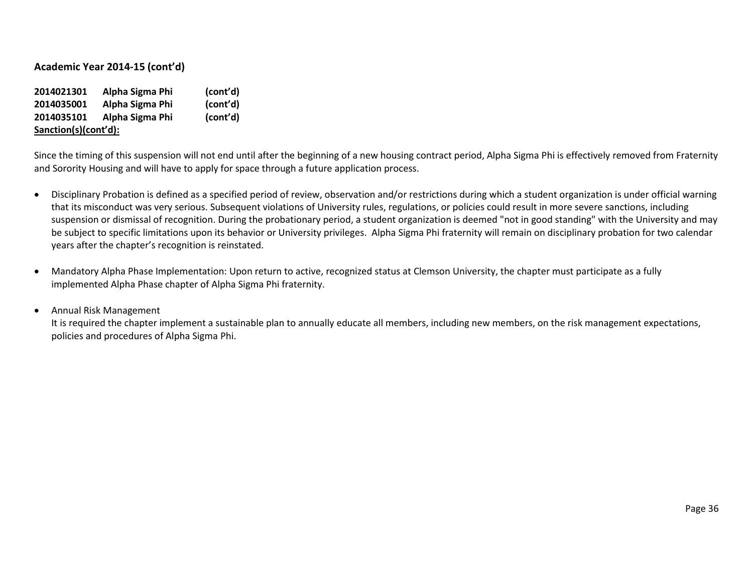### Academic Year 2014-15 (cont'd)

**2014021301 Alpha Sigma Phi (cont'd)**
**2014035001 Alpha Sigma Phi (cont'd)**
**2014035101 Alpha Sigma Phi (cont'd)**
**<u>Sanction(s)(cont'd):</u>**

Since the timing of this suspension will not end until after the beginning of a new housing contract period, Alpha Sigma Phi is effectively removed from Fraternity and Sorority Housing and will have to apply for space through a future application process.

- Disciplinary Probation is defined as a specified period of review, observation and/or restrictions during which a student organization is under official warning that its misconduct was very serious. Subsequent violations of University rules, regulations, or policies could result in more severe sanctions, including suspension or dismissal of recognition. During the probationary period, a student organization is deemed "not in good standing" with the University and may be subject to specific limitations upon its behavior or University privileges. Alpha Sigma Phi fraternity will remain on disciplinary probation for two calendar years after the chapter's recognition is reinstated.

- Mandatory Alpha Phase Implementation: Upon return to active, recognized status at Clemson University, the chapter must participate as a fully implemented Alpha Phase chapter of Alpha Sigma Phi fraternity.

- Annual Risk Management
  It is required the chapter implement a sustainable plan to annually educate all members, including new members, on the risk management expectations, policies and procedures of Alpha Sigma Phi.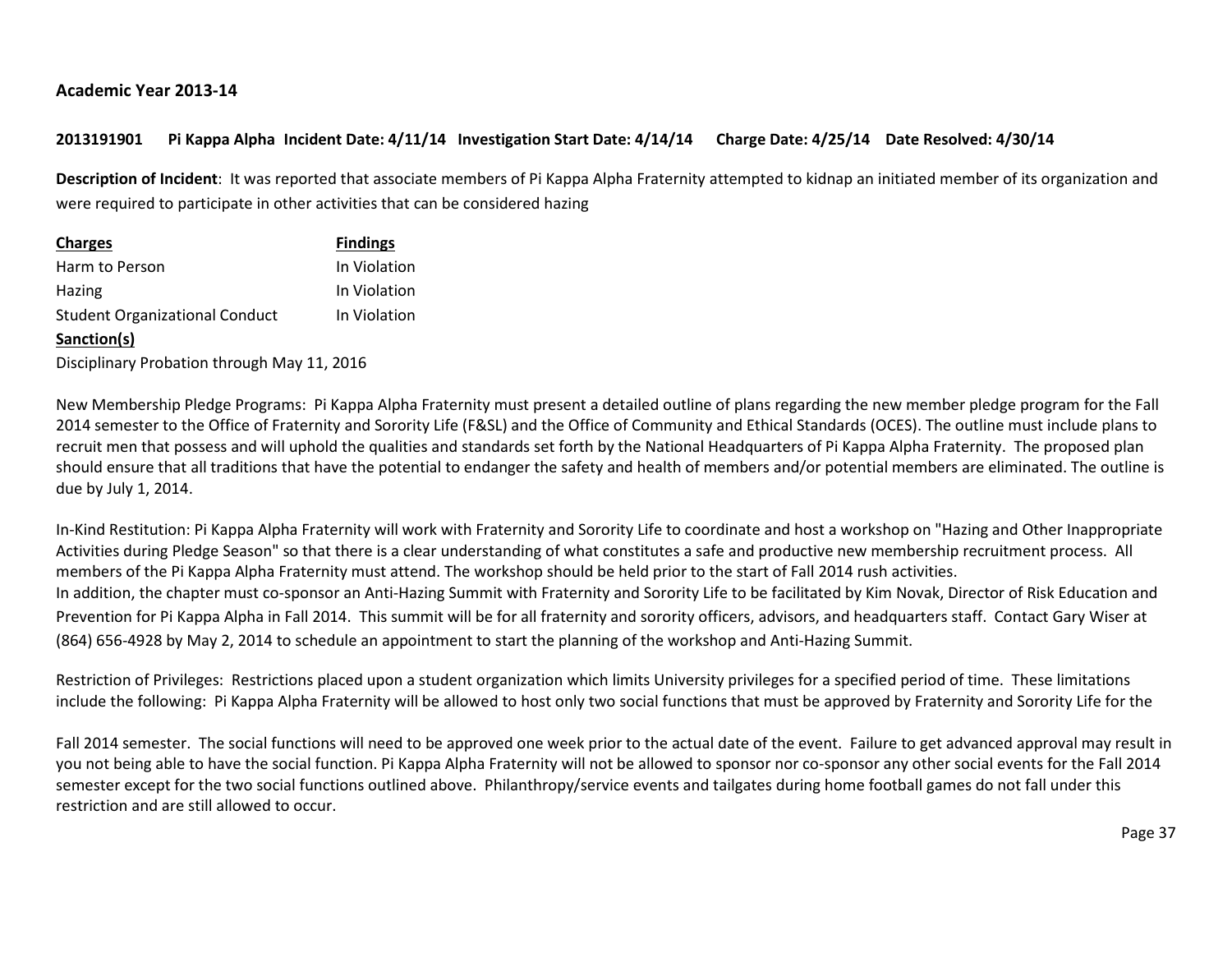### Academic Year 2013-14

**2013191901 Pi Kappa Alpha Incident Date: 4/11/14 Investigation Start Date: 4/14/14 Charge Date: 4/25/14 Date Resolved: 4/30/14**

**Description of Incident**: It was reported that associate members of Pi Kappa Alpha Fraternity attempted to kidnap an initiated member of its organization and were required to participate in other activities that can be considered hazing

| Charges | Findings |
|---|---|
| Harm to Person | In Violation |
| Hazing | In Violation |
| Student Organizational Conduct | In Violation |

**Sanction(s)**

Disciplinary Probation through May 11, 2016

New Membership Pledge Programs: Pi Kappa Alpha Fraternity must present a detailed outline of plans regarding the new member pledge program for the Fall 2014 semester to the Office of Fraternity and Sorority Life (F&SL) and the Office of Community and Ethical Standards (OCES). The outline must include plans to recruit men that possess and will uphold the qualities and standards set forth by the National Headquarters of Pi Kappa Alpha Fraternity. The proposed plan should ensure that all traditions that have the potential to endanger the safety and health of members and/or potential members are eliminated. The outline is due by July 1, 2014.

In-Kind Restitution: Pi Kappa Alpha Fraternity will work with Fraternity and Sorority Life to coordinate and host a workshop on "Hazing and Other Inappropriate Activities during Pledge Season" so that there is a clear understanding of what constitutes a safe and productive new membership recruitment process. All members of the Pi Kappa Alpha Fraternity must attend. The workshop should be held prior to the start of Fall 2014 rush activities.
In addition, the chapter must co-sponsor an Anti-Hazing Summit with Fraternity and Sorority Life to be facilitated by Kim Novak, Director of Risk Education and Prevention for Pi Kappa Alpha in Fall 2014. This summit will be for all fraternity and sorority officers, advisors, and headquarters staff. Contact Gary Wiser at (864) 656-4928 by May 2, 2014 to schedule an appointment to start the planning of the workshop and Anti-Hazing Summit.

Restriction of Privileges: Restrictions placed upon a student organization which limits University privileges for a specified period of time. These limitations include the following: Pi Kappa Alpha Fraternity will be allowed to host only two social functions that must be approved by Fraternity and Sorority Life for the Fall 2014 semester. The social functions will need to be approved one week prior to the actual date of the event. Failure to get advanced approval may result in you not being able to have the social function. Pi Kappa Alpha Fraternity will not be allowed to sponsor nor co-sponsor any other social events for the Fall 2014 semester except for the two social functions outlined above. Philanthropy/service events and tailgates during home football games do not fall under this restriction and are still allowed to occur.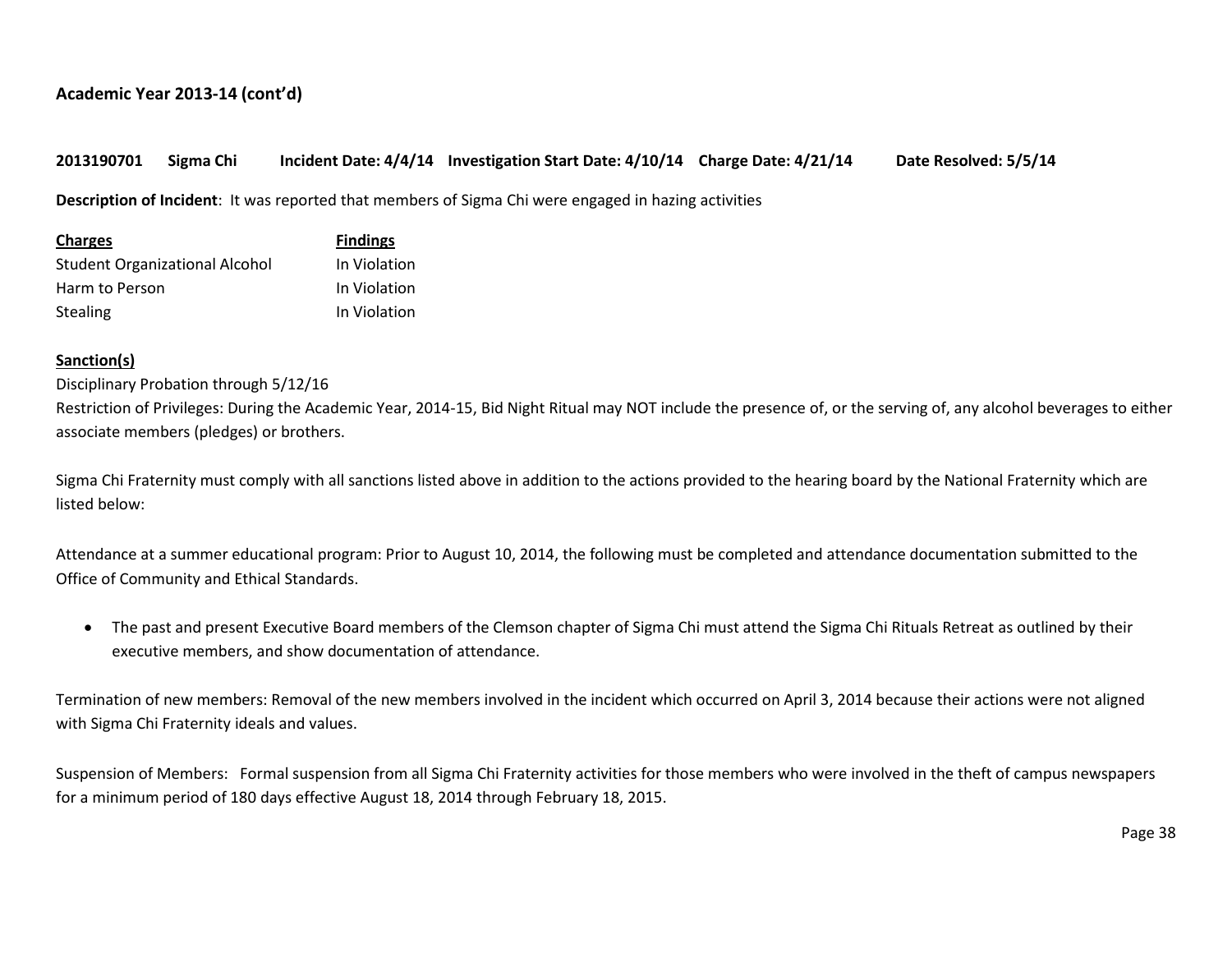**Academic Year 2013-14 (cont'd)**

**2013190701 Sigma Chi Incident Date: 4/4/14 Investigation Start Date: 4/10/14 Charge Date: 4/21/14 Date Resolved: 5/5/14**

**Description of Incident**: It was reported that members of Sigma Chi were engaged in hazing activities

| Charges | Findings |
|---|---|
| Student Organizational Alcohol | In Violation |
| Harm to Person | In Violation |
| Stealing | In Violation |

**Sanction(s)**

Disciplinary Probation through 5/12/16

Restriction of Privileges: During the Academic Year, 2014-15, Bid Night Ritual may NOT include the presence of, or the serving of, any alcohol beverages to either associate members (pledges) or brothers.

Sigma Chi Fraternity must comply with all sanctions listed above in addition to the actions provided to the hearing board by the National Fraternity which are listed below:

Attendance at a summer educational program: Prior to August 10, 2014, the following must be completed and attendance documentation submitted to the Office of Community and Ethical Standards.

- The past and present Executive Board members of the Clemson chapter of Sigma Chi must attend the Sigma Chi Rituals Retreat as outlined by their executive members, and show documentation of attendance.

Termination of new members: Removal of the new members involved in the incident which occurred on April 3, 2014 because their actions were not aligned with Sigma Chi Fraternity ideals and values.

Suspension of Members: Formal suspension from all Sigma Chi Fraternity activities for those members who were involved in the theft of campus newspapers for a minimum period of 180 days effective August 18, 2014 through February 18, 2015.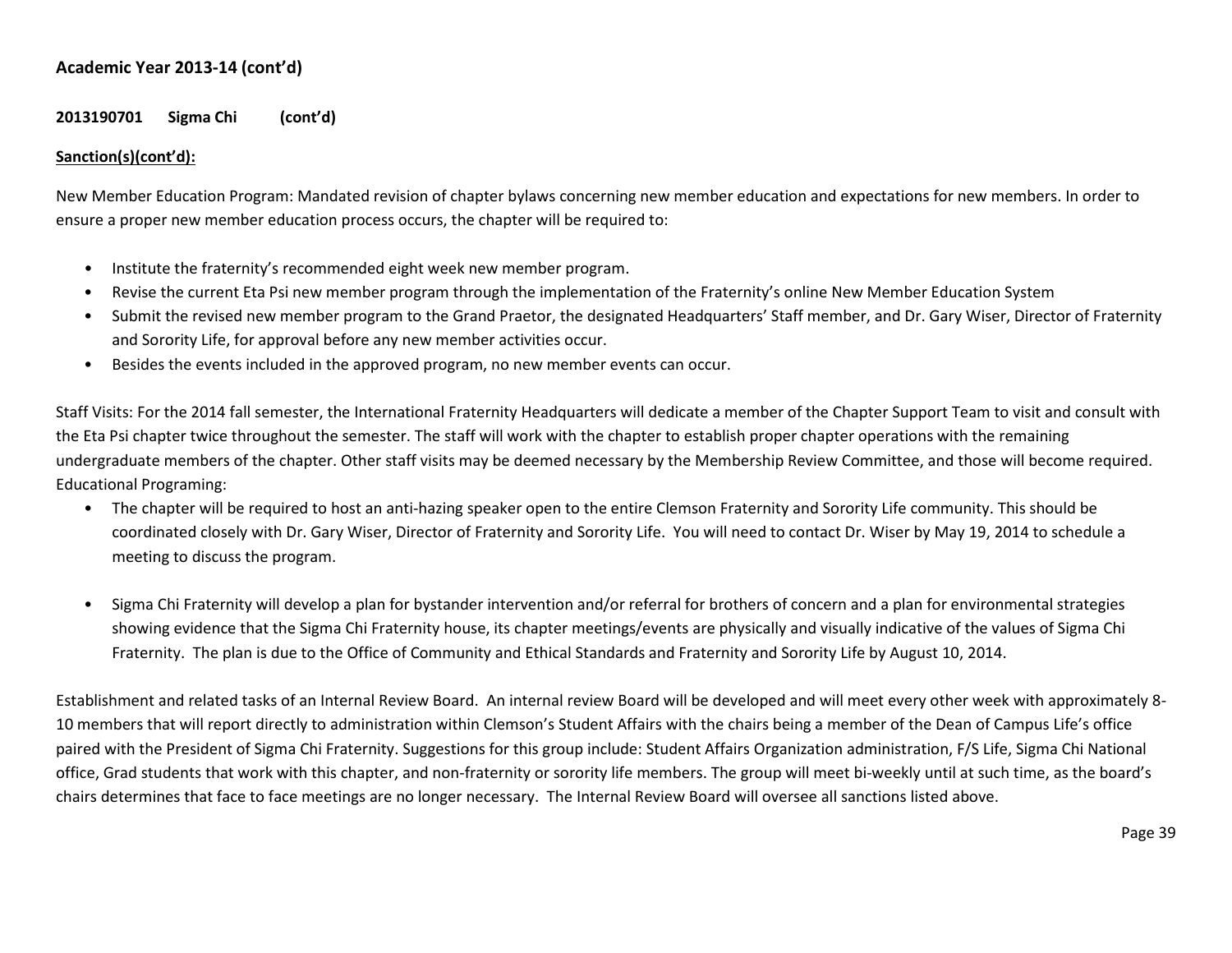**Academic Year 2013-14 (cont'd)**

**2013190701 Sigma Chi (cont'd)**

**Sanction(s)(cont'd):**

New Member Education Program: Mandated revision of chapter bylaws concerning new member education and expectations for new members. In order to ensure a proper new member education process occurs, the chapter will be required to:

- Institute the fraternity's recommended eight week new member program.
- Revise the current Eta Psi new member program through the implementation of the Fraternity's online New Member Education System
- Submit the revised new member program to the Grand Praetor, the designated Headquarters' Staff member, and Dr. Gary Wiser, Director of Fraternity and Sorority Life, for approval before any new member activities occur.
- Besides the events included in the approved program, no new member events can occur.

Staff Visits: For the 2014 fall semester, the International Fraternity Headquarters will dedicate a member of the Chapter Support Team to visit and consult with the Eta Psi chapter twice throughout the semester. The staff will work with the chapter to establish proper chapter operations with the remaining undergraduate members of the chapter. Other staff visits may be deemed necessary by the Membership Review Committee, and those will become required.
Educational Programing:

- The chapter will be required to host an anti-hazing speaker open to the entire Clemson Fraternity and Sorority Life community. This should be coordinated closely with Dr. Gary Wiser, Director of Fraternity and Sorority Life. You will need to contact Dr. Wiser by May 19, 2014 to schedule a meeting to discuss the program.

- Sigma Chi Fraternity will develop a plan for bystander intervention and/or referral for brothers of concern and a plan for environmental strategies showing evidence that the Sigma Chi Fraternity house, its chapter meetings/events are physically and visually indicative of the values of Sigma Chi Fraternity. The plan is due to the Office of Community and Ethical Standards and Fraternity and Sorority Life by August 10, 2014.

Establishment and related tasks of an Internal Review Board. An internal review Board will be developed and will meet every other week with approximately 8-10 members that will report directly to administration within Clemson's Student Affairs with the chairs being a member of the Dean of Campus Life's office paired with the President of Sigma Chi Fraternity. Suggestions for this group include: Student Affairs Organization administration, F/S Life, Sigma Chi National office, Grad students that work with this chapter, and non-fraternity or sorority life members. The group will meet bi-weekly until at such time, as the board's chairs determines that face to face meetings are no longer necessary. The Internal Review Board will oversee all sanctions listed above.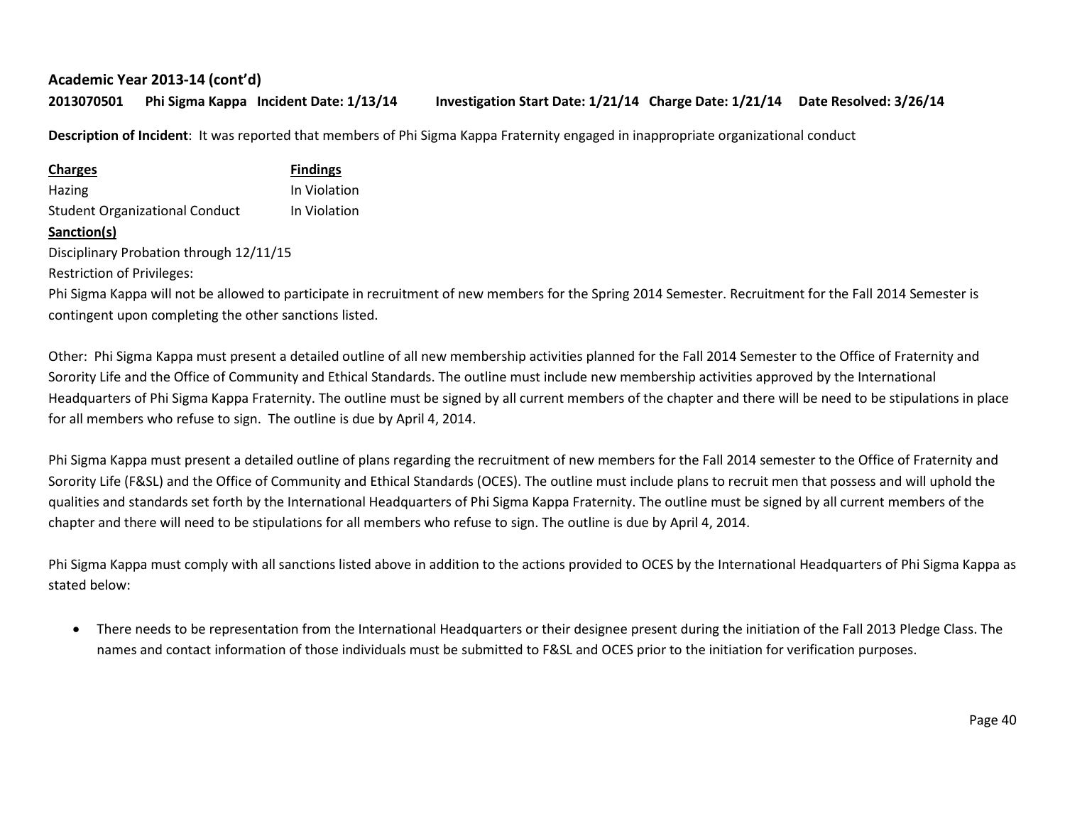**Academic Year 2013-14 (cont'd)**

**2013070501 Phi Sigma Kappa Incident Date: 1/13/14 Investigation Start Date: 1/21/14 Charge Date: 1/21/14 Date Resolved: 3/26/14**

**Description of Incident**: It was reported that members of Phi Sigma Kappa Fraternity engaged in inappropriate organizational conduct

| Charges | Findings |
|---|---|
| Hazing | In Violation |
| Student Organizational Conduct | In Violation |

**Sanction(s)**

Disciplinary Probation through 12/11/15

Restriction of Privileges:

Phi Sigma Kappa will not be allowed to participate in recruitment of new members for the Spring 2014 Semester. Recruitment for the Fall 2014 Semester is contingent upon completing the other sanctions listed.

Other: Phi Sigma Kappa must present a detailed outline of all new membership activities planned for the Fall 2014 Semester to the Office of Fraternity and Sorority Life and the Office of Community and Ethical Standards. The outline must include new membership activities approved by the International Headquarters of Phi Sigma Kappa Fraternity. The outline must be signed by all current members of the chapter and there will be need to be stipulations in place for all members who refuse to sign. The outline is due by April 4, 2014.

Phi Sigma Kappa must present a detailed outline of plans regarding the recruitment of new members for the Fall 2014 semester to the Office of Fraternity and Sorority Life (F&SL) and the Office of Community and Ethical Standards (OCES). The outline must include plans to recruit men that possess and will uphold the qualities and standards set forth by the International Headquarters of Phi Sigma Kappa Fraternity. The outline must be signed by all current members of the chapter and there will need to be stipulations for all members who refuse to sign. The outline is due by April 4, 2014.

Phi Sigma Kappa must comply with all sanctions listed above in addition to the actions provided to OCES by the International Headquarters of Phi Sigma Kappa as stated below:

- There needs to be representation from the International Headquarters or their designee present during the initiation of the Fall 2013 Pledge Class. The names and contact information of those individuals must be submitted to F&SL and OCES prior to the initiation for verification purposes.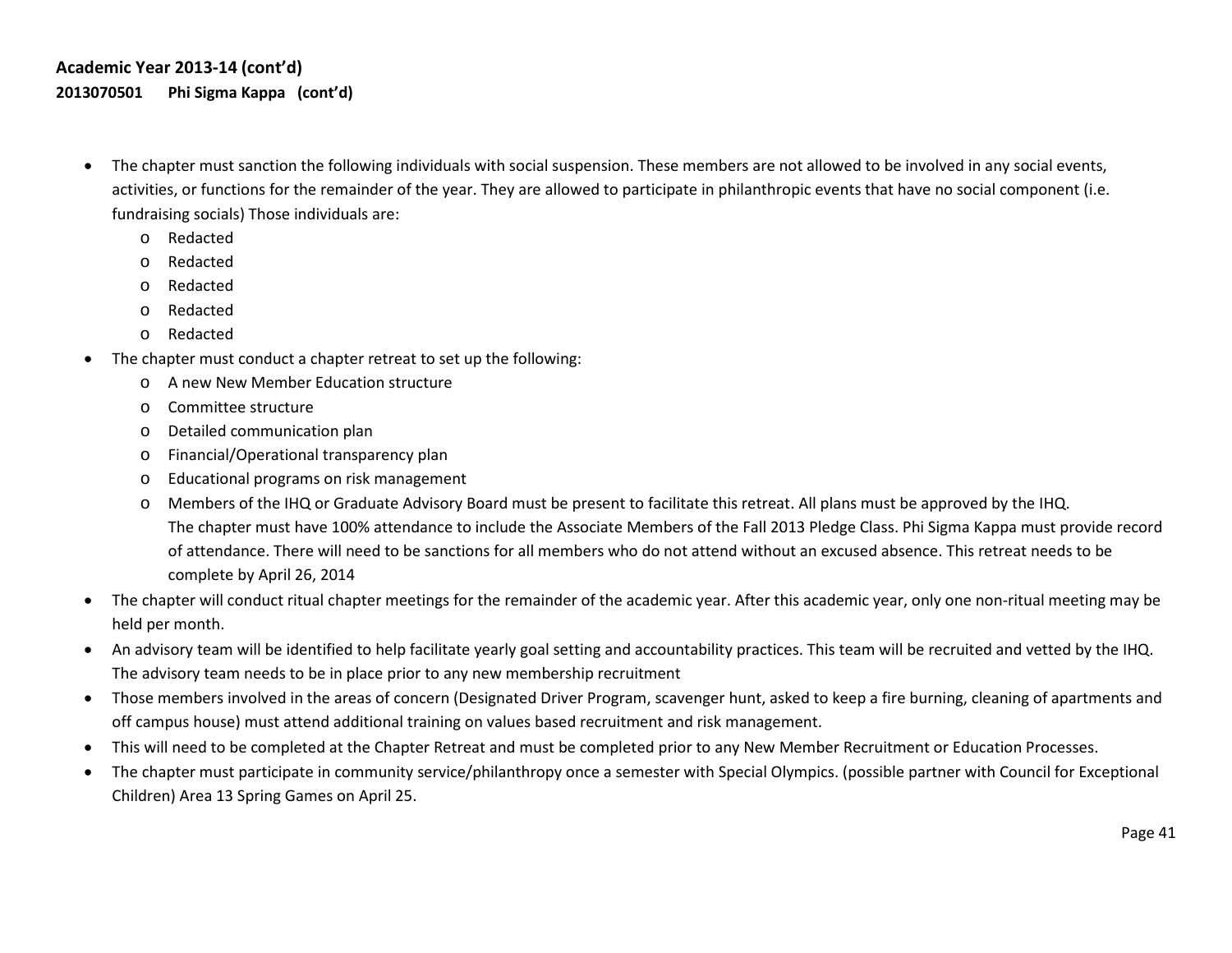**Academic Year 2013-14 (cont'd)**

**2013070501 Phi Sigma Kappa (cont'd)**

- The chapter must sanction the following individuals with social suspension. These members are not allowed to be involved in any social events, activities, or functions for the remainder of the year. They are allowed to participate in philanthropic events that have no social component (i.e. fundraising socials) Those individuals are:
  - Redacted
  - Redacted
  - Redacted
  - Redacted
  - Redacted
- The chapter must conduct a chapter retreat to set up the following:
  - A new New Member Education structure
  - Committee structure
  - Detailed communication plan
  - Financial/Operational transparency plan
  - Educational programs on risk management
  - Members of the IHQ or Graduate Advisory Board must be present to facilitate this retreat. All plans must be approved by the IHQ. The chapter must have 100% attendance to include the Associate Members of the Fall 2013 Pledge Class. Phi Sigma Kappa must provide record of attendance. There will need to be sanctions for all members who do not attend without an excused absence. This retreat needs to be complete by April 26, 2014
- The chapter will conduct ritual chapter meetings for the remainder of the academic year. After this academic year, only one non-ritual meeting may be held per month.
- An advisory team will be identified to help facilitate yearly goal setting and accountability practices. This team will be recruited and vetted by the IHQ. The advisory team needs to be in place prior to any new membership recruitment
- Those members involved in the areas of concern (Designated Driver Program, scavenger hunt, asked to keep a fire burning, cleaning of apartments and off campus house) must attend additional training on values based recruitment and risk management.
- This will need to be completed at the Chapter Retreat and must be completed prior to any New Member Recruitment or Education Processes.
- The chapter must participate in community service/philanthropy once a semester with Special Olympics. (possible partner with Council for Exceptional Children) Area 13 Spring Games on April 25.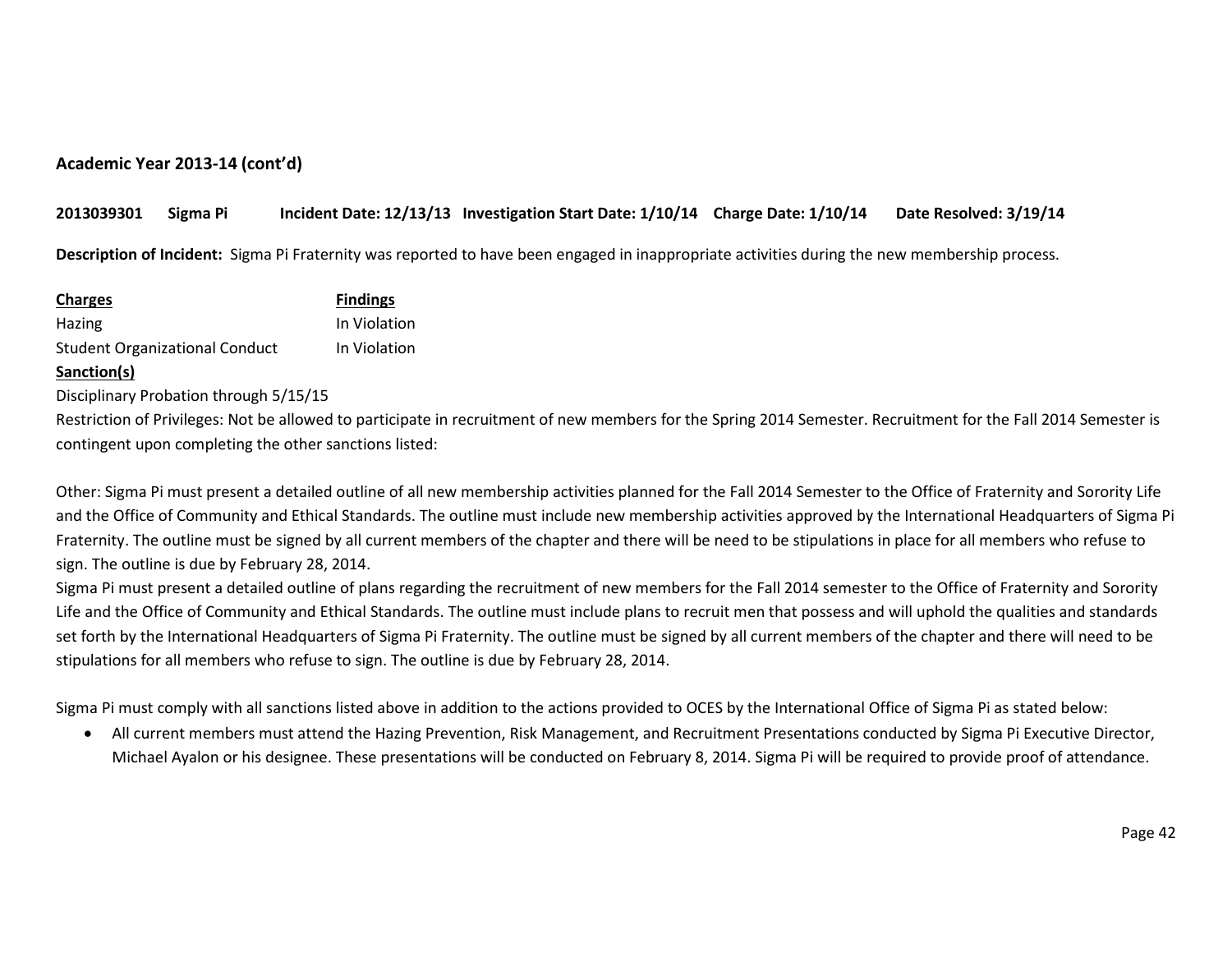### Academic Year 2013-14 (cont'd)

**2013039301 Sigma Pi Incident Date: 12/13/13 Investigation Start Date: 1/10/14 Charge Date: 1/10/14 Date Resolved: 3/19/14**

**Description of Incident:** Sigma Pi Fraternity was reported to have been engaged in inappropriate activities during the new membership process.

| Charges | Findings |
|---|---|
| Hazing | In Violation |
| Student Organizational Conduct | In Violation |

**Sanction(s)**

Disciplinary Probation through 5/15/15

Restriction of Privileges: Not be allowed to participate in recruitment of new members for the Spring 2014 Semester. Recruitment for the Fall 2014 Semester is contingent upon completing the other sanctions listed:

Other: Sigma Pi must present a detailed outline of all new membership activities planned for the Fall 2014 Semester to the Office of Fraternity and Sorority Life and the Office of Community and Ethical Standards. The outline must include new membership activities approved by the International Headquarters of Sigma Pi Fraternity. The outline must be signed by all current members of the chapter and there will be need to be stipulations in place for all members who refuse to sign. The outline is due by February 28, 2014.

Sigma Pi must present a detailed outline of plans regarding the recruitment of new members for the Fall 2014 semester to the Office of Fraternity and Sorority Life and the Office of Community and Ethical Standards. The outline must include plans to recruit men that possess and will uphold the qualities and standards set forth by the International Headquarters of Sigma Pi Fraternity. The outline must be signed by all current members of the chapter and there will need to be stipulations for all members who refuse to sign. The outline is due by February 28, 2014.

Sigma Pi must comply with all sanctions listed above in addition to the actions provided to OCES by the International Office of Sigma Pi as stated below:

- All current members must attend the Hazing Prevention, Risk Management, and Recruitment Presentations conducted by Sigma Pi Executive Director, Michael Ayalon or his designee. These presentations will be conducted on February 8, 2014. Sigma Pi will be required to provide proof of attendance.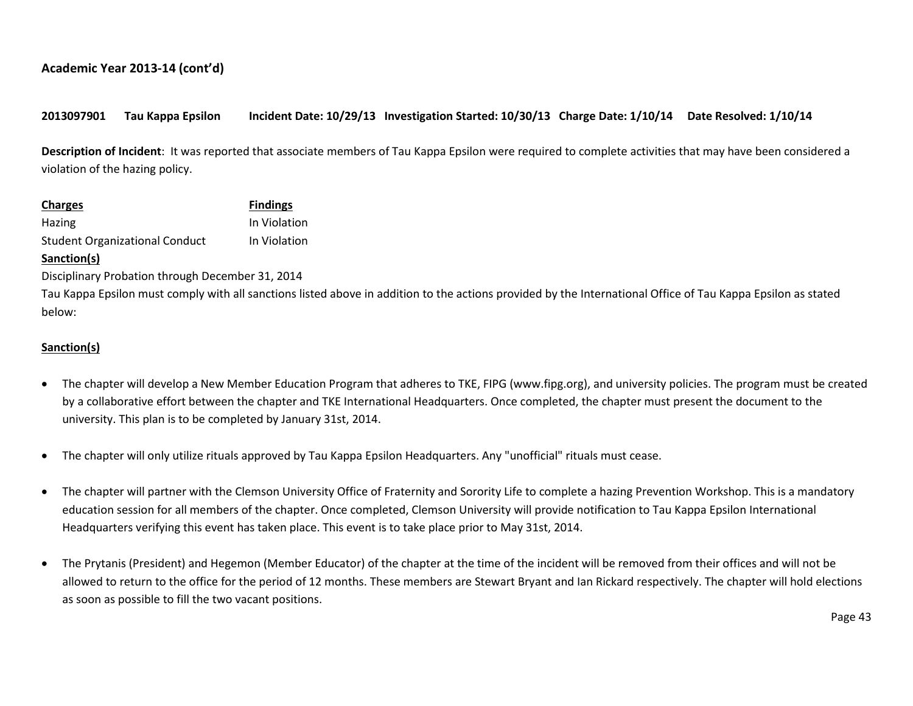**Academic Year 2013-14 (cont'd)**

**2013097901 Tau Kappa Epsilon Incident Date: 10/29/13 Investigation Started: 10/30/13 Charge Date: 1/10/14 Date Resolved: 1/10/14**

**Description of Incident**: It was reported that associate members of Tau Kappa Epsilon were required to complete activities that may have been considered a violation of the hazing policy.

| Charges | Findings |
|---|---|
| Hazing | In Violation |
| Student Organizational Conduct | In Violation |

**Sanction(s)**

Disciplinary Probation through December 31, 2014

Tau Kappa Epsilon must comply with all sanctions listed above in addition to the actions provided by the International Office of Tau Kappa Epsilon as stated below:

**Sanction(s)**

- The chapter will develop a New Member Education Program that adheres to TKE, FIPG (www.fipg.org), and university policies. The program must be created by a collaborative effort between the chapter and TKE International Headquarters. Once completed, the chapter must present the document to the university. This plan is to be completed by January 31st, 2014.

- The chapter will only utilize rituals approved by Tau Kappa Epsilon Headquarters. Any "unofficial" rituals must cease.

- The chapter will partner with the Clemson University Office of Fraternity and Sorority Life to complete a hazing Prevention Workshop. This is a mandatory education session for all members of the chapter. Once completed, Clemson University will provide notification to Tau Kappa Epsilon International Headquarters verifying this event has taken place. This event is to take place prior to May 31st, 2014.

- The Prytanis (President) and Hegemon (Member Educator) of the chapter at the time of the incident will be removed from their offices and will not be allowed to return to the office for the period of 12 months. These members are Stewart Bryant and Ian Rickard respectively. The chapter will hold elections as soon as possible to fill the two vacant positions.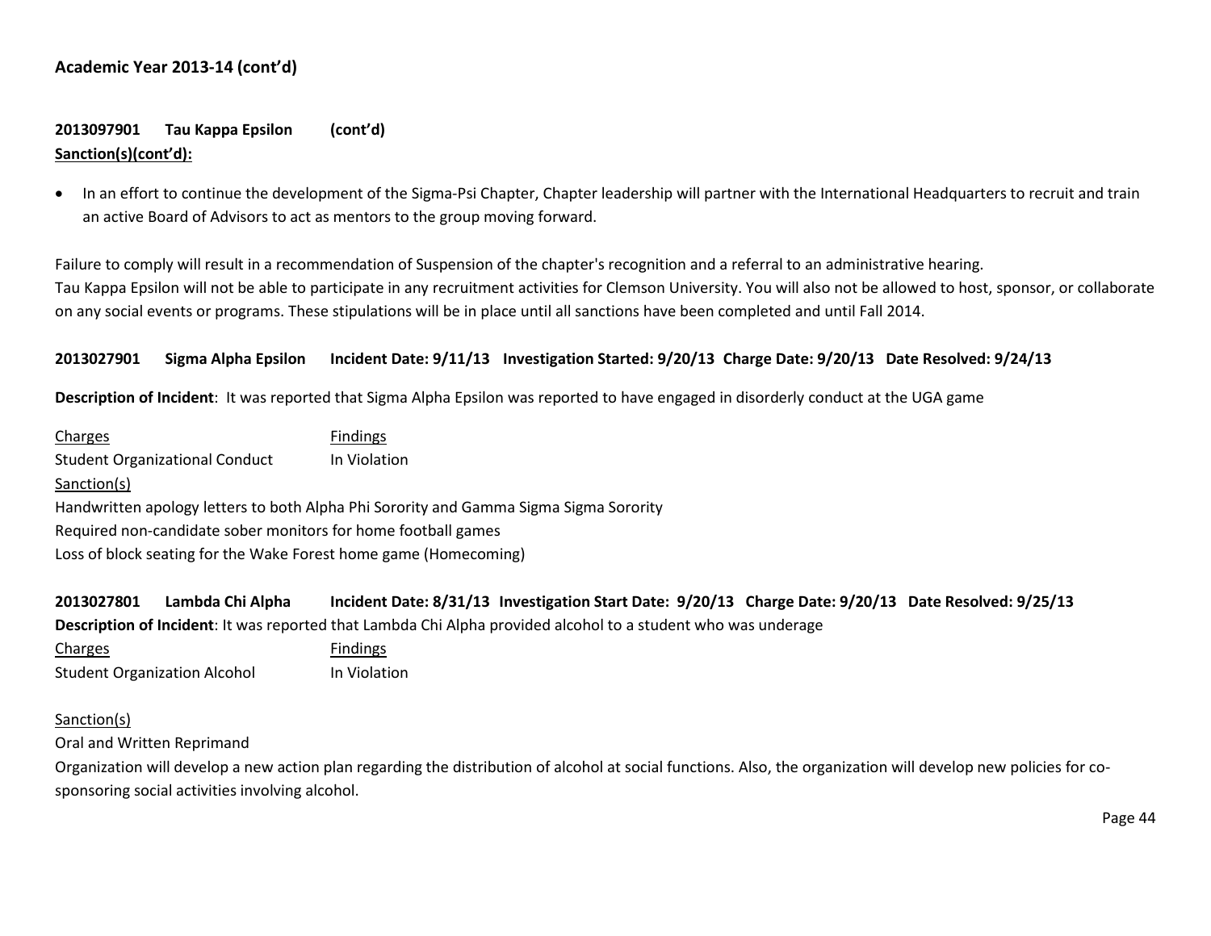**Academic Year 2013-14 (cont'd)**

**2013097901 Tau Kappa Epsilon (cont'd)**

**Sanction(s)(cont'd):**

- In an effort to continue the development of the Sigma-Psi Chapter, Chapter leadership will partner with the International Headquarters to recruit and train an active Board of Advisors to act as mentors to the group moving forward.

Failure to comply will result in a recommendation of Suspension of the chapter's recognition and a referral to an administrative hearing.
Tau Kappa Epsilon will not be able to participate in any recruitment activities for Clemson University. You will also not be allowed to host, sponsor, or collaborate on any social events or programs. These stipulations will be in place until all sanctions have been completed and until Fall 2014.

**2013027901 Sigma Alpha Epsilon Incident Date: 9/11/13 Investigation Started: 9/20/13 Charge Date: 9/20/13 Date Resolved: 9/24/13**

**Description of Incident**: It was reported that Sigma Alpha Epsilon was reported to have engaged in disorderly conduct at the UGA game

| Charges | Findings |
|---|---|
| Student Organizational Conduct | In Violation |

Sanction(s)

Handwritten apology letters to both Alpha Phi Sorority and Gamma Sigma Sigma Sorority
Required non-candidate sober monitors for home football games
Loss of block seating for the Wake Forest home game (Homecoming)

**2013027801 Lambda Chi Alpha Incident Date: 8/31/13 Investigation Start Date: 9/20/13 Charge Date: 9/20/13 Date Resolved: 9/25/13**

**Description of Incident**: It was reported that Lambda Chi Alpha provided alcohol to a student who was underage

| Charges | Findings |
|---|---|
| Student Organization Alcohol | In Violation |

Sanction(s)

Oral and Written Reprimand
Organization will develop a new action plan regarding the distribution of alcohol at social functions. Also, the organization will develop new policies for co-sponsoring social activities involving alcohol.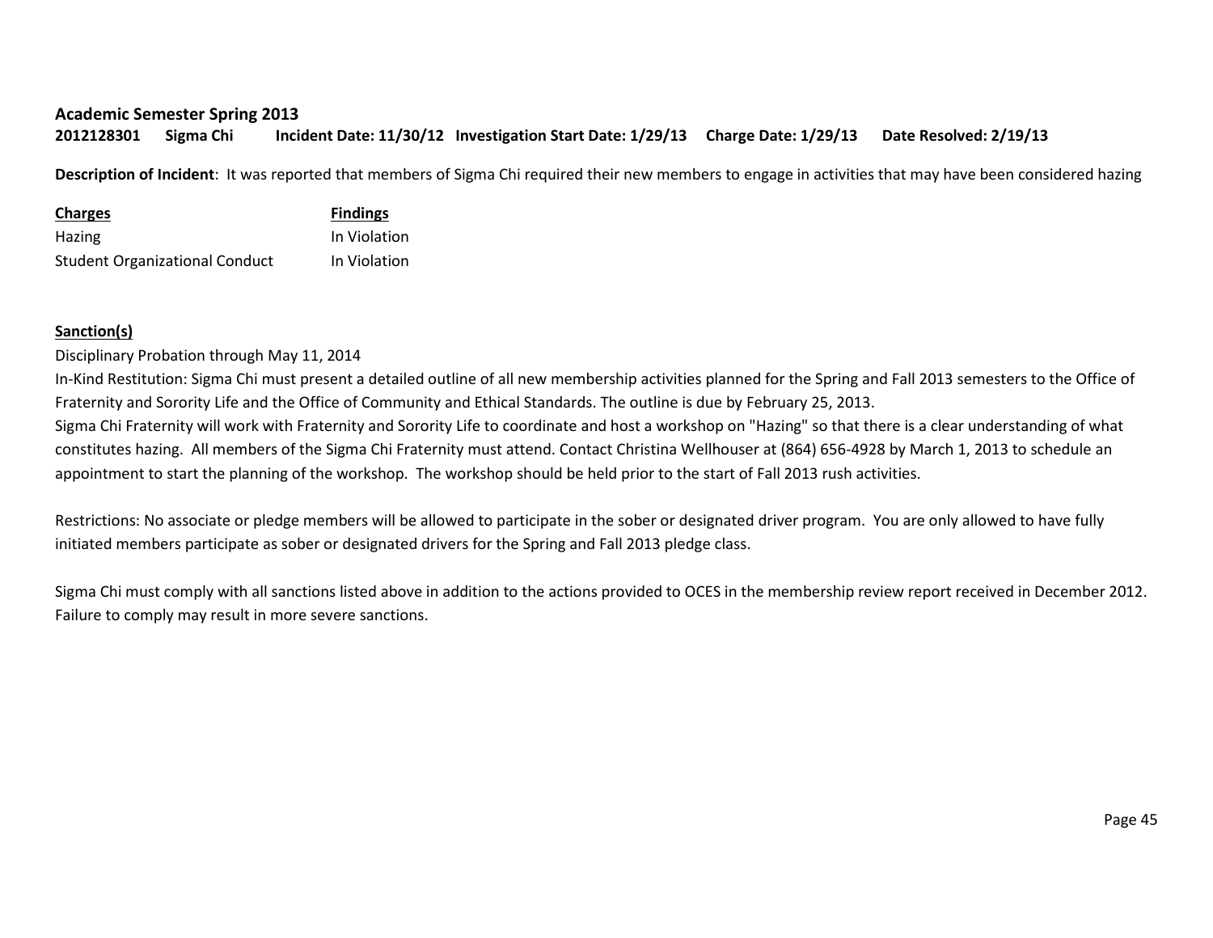**Academic Semester Spring 2013**

**2012128301 Sigma Chi Incident Date: 11/30/12 Investigation Start Date: 1/29/13 Charge Date: 1/29/13 Date Resolved: 2/19/13**

**Description of Incident**: It was reported that members of Sigma Chi required their new members to engage in activities that may have been considered hazing

| Charges | Findings |
|---|---|
| Hazing | In Violation |
| Student Organizational Conduct | In Violation |

**Sanction(s)**

Disciplinary Probation through May 11, 2014

In-Kind Restitution: Sigma Chi must present a detailed outline of all new membership activities planned for the Spring and Fall 2013 semesters to the Office of Fraternity and Sorority Life and the Office of Community and Ethical Standards. The outline is due by February 25, 2013.

Sigma Chi Fraternity will work with Fraternity and Sorority Life to coordinate and host a workshop on "Hazing" so that there is a clear understanding of what constitutes hazing. All members of the Sigma Chi Fraternity must attend. Contact Christina Wellhouser at (864) 656-4928 by March 1, 2013 to schedule an appointment to start the planning of the workshop. The workshop should be held prior to the start of Fall 2013 rush activities.

Restrictions: No associate or pledge members will be allowed to participate in the sober or designated driver program. You are only allowed to have fully initiated members participate as sober or designated drivers for the Spring and Fall 2013 pledge class.

Sigma Chi must comply with all sanctions listed above in addition to the actions provided to OCES in the membership review report received in December 2012. Failure to comply may result in more severe sanctions.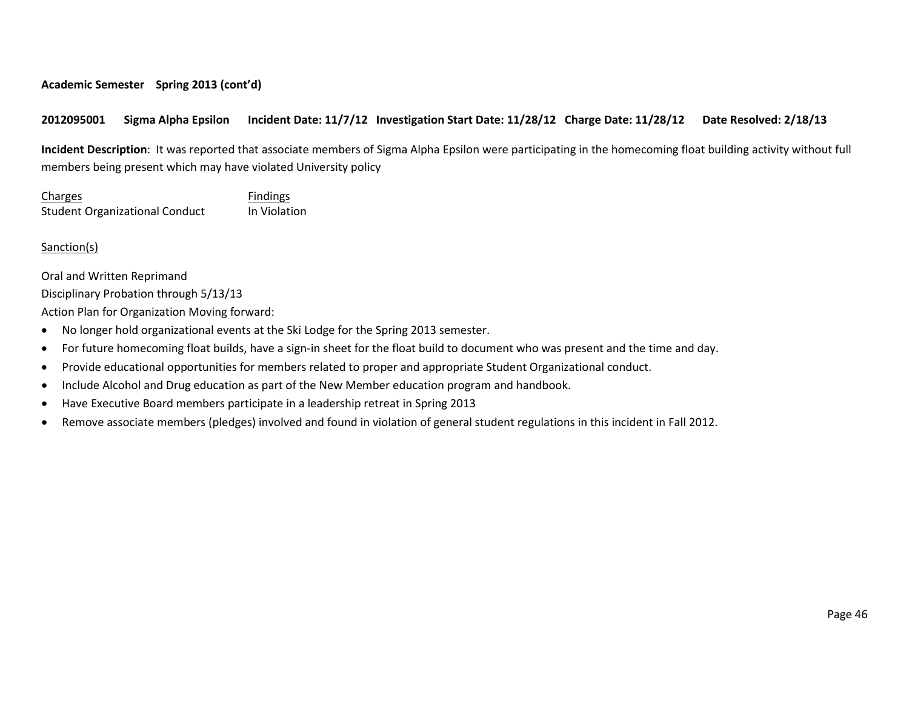**Academic Semester Spring 2013 (cont'd)**

**2012095001 Sigma Alpha Epsilon Incident Date: 11/7/12 Investigation Start Date: 11/28/12 Charge Date: 11/28/12 Date Resolved: 2/18/13**

**Incident Description**: It was reported that associate members of Sigma Alpha Epsilon were participating in the homecoming float building activity without full members being present which may have violated University policy

| Charges | Findings |
| --- | --- |
| Student Organizational Conduct | In Violation |

Sanction(s)

Oral and Written Reprimand

Disciplinary Probation through 5/13/13

Action Plan for Organization Moving forward:

- No longer hold organizational events at the Ski Lodge for the Spring 2013 semester.
- For future homecoming float builds, have a sign-in sheet for the float build to document who was present and the time and day.
- Provide educational opportunities for members related to proper and appropriate Student Organizational conduct.
- Include Alcohol and Drug education as part of the New Member education program and handbook.
- Have Executive Board members participate in a leadership retreat in Spring 2013
- Remove associate members (pledges) involved and found in violation of general student regulations in this incident in Fall 2012.